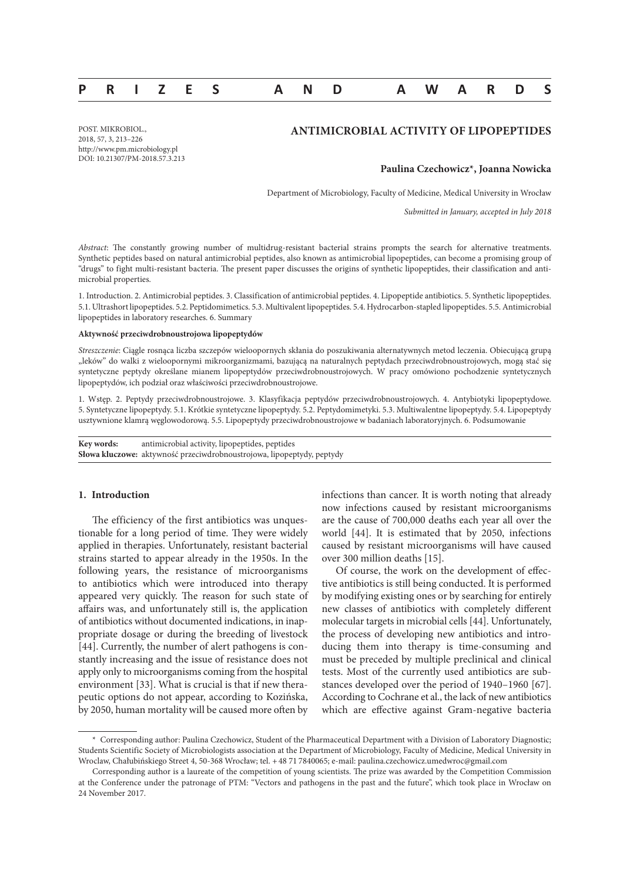# PRIZES AND AWARDS

POST. MIKROBIOL.,
2018, 57, 3, 213–226
http://www.pm.microbiology.pl
DOI: 10.21307/PM-2018.57.3.213

## ANTIMICROBIAL ACTIVITY OF LIPOPEPTIDES

**Paulina Czechowicz*, Joanna Nowicka**

Department of Microbiology, Faculty of Medicine, Medical University in Wrocław

*Submitted in January, accepted in July 2018*

*Abstract*: The constantly growing number of multidrug-resistant bacterial strains prompts the search for alternative treatments. Synthetic peptides based on natural antimicrobial peptides, also known as antimicrobial lipopeptides, can become a promising group of "drugs" to fight multi-resistant bacteria. The present paper discusses the origins of synthetic lipopeptides, their classification and antimicrobial properties.

1. Introduction. 2. Antimicrobial peptides. 3. Classification of antimicrobial peptides. 4. Lipopeptide antibiotics. 5. Synthetic lipopeptides. 5.1. Ultrashort lipopeptides. 5.2. Peptidomimetics. 5.3. Multivalent lipopeptides. 5.4. Hydrocarbon-stapled lipopeptides. 5.5. Antimicrobial lipopeptides in laboratory researches. 6. Summary

**Aktywność przeciwdrobnoustrojowa lipopeptydów**

*Streszczenie*: Ciągle rosnąca liczba szczepów wieloopornych skłania do poszukiwania alternatywnych metod leczenia. Obiecującą grupą „leków" do walki z wieloopornymi mikroorganizmami, bazującą na naturalnych peptydach przeciwdrobnoustrojowych, mogą stać się syntetyczne peptydy określane mianem lipopeptydów przeciwdrobnoustrojowych. W pracy omówiono pochodzenie syntetycznych lipopeptydów, ich podział oraz właściwości przeciwdrobnoustrojowe.

1. Wstęp. 2. Peptydy przeciwdrobnoustrojowe. 3. Klasyfikacja peptydów przeciwdrobnoustrojowych. 4. Antybiotyki lipopeptydowe. 5. Syntetyczne lipopeptydy. 5.1. Krótkie syntetyczne lipopeptydy. 5.2. Peptydomimetyki. 5.3. Multiwalentne lipopeptydy. 5.4. Lipopeptydy usztywnione klamrą węglowodorową. 5.5. Lipopeptydy przeciwdrobnoustrojowe w badaniach laboratoryjnych. 6. Podsumowanie

**Key words:** antimicrobial activity, lipopeptides, peptides
**Słowa kluczowe:** aktywność przeciwdrobnoustrojowa, lipopeptydy, peptydy

### 1. Introduction

The efficiency of the first antibiotics was unquestionable for a long period of time. They were widely applied in therapies. Unfortunately, resistant bacterial strains started to appear already in the 1950s. In the following years, the resistance of microorganisms to antibiotics which were introduced into therapy appeared very quickly. The reason for such state of affairs was, and unfortunately still is, the application of antibiotics without documented indications, in inappropriate dosage or during the breeding of livestock [44]. Currently, the number of alert pathogens is constantly increasing and the issue of resistance does not apply only to microorganisms coming from the hospital environment [33]. What is crucial is that if new therapeutic options do not appear, according to Kozińska, by 2050, human mortality will be caused more often by infections than cancer. It is worth noting that already now infections caused by resistant microorganisms are the cause of 700,000 deaths each year all over the world [44]. It is estimated that by 2050, infections caused by resistant microorganisms will have caused over 300 million deaths [15].

Of course, the work on the development of effective antibiotics is still being conducted. It is performed by modifying existing ones or by searching for entirely new classes of antibiotics with completely different molecular targets in microbial cells [44]. Unfortunately, the process of developing new antibiotics and introducing them into therapy is time-consuming and must be preceded by multiple preclinical and clinical tests. Most of the currently used antibiotics are substances developed over the period of 1940–1960 [67]. According to Cochrane et al., the lack of new antibiotics which are effective against Gram-negative bacteria

\* Corresponding author: Paulina Czechowicz, Student of the Pharmaceutical Department with a Division of Laboratory Diagnostic; Students Scientific Society of Microbiologists association at the Department of Microbiology, Faculty of Medicine, Medical University in Wroclaw, Chałubińskiego Street 4, 50-368 Wrocław; tel. + 48 71 7840065; e-mail: paulina.czechowicz.umedwroc@gmail.com

Corresponding author is a laureate of the competition of young scientists. The prize was awarded by the Competition Commission at the Conference under the patronage of PTM: "Vectors and pathogens in the past and the future", which took place in Wrocław on 24 November 2017.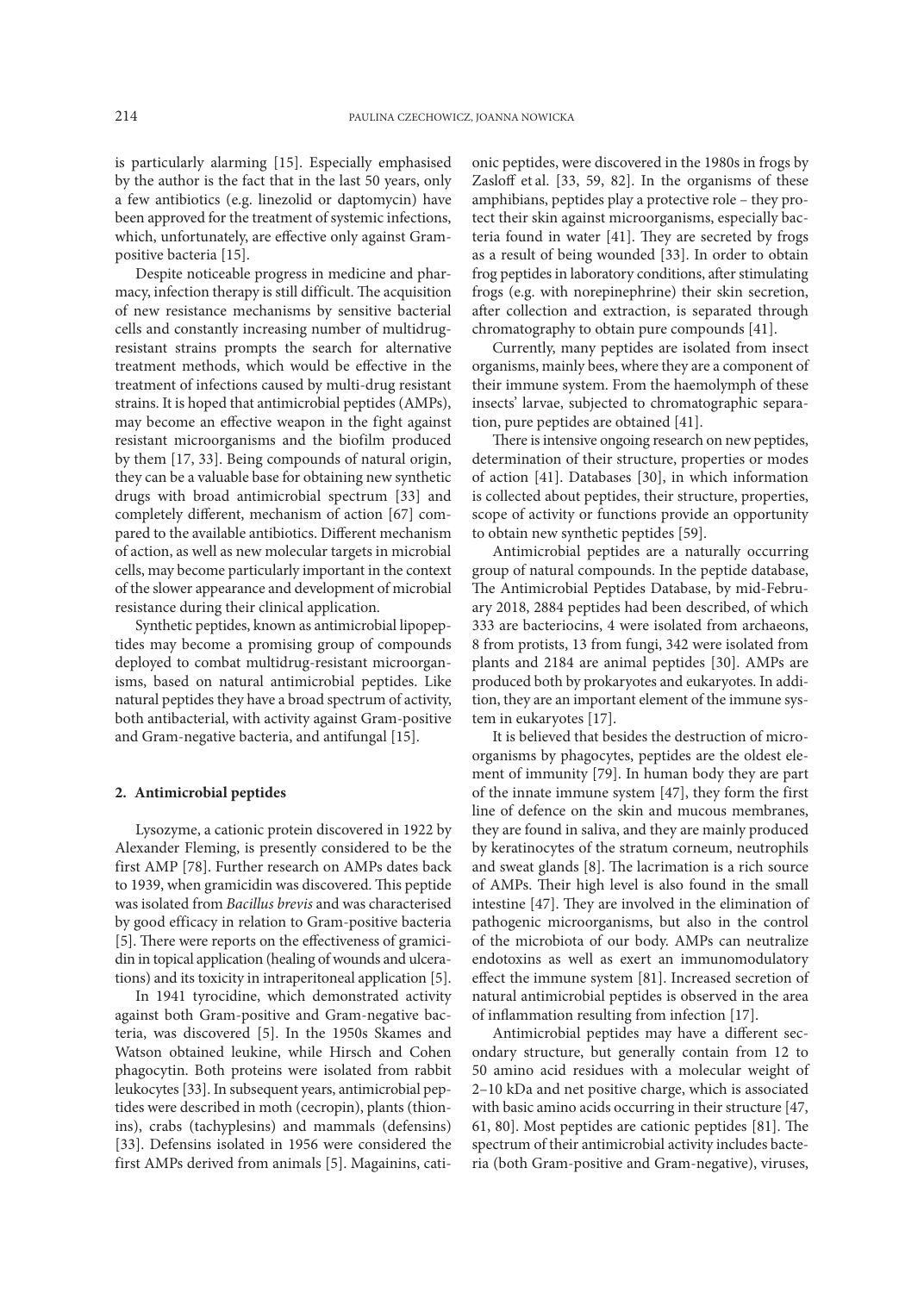is particularly alarming [15]. Especially emphasised by the author is the fact that in the last 50 years, only a few antibiotics (e.g. linezolid or daptomycin) have been approved for the treatment of systemic infections, which, unfortunately, are effective only against Gram-positive bacteria [15].

Despite noticeable progress in medicine and pharmacy, infection therapy is still difficult. The acquisition of new resistance mechanisms by sensitive bacterial cells and constantly increasing number of multidrug-resistant strains prompts the search for alternative treatment methods, which would be effective in the treatment of infections caused by multi-drug resistant strains. It is hoped that antimicrobial peptides (AMPs), may become an effective weapon in the fight against resistant microorganisms and the biofilm produced by them [17, 33]. Being compounds of natural origin, they can be a valuable base for obtaining new synthetic drugs with broad antimicrobial spectrum [33] and completely different, mechanism of action [67] compared to the available antibiotics. Different mechanism of action, as well as new molecular targets in microbial cells, may become particularly important in the context of the slower appearance and development of microbial resistance during their clinical application.

Synthetic peptides, known as antimicrobial lipopeptides may become a promising group of compounds deployed to combat multidrug-resistant microorganisms, based on natural antimicrobial peptides. Like natural peptides they have a broad spectrum of activity, both antibacterial, with activity against Gram-positive and Gram-negative bacteria, and antifungal [15].

## 2. Antimicrobial peptides

Lysozyme, a cationic protein discovered in 1922 by Alexander Fleming, is presently considered to be the first AMP [78]. Further research on AMPs dates back to 1939, when gramicidin was discovered. This peptide was isolated from *Bacillus brevis* and was characterised by good efficacy in relation to Gram-positive bacteria [5]. There were reports on the effectiveness of gramicidin in topical application (healing of wounds and ulcerations) and its toxicity in intraperitoneal application [5].

In 1941 tyrocidine, which demonstrated activity against both Gram-positive and Gram-negative bacteria, was discovered [5]. In the 1950s Skames and Watson obtained leukine, while Hirsch and Cohen phagocytin. Both proteins were isolated from rabbit leukocytes [33]. In subsequent years, antimicrobial peptides were described in moth (cecropin), plants (thionins), crabs (tachyplesins) and mammals (defensins) [33]. Defensins isolated in 1956 were considered the first AMPs derived from animals [5]. Magainins, cationic peptides, were discovered in the 1980s in frogs by Zasloff et al. [33, 59, 82]. In the organisms of these amphibians, peptides play a protective role – they protect their skin against microorganisms, especially bacteria found in water [41]. They are secreted by frogs as a result of being wounded [33]. In order to obtain frog peptides in laboratory conditions, after stimulating frogs (e.g. with norepinephrine) their skin secretion, after collection and extraction, is separated through chromatography to obtain pure compounds [41].

Currently, many peptides are isolated from insect organisms, mainly bees, where they are a component of their immune system. From the haemolymph of these insects' larvae, subjected to chromatographic separation, pure peptides are obtained [41].

There is intensive ongoing research on new peptides, determination of their structure, properties or modes of action [41]. Databases [30], in which information is collected about peptides, their structure, properties, scope of activity or functions provide an opportunity to obtain new synthetic peptides [59].

Antimicrobial peptides are a naturally occurring group of natural compounds. In the peptide database, The Antimicrobial Peptides Database, by mid-February 2018, 2884 peptides had been described, of which 333 are bacteriocins, 4 were isolated from archaeons, 8 from protists, 13 from fungi, 342 were isolated from plants and 2184 are animal peptides [30]. AMPs are produced both by prokaryotes and eukaryotes. In addition, they are an important element of the immune system in eukaryotes [17].

It is believed that besides the destruction of microorganisms by phagocytes, peptides are the oldest element of immunity [79]. In human body they are part of the innate immune system [47], they form the first line of defence on the skin and mucous membranes, they are found in saliva, and they are mainly produced by keratinocytes of the stratum corneum, neutrophils and sweat glands [8]. The lacrimation is a rich source of AMPs. Their high level is also found in the small intestine [47]. They are involved in the elimination of pathogenic microorganisms, but also in the control of the microbiota of our body. AMPs can neutralize endotoxins as well as exert an immunomodulatory effect the immune system [81]. Increased secretion of natural antimicrobial peptides is observed in the area of inflammation resulting from infection [17].

Antimicrobial peptides may have a different secondary structure, but generally contain from 12 to 50 amino acid residues with a molecular weight of 2–10 kDa and net positive charge, which is associated with basic amino acids occurring in their structure [47, 61, 80]. Most peptides are cationic peptides [81]. The spectrum of their antimicrobial activity includes bacteria (both Gram-positive and Gram-negative), viruses,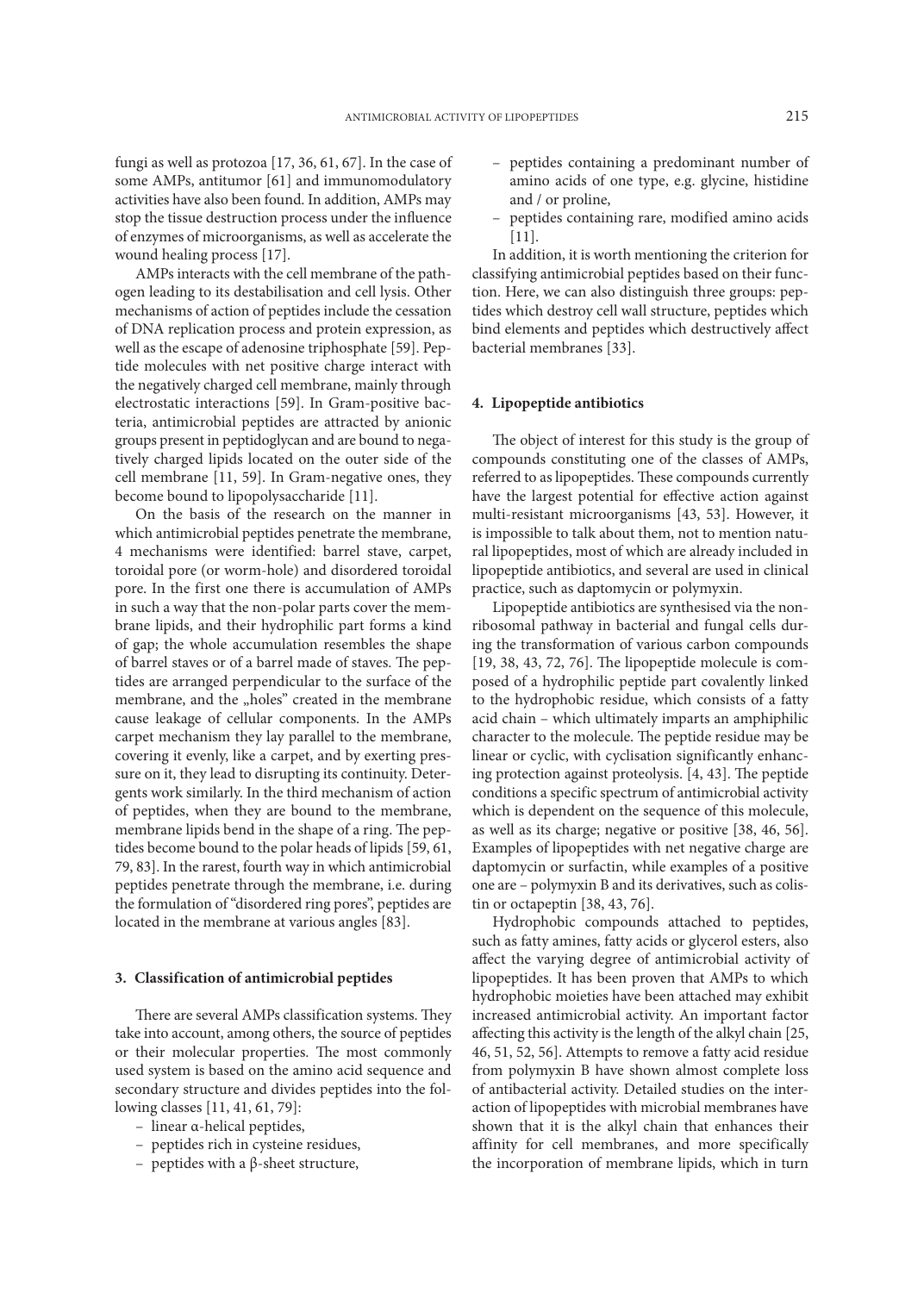fungi as well as protozoa [17, 36, 61, 67]. In the case of some AMPs, antitumor [61] and immunomodulatory activities have also been found. In addition, AMPs may stop the tissue destruction process under the influence of enzymes of microorganisms, as well as accelerate the wound healing process [17].

AMPs interacts with the cell membrane of the pathogen leading to its destabilisation and cell lysis. Other mechanisms of action of peptides include the cessation of DNA replication process and protein expression, as well as the escape of adenosine triphosphate [59]. Peptide molecules with net positive charge interact with the negatively charged cell membrane, mainly through electrostatic interactions [59]. In Gram-positive bacteria, antimicrobial peptides are attracted by anionic groups present in peptidoglycan and are bound to negatively charged lipids located on the outer side of the cell membrane [11, 59]. In Gram-negative ones, they become bound to lipopolysaccharide [11].

On the basis of the research on the manner in which antimicrobial peptides penetrate the membrane, 4 mechanisms were identified: barrel stave, carpet, toroidal pore (or worm-hole) and disordered toroidal pore. In the first one there is accumulation of AMPs in such a way that the non-polar parts cover the membrane lipids, and their hydrophilic part forms a kind of gap; the whole accumulation resembles the shape of barrel staves or of a barrel made of staves. The peptides are arranged perpendicular to the surface of the membrane, and the „holes" created in the membrane cause leakage of cellular components. In the AMPs carpet mechanism they lay parallel to the membrane, covering it evenly, like a carpet, and by exerting pressure on it, they lead to disrupting its continuity. Detergents work similarly. In the third mechanism of action of peptides, when they are bound to the membrane, membrane lipids bend in the shape of a ring. The peptides become bound to the polar heads of lipids [59, 61, 79, 83]. In the rarest, fourth way in which antimicrobial peptides penetrate through the membrane, i.e. during the formulation of "disordered ring pores", peptides are located in the membrane at various angles [83].

## 3. Classification of antimicrobial peptides

There are several AMPs classification systems. They take into account, among others, the source of peptides or their molecular properties. The most commonly used system is based on the amino acid sequence and secondary structure and divides peptides into the following classes [11, 41, 61, 79]:

- linear α-helical peptides,
- peptides rich in cysteine residues,
- peptides with a β-sheet structure,
- peptides containing a predominant number of amino acids of one type, e.g. glycine, histidine and / or proline,
- peptides containing rare, modified amino acids [11].

In addition, it is worth mentioning the criterion for classifying antimicrobial peptides based on their function. Here, we can also distinguish three groups: peptides which destroy cell wall structure, peptides which bind elements and peptides which destructively affect bacterial membranes [33].

## 4. Lipopeptide antibiotics

The object of interest for this study is the group of compounds constituting one of the classes of AMPs, referred to as lipopeptides. These compounds currently have the largest potential for effective action against multi-resistant microorganisms [43, 53]. However, it is impossible to talk about them, not to mention natural lipopeptides, most of which are already included in lipopeptide antibiotics, and several are used in clinical practice, such as daptomycin or polymyxin.

Lipopeptide antibiotics are synthesised via the non-ribosomal pathway in bacterial and fungal cells during the transformation of various carbon compounds [19, 38, 43, 72, 76]. The lipopeptide molecule is composed of a hydrophilic peptide part covalently linked to the hydrophobic residue, which consists of a fatty acid chain – which ultimately imparts an amphiphilic character to the molecule. The peptide residue may be linear or cyclic, with cyclisation significantly enhancing protection against proteolysis. [4, 43]. The peptide conditions a specific spectrum of antimicrobial activity which is dependent on the sequence of this molecule, as well as its charge; negative or positive [38, 46, 56]. Examples of lipopeptides with net negative charge are daptomycin or surfactin, while examples of a positive one are – polymyxin B and its derivatives, such as colistin or octapeptin [38, 43, 76].

Hydrophobic compounds attached to peptides, such as fatty amines, fatty acids or glycerol esters, also affect the varying degree of antimicrobial activity of lipopeptides. It has been proven that AMPs to which hydrophobic moieties have been attached may exhibit increased antimicrobial activity. An important factor affecting this activity is the length of the alkyl chain [25, 46, 51, 52, 56]. Attempts to remove a fatty acid residue from polymyxin B have shown almost complete loss of antibacterial activity. Detailed studies on the interaction of lipopeptides with microbial membranes have shown that it is the alkyl chain that enhances their affinity for cell membranes, and more specifically the incorporation of membrane lipids, which in turn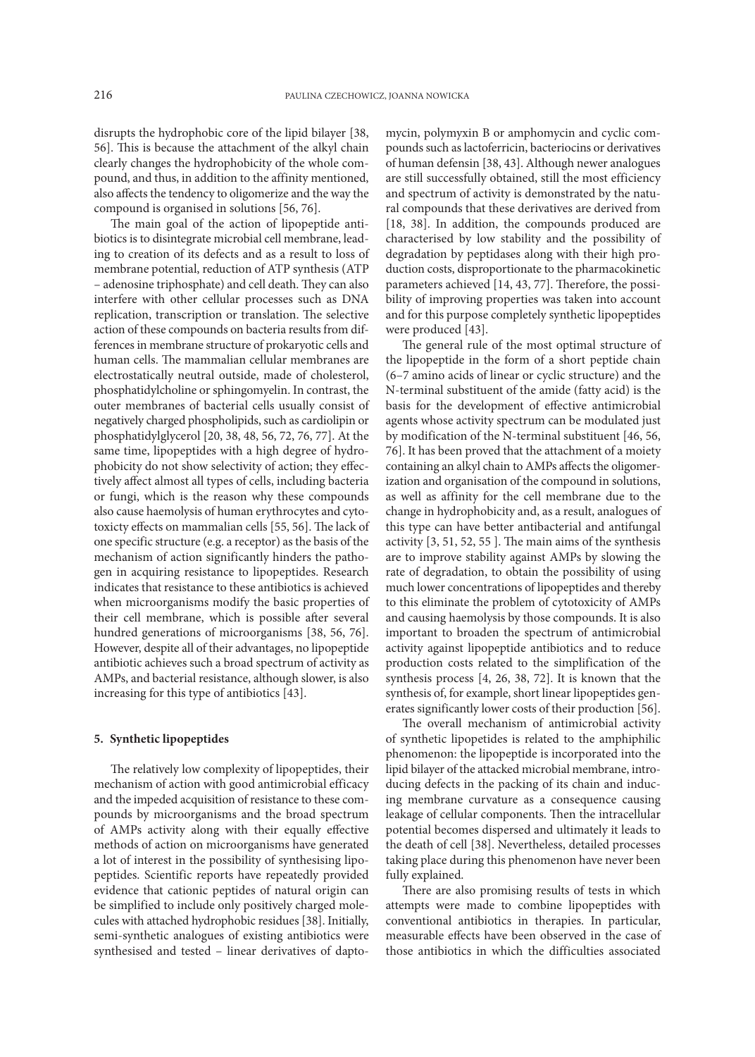disrupts the hydrophobic core of the lipid bilayer [38, 56]. This is because the attachment of the alkyl chain clearly changes the hydrophobicity of the whole compound, and thus, in addition to the affinity mentioned, also affects the tendency to oligomerize and the way the compound is organised in solutions [56, 76].

The main goal of the action of lipopeptide antibiotics is to disintegrate microbial cell membrane, leading to creation of its defects and as a result to loss of membrane potential, reduction of ATP synthesis (ATP – adenosine triphosphate) and cell death. They can also interfere with other cellular processes such as DNA replication, transcription or translation. The selective action of these compounds on bacteria results from differences in membrane structure of prokaryotic cells and human cells. The mammalian cellular membranes are electrostatically neutral outside, made of cholesterol, phosphatidylcholine or sphingomyelin. In contrast, the outer membranes of bacterial cells usually consist of negatively charged phospholipids, such as cardiolipin or phosphatidylglycerol [20, 38, 48, 56, 72, 76, 77]. At the same time, lipopeptides with a high degree of hydrophobicity do not show selectivity of action; they effectively affect almost all types of cells, including bacteria or fungi, which is the reason why these compounds also cause haemolysis of human erythrocytes and cytotoxicty effects on mammalian cells [55, 56]. The lack of one specific structure (e.g. a receptor) as the basis of the mechanism of action significantly hinders the pathogen in acquiring resistance to lipopeptides. Research indicates that resistance to these antibiotics is achieved when microorganisms modify the basic properties of their cell membrane, which is possible after several hundred generations of microorganisms [38, 56, 76]. However, despite all of their advantages, no lipopeptide antibiotic achieves such a broad spectrum of activity as AMPs, and bacterial resistance, although slower, is also increasing for this type of antibiotics [43].

## 5. Synthetic lipopeptides

The relatively low complexity of lipopeptides, their mechanism of action with good antimicrobial efficacy and the impeded acquisition of resistance to these compounds by microorganisms and the broad spectrum of AMPs activity along with their equally effective methods of action on microorganisms have generated a lot of interest in the possibility of synthesising lipopeptides. Scientific reports have repeatedly provided evidence that cationic peptides of natural origin can be simplified to include only positively charged molecules with attached hydrophobic residues [38]. Initially, semi-synthetic analogues of existing antibiotics were synthesised and tested – linear derivatives of daptomycin, polymyxin B or amphomycin and cyclic compounds such as lactoferricin, bacteriocins or derivatives of human defensin [38, 43]. Although newer analogues are still successfully obtained, still the most efficiency and spectrum of activity is demonstrated by the natural compounds that these derivatives are derived from [18, 38]. In addition, the compounds produced are characterised by low stability and the possibility of degradation by peptidases along with their high production costs, disproportionate to the pharmacokinetic parameters achieved [14, 43, 77]. Therefore, the possibility of improving properties was taken into account and for this purpose completely synthetic lipopeptides were produced [43].

The general rule of the most optimal structure of the lipopeptide in the form of a short peptide chain (6–7 amino acids of linear or cyclic structure) and the N-terminal substituent of the amide (fatty acid) is the basis for the development of effective antimicrobial agents whose activity spectrum can be modulated just by modification of the N-terminal substituent [46, 56, 76]. It has been proved that the attachment of a moiety containing an alkyl chain to AMPs affects the oligomerization and organisation of the compound in solutions, as well as affinity for the cell membrane due to the change in hydrophobicity and, as a result, analogues of this type can have better antibacterial and antifungal activity [3, 51, 52, 55 ]. The main aims of the synthesis are to improve stability against AMPs by slowing the rate of degradation, to obtain the possibility of using much lower concentrations of lipopeptides and thereby to this eliminate the problem of cytotoxicity of AMPs and causing haemolysis by those compounds. It is also important to broaden the spectrum of antimicrobial activity against lipopeptide antibiotics and to reduce production costs related to the simplification of the synthesis process [4, 26, 38, 72]. It is known that the synthesis of, for example, short linear lipopeptides generates significantly lower costs of their production [56].

The overall mechanism of antimicrobial activity of synthetic lipopetides is related to the amphiphilic phenomenon: the lipopeptide is incorporated into the lipid bilayer of the attacked microbial membrane, introducing defects in the packing of its chain and inducing membrane curvature as a consequence causing leakage of cellular components. Then the intracellular potential becomes dispersed and ultimately it leads to the death of cell [38]. Nevertheless, detailed processes taking place during this phenomenon have never been fully explained.

There are also promising results of tests in which attempts were made to combine lipopeptides with conventional antibiotics in therapies. In particular, measurable effects have been observed in the case of those antibiotics in which the difficulties associated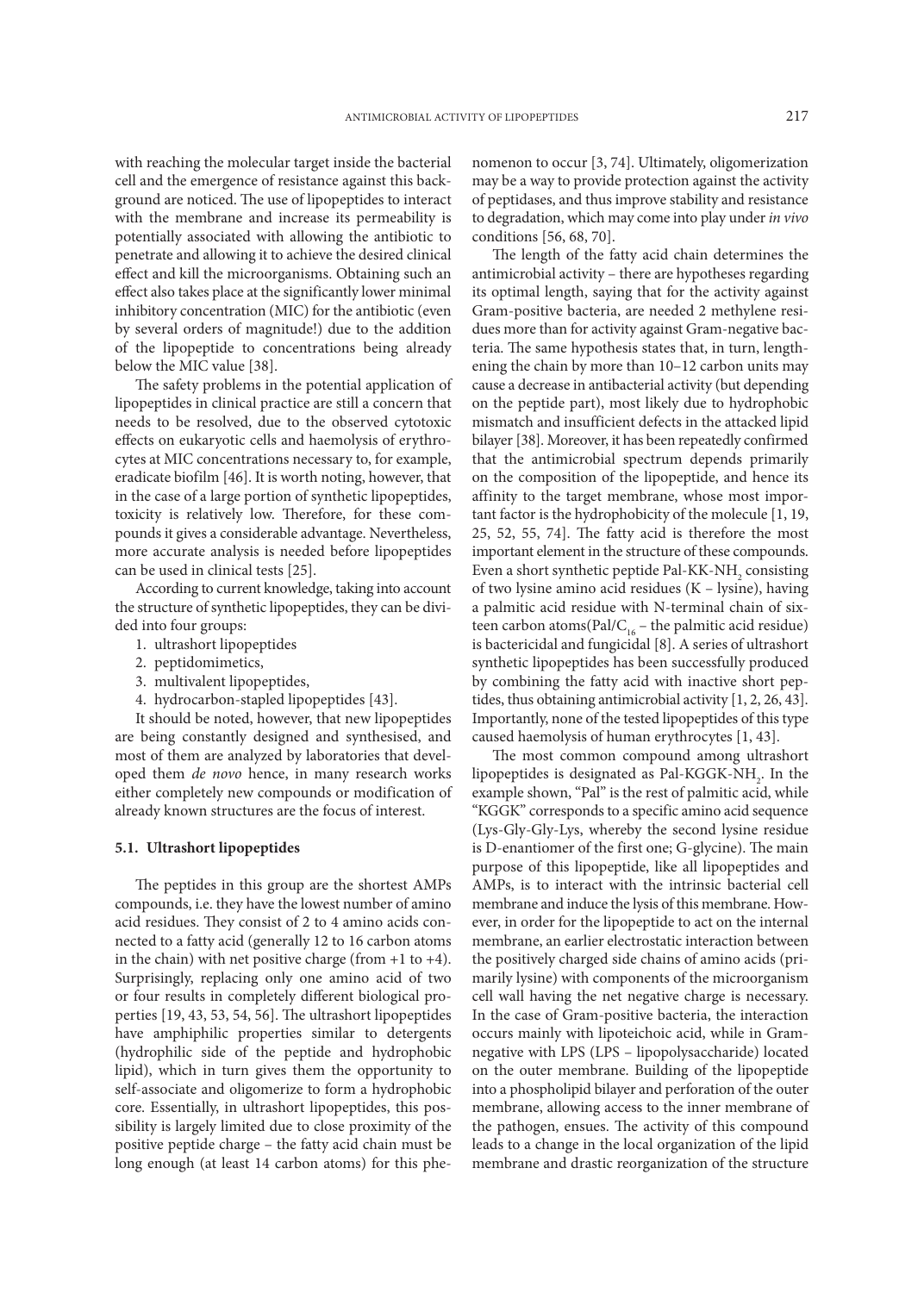with reaching the molecular target inside the bacterial cell and the emergence of resistance against this background are noticed. The use of lipopeptides to interact with the membrane and increase its permeability is potentially associated with allowing the antibiotic to penetrate and allowing it to achieve the desired clinical effect and kill the microorganisms. Obtaining such an effect also takes place at the significantly lower minimal inhibitory concentration (MIC) for the antibiotic (even by several orders of magnitude!) due to the addition of the lipopeptide to concentrations being already below the MIC value [38].

The safety problems in the potential application of lipopeptides in clinical practice are still a concern that needs to be resolved, due to the observed cytotoxic effects on eukaryotic cells and haemolysis of erythrocytes at MIC concentrations necessary to, for example, eradicate biofilm [46]. It is worth noting, however, that in the case of a large portion of synthetic lipopeptides, toxicity is relatively low. Therefore, for these compounds it gives a considerable advantage. Nevertheless, more accurate analysis is needed before lipopeptides can be used in clinical tests [25].

According to current knowledge, taking into account the structure of synthetic lipopeptides, they can be divided into four groups:

1. ultrashort lipopeptides
2. peptidomimetics,
3. multivalent lipopeptides,
4. hydrocarbon-stapled lipopeptides [43].

It should be noted, however, that new lipopeptides are being constantly designed and synthesised, and most of them are analyzed by laboratories that developed them *de novo* hence, in many research works either completely new compounds or modification of already known structures are the focus of interest.

### 5.1. Ultrashort lipopeptides

The peptides in this group are the shortest AMPs compounds, i.e. they have the lowest number of amino acid residues. They consist of 2 to 4 amino acids connected to a fatty acid (generally 12 to 16 carbon atoms in the chain) with net positive charge (from +1 to +4). Surprisingly, replacing only one amino acid of two or four results in completely different biological properties [19, 43, 53, 54, 56]. The ultrashort lipopeptides have amphiphilic properties similar to detergents (hydrophilic side of the peptide and hydrophobic lipid), which in turn gives them the opportunity to self-associate and oligomerize to form a hydrophobic core. Essentially, in ultrashort lipopeptides, this possibility is largely limited due to close proximity of the positive peptide charge – the fatty acid chain must be long enough (at least 14 carbon atoms) for this phenomenon to occur [3, 74]. Ultimately, oligomerization may be a way to provide protection against the activity of peptidases, and thus improve stability and resistance to degradation, which may come into play under *in vivo* conditions [56, 68, 70].

The length of the fatty acid chain determines the antimicrobial activity – there are hypotheses regarding its optimal length, saying that for the activity against Gram-positive bacteria, are needed 2 methylene residues more than for activity against Gram-negative bacteria. The same hypothesis states that, in turn, lengthening the chain by more than 10–12 carbon units may cause a decrease in antibacterial activity (but depending on the peptide part), most likely due to hydrophobic mismatch and insufficient defects in the attacked lipid bilayer [38]. Moreover, it has been repeatedly confirmed that the antimicrobial spectrum depends primarily on the composition of the lipopeptide, and hence its affinity to the target membrane, whose most important factor is the hydrophobicity of the molecule [1, 19, 25, 52, 55, 74]. The fatty acid is therefore the most important element in the structure of these compounds. Even a short synthetic peptide Pal-KK-$NH_2$ consisting of two lysine amino acid residues (K – lysine), having a palmitic acid residue with N-terminal chain of sixteen carbon atoms(Pal/$C_{16}$ – the palmitic acid residue) is bactericidal and fungicidal [8]. A series of ultrashort synthetic lipopeptides has been successfully produced by combining the fatty acid with inactive short peptides, thus obtaining antimicrobial activity [1, 2, 26, 43]. Importantly, none of the tested lipopeptides of this type caused haemolysis of human erythrocytes [1, 43].

The most common compound among ultrashort lipopeptides is designated as Pal-KGGK-$NH_2$. In the example shown, "Pal" is the rest of palmitic acid, while "KGGK" corresponds to a specific amino acid sequence (Lys-Gly-Gly-Lys, whereby the second lysine residue is D-enantiomer of the first one; G-glycine). The main purpose of this lipopeptide, like all lipopeptides and AMPs, is to interact with the intrinsic bacterial cell membrane and induce the lysis of this membrane. However, in order for the lipopeptide to act on the internal membrane, an earlier electrostatic interaction between the positively charged side chains of amino acids (primarily lysine) with components of the microorganism cell wall having the net negative charge is necessary. In the case of Gram-positive bacteria, the interaction occurs mainly with lipoteichoic acid, while in Gram-negative with LPS (LPS – lipopolysaccharide) located on the outer membrane. Building of the lipopeptide into a phospholipid bilayer and perforation of the outer membrane, allowing access to the inner membrane of the pathogen, ensues. The activity of this compound leads to a change in the local organization of the lipid membrane and drastic reorganization of the structure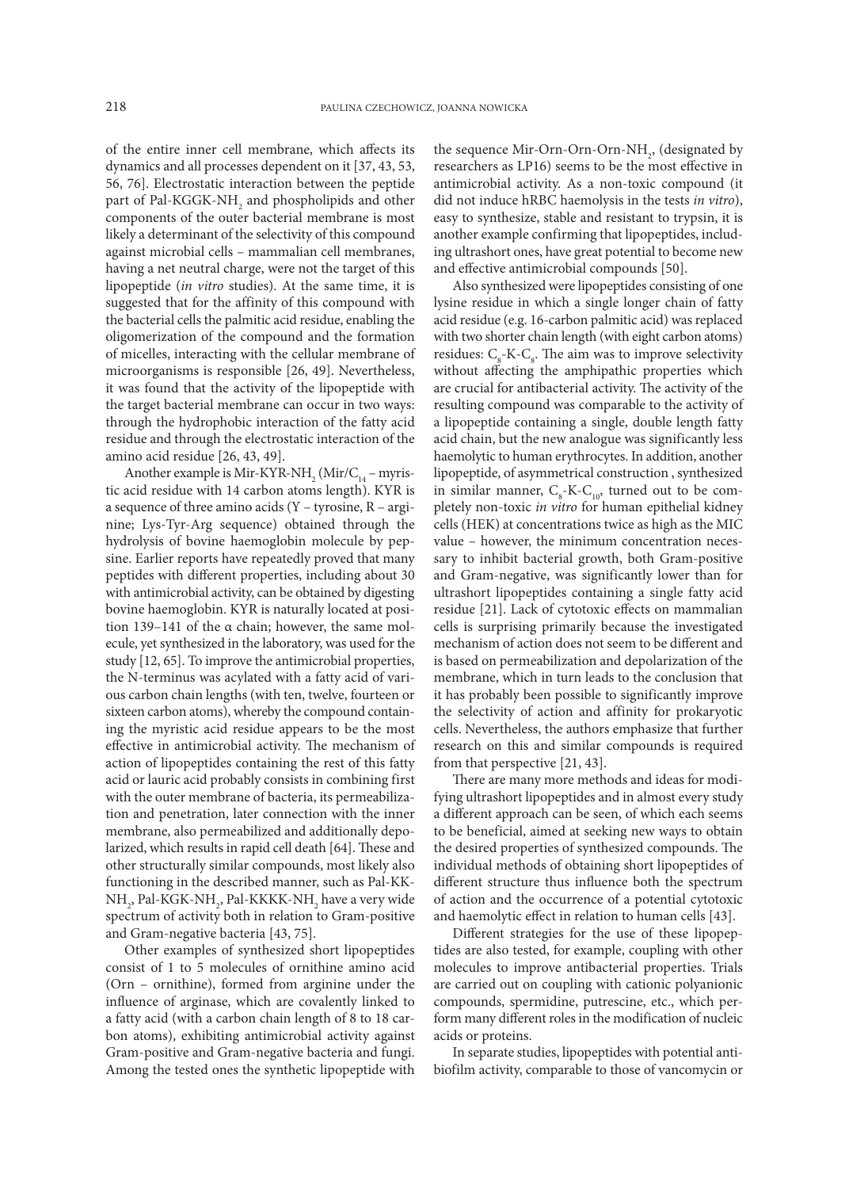of the entire inner cell membrane, which affects its dynamics and all processes dependent on it [37, 43, 53, 56, 76]. Electrostatic interaction between the peptide part of Pal-KGGK-$NH_2$ and phospholipids and other components of the outer bacterial membrane is most likely a determinant of the selectivity of this compound against microbial cells – mammalian cell membranes, having a net neutral charge, were not the target of this lipopeptide (*in vitro* studies). At the same time, it is suggested that for the affinity of this compound with the bacterial cells the palmitic acid residue, enabling the oligomerization of the compound and the formation of micelles, interacting with the cellular membrane of microorganisms is responsible [26, 49]. Nevertheless, it was found that the activity of the lipopeptide with the target bacterial membrane can occur in two ways: through the hydrophobic interaction of the fatty acid residue and through the electrostatic interaction of the amino acid residue [26, 43, 49].

Another example is Mir-KYR-$NH_2$ (Mir/$C_{14}$ – myristic acid residue with 14 carbon atoms length). KYR is a sequence of three amino acids (Y – tyrosine, R – arginine; Lys-Tyr-Arg sequence) obtained through the hydrolysis of bovine haemoglobin molecule by pepsine. Earlier reports have repeatedly proved that many peptides with different properties, including about 30 with antimicrobial activity, can be obtained by digesting bovine haemoglobin. KYR is naturally located at position 139–141 of the α chain; however, the same molecule, yet synthesized in the laboratory, was used for the study [12, 65]. To improve the antimicrobial properties, the N-terminus was acylated with a fatty acid of various carbon chain lengths (with ten, twelve, fourteen or sixteen carbon atoms), whereby the compound containing the myristic acid residue appears to be the most effective in antimicrobial activity. The mechanism of action of lipopeptides containing the rest of this fatty acid or lauric acid probably consists in combining first with the outer membrane of bacteria, its permeabilization and penetration, later connection with the inner membrane, also permeabilized and additionally depolarized, which results in rapid cell death [64]. These and other structurally similar compounds, most likely also functioning in the described manner, such as Pal-KK-$NH_2$, Pal-KGK-$NH_2$, Pal-KKKK-$NH_2$ have a very wide spectrum of activity both in relation to Gram-positive and Gram-negative bacteria [43, 75].

Other examples of synthesized short lipopeptides consist of 1 to 5 molecules of ornithine amino acid (Orn – ornithine), formed from arginine under the influence of arginase, which are covalently linked to a fatty acid (with a carbon chain length of 8 to 18 carbon atoms), exhibiting antimicrobial activity against Gram-positive and Gram-negative bacteria and fungi. Among the tested ones the synthetic lipopeptide with the sequence Mir-Orn-Orn-Orn-$NH_2$, (designated by researchers as LP16) seems to be the most effective in antimicrobial activity. As a non-toxic compound (it did not induce hRBC haemolysis in the tests *in vitro*), easy to synthesize, stable and resistant to trypsin, it is another example confirming that lipopeptides, including ultrashort ones, have great potential to become new and effective antimicrobial compounds [50].

Also synthesized were lipopeptides consisting of one lysine residue in which a single longer chain of fatty acid residue (e.g. 16-carbon palmitic acid) was replaced with two shorter chain length (with eight carbon atoms) residues: $C_8$-K-$C_8$. The aim was to improve selectivity without affecting the amphipathic properties which are crucial for antibacterial activity. The activity of the resulting compound was comparable to the activity of a lipopeptide containing a single, double length fatty acid chain, but the new analogue was significantly less haemolytic to human erythrocytes. In addition, another lipopeptide, of asymmetrical construction , synthesized in similar manner, $C_8$-K-$C_{10}$, turned out to be completely non-toxic *in vitro* for human epithelial kidney cells (HEK) at concentrations twice as high as the MIC value – however, the minimum concentration necessary to inhibit bacterial growth, both Gram-positive and Gram-negative, was significantly lower than for ultrashort lipopeptides containing a single fatty acid residue [21]. Lack of cytotoxic effects on mammalian cells is surprising primarily because the investigated mechanism of action does not seem to be different and is based on permeabilization and depolarization of the membrane, which in turn leads to the conclusion that it has probably been possible to significantly improve the selectivity of action and affinity for prokaryotic cells. Nevertheless, the authors emphasize that further research on this and similar compounds is required from that perspective [21, 43].

There are many more methods and ideas for modifying ultrashort lipopeptides and in almost every study a different approach can be seen, of which each seems to be beneficial, aimed at seeking new ways to obtain the desired properties of synthesized compounds. The individual methods of obtaining short lipopeptides of different structure thus influence both the spectrum of action and the occurrence of a potential cytotoxic and haemolytic effect in relation to human cells [43].

Different strategies for the use of these lipopeptides are also tested, for example, coupling with other molecules to improve antibacterial properties. Trials are carried out on coupling with cationic polyanionic compounds, spermidine, putrescine, etc., which perform many different roles in the modification of nucleic acids or proteins.

In separate studies, lipopeptides with potential antibiofilm activity, comparable to those of vancomycin or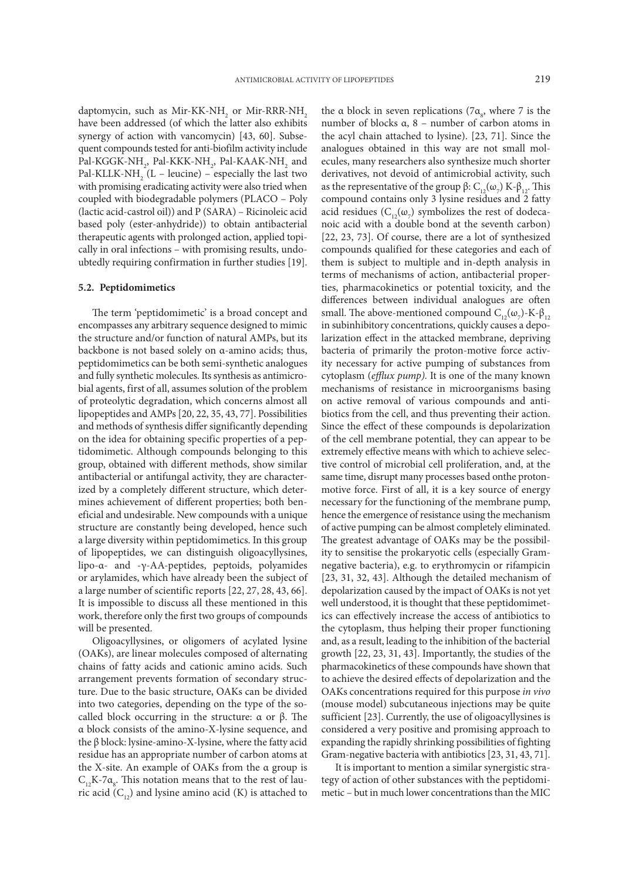daptomycin, such as Mir-KK-$NH_2$ or Mir-RRR-$NH_2$ have been addressed (of which the latter also exhibits synergy of action with vancomycin) [43, 60]. Subsequent compounds tested for anti-biofilm activity include Pal-KGGK-$NH_2$, Pal-KKK-$NH_2$, Pal-KAAK-$NH_2$ and Pal-KLLK-$NH_2$ (L – leucine) – especially the last two with promising eradicating activity were also tried when coupled with biodegradable polymers (PLACO – Poly (lactic acid-castrol oil)) and P (SARA) – Ricinoleic acid based poly (ester-anhydride)) to obtain antibacterial therapeutic agents with prolonged action, applied topically in oral infections – with promising results, undoubtedly requiring confirmation in further studies [19].

### 5.2. Peptidomimetics

The term 'peptidomimetic' is a broad concept and encompasses any arbitrary sequence designed to mimic the structure and/or function of natural AMPs, but its backbone is not based solely on α-amino acids; thus, peptidomimetics can be both semi-synthetic analogues and fully synthetic molecules. Its synthesis as antimicrobial agents, first of all, assumes solution of the problem of proteolytic degradation, which concerns almost all lipopeptides and AMPs [20, 22, 35, 43, 77]. Possibilities and methods of synthesis differ significantly depending on the idea for obtaining specific properties of a peptidomimetic. Although compounds belonging to this group, obtained with different methods, show similar antibacterial or antifungal activity, they are characterized by a completely different structure, which determines achievement of different properties; both beneficial and undesirable. New compounds with a unique structure are constantly being developed, hence such a large diversity within peptidomimetics. In this group of lipopeptides, we can distinguish oligoacyllysines, lipo-α- and -γ-AA-peptides, peptoids, polyamides or arylamides, which have already been the subject of a large number of scientific reports [22, 27, 28, 43, 66]. It is impossible to discuss all these mentioned in this work, therefore only the first two groups of compounds will be presented.

Oligoacyllysines, or oligomers of acylated lysine (OAKs), are linear molecules composed of alternating chains of fatty acids and cationic amino acids. Such arrangement prevents formation of secondary structure. Due to the basic structure, OAKs can be divided into two categories, depending on the type of the so-called block occurring in the structure: α or β. The α block consists of the amino-X-lysine sequence, and the β block: lysine-amino-X-lysine, where the fatty acid residue has an appropriate number of carbon atoms at the X-site. An example of OAKs from the α group is $C_{12}K$-$7\alpha_8$. This notation means that to the rest of lauric acid ($C_{12}$) and lysine amino acid (K) is attached to the α block in seven replications ($7\alpha_8$, where 7 is the number of blocks α, 8 – number of carbon atoms in the acyl chain attached to lysine). [23, 71]. Since the analogues obtained in this way are not small molecules, many researchers also synthesize much shorter derivatives, not devoid of antimicrobial activity, such as the representative of the group β: $C_{12}(\omega_7)$ K-$\beta_{12}$. This compound contains only 3 lysine residues and 2 fatty acid residues ($C_{12}(\omega_7)$ symbolizes the rest of dodecanoic acid with a double bond at the seventh carbon) [22, 23, 73]. Of course, there are a lot of synthesized compounds qualified for these categories and each of them is subject to multiple and in-depth analysis in terms of mechanisms of action, antibacterial properties, pharmacokinetics or potential toxicity, and the differences between individual analogues are often small. The above-mentioned compound $C_{12}(\omega_7)$-K-$\beta_{12}$ in subinhibitory concentrations, quickly causes a depolarization effect in the attacked membrane, depriving bacteria of primarily the proton-motive force activity necessary for active pumping of substances from cytoplasm (*efflux pump).* It is one of the many known mechanisms of resistance in microorganisms basing on active removal of various compounds and antibiotics from the cell, and thus preventing their action. Since the effect of these compounds is depolarization of the cell membrane potential, they can appear to be extremely effective means with which to achieve selective control of microbial cell proliferation, and, at the same time, disrupt many processes based onthe proton-motive force. First of all, it is a key source of energy necessary for the functioning of the membrane pump, hence the emergence of resistance using the mechanism of active pumping can be almost completely eliminated. The greatest advantage of OAKs may be the possibility to sensitise the prokaryotic cells (especially Gram-negative bacteria), e.g. to erythromycin or rifampicin [23, 31, 32, 43]. Although the detailed mechanism of depolarization caused by the impact of OAKs is not yet well understood, it is thought that these peptidomimetics can effectively increase the access of antibiotics to the cytoplasm, thus helping their proper functioning and, as a result, leading to the inhibition of the bacterial growth [22, 23, 31, 43]. Importantly, the studies of the pharmacokinetics of these compounds have shown that to achieve the desired effects of depolarization and the OAKs concentrations required for this purpose *in vivo* (mouse model) subcutaneous injections may be quite sufficient [23]. Currently, the use of oligoacyllysines is considered a very positive and promising approach to expanding the rapidly shrinking possibilities of fighting Gram-negative bacteria with antibiotics [23, 31, 43, 71].

It is important to mention a similar synergistic strategy of action of other substances with the peptidomimetic – but in much lower concentrations than the MIC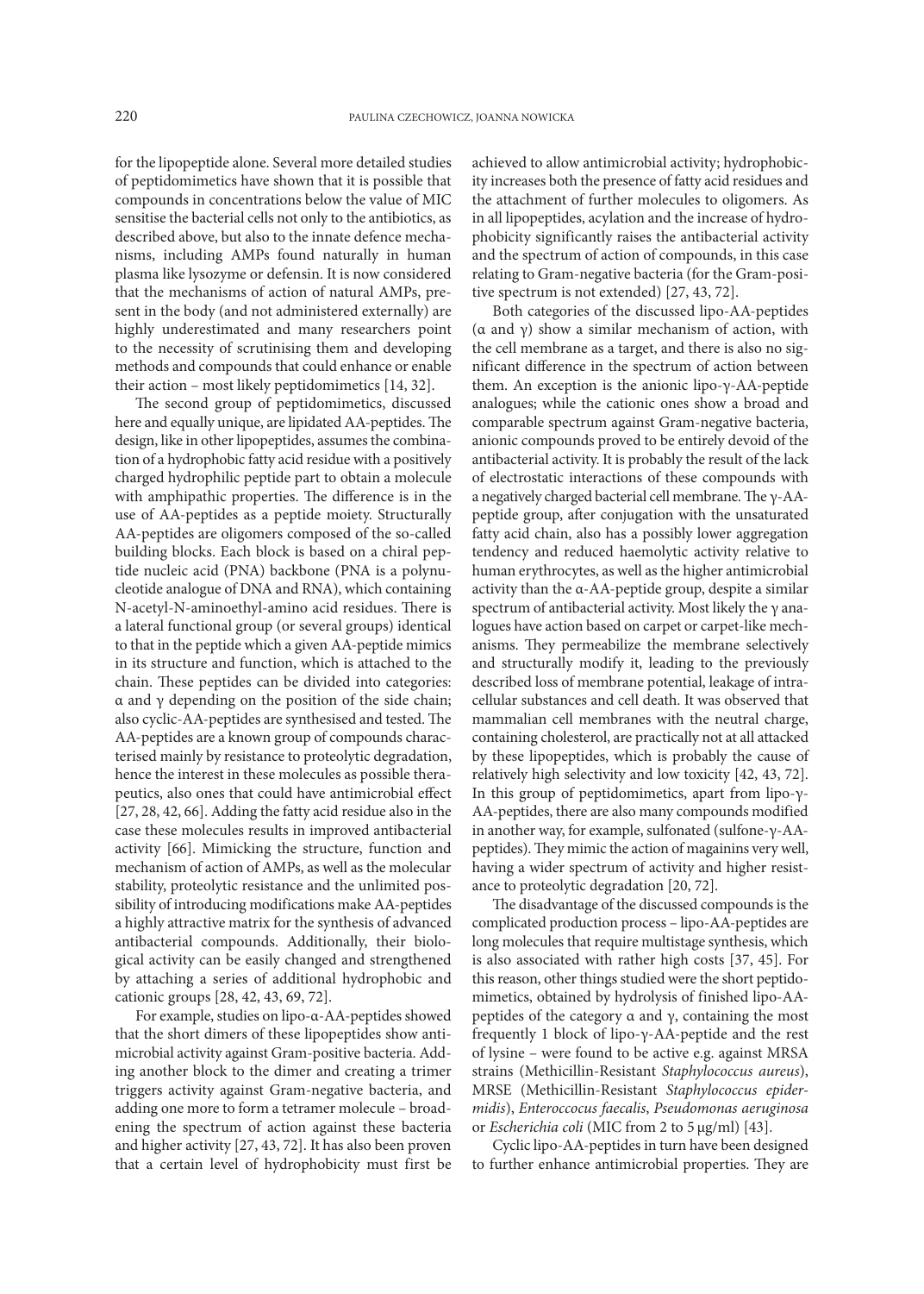for the lipopeptide alone. Several more detailed studies of peptidomimetics have shown that it is possible that compounds in concentrations below the value of MIC sensitise the bacterial cells not only to the antibiotics, as described above, but also to the innate defence mechanisms, including AMPs found naturally in human plasma like lysozyme or defensin. It is now considered that the mechanisms of action of natural AMPs, present in the body (and not administered externally) are highly underestimated and many researchers point to the necessity of scrutinising them and developing methods and compounds that could enhance or enable their action – most likely peptidomimetics [14, 32].

The second group of peptidomimetics, discussed here and equally unique, are lipidated AA-peptides. The design, like in other lipopeptides, assumes the combination of a hydrophobic fatty acid residue with a positively charged hydrophilic peptide part to obtain a molecule with amphipathic properties. The difference is in the use of AA-peptides as a peptide moiety. Structurally AA-peptides are oligomers composed of the so-called building blocks. Each block is based on a chiral peptide nucleic acid (PNA) backbone (PNA is a polynucleotide analogue of DNA and RNA), which containing N-acetyl-N-aminoethyl-amino acid residues. There is a lateral functional group (or several groups) identical to that in the peptide which a given AA-peptide mimics in its structure and function, which is attached to the chain. These peptides can be divided into categories: α and γ depending on the position of the side chain; also cyclic-AA-peptides are synthesised and tested. The AA-peptides are a known group of compounds characterised mainly by resistance to proteolytic degradation, hence the interest in these molecules as possible therapeutics, also ones that could have antimicrobial effect [27, 28, 42, 66]. Adding the fatty acid residue also in the case these molecules results in improved antibacterial activity [66]. Mimicking the structure, function and mechanism of action of AMPs, as well as the molecular stability, proteolytic resistance and the unlimited possibility of introducing modifications make AA-peptides a highly attractive matrix for the synthesis of advanced antibacterial compounds. Additionally, their biological activity can be easily changed and strengthened by attaching a series of additional hydrophobic and cationic groups [28, 42, 43, 69, 72].

For example, studies on lipo-α-AA-peptides showed that the short dimers of these lipopeptides show antimicrobial activity against Gram-positive bacteria. Adding another block to the dimer and creating a trimer triggers activity against Gram-negative bacteria, and adding one more to form a tetramer molecule – broadening the spectrum of action against these bacteria and higher activity [27, 43, 72]. It has also been proven that a certain level of hydrophobicity must first be achieved to allow antimicrobial activity; hydrophobicity increases both the presence of fatty acid residues and the attachment of further molecules to oligomers. As in all lipopeptides, acylation and the increase of hydrophobicity significantly raises the antibacterial activity and the spectrum of action of compounds, in this case relating to Gram-negative bacteria (for the Gram-positive spectrum is not extended) [27, 43, 72].

Both categories of the discussed lipo-AA-peptides (α and γ) show a similar mechanism of action, with the cell membrane as a target, and there is also no significant difference in the spectrum of action between them. An exception is the anionic lipo-γ-AA-peptide analogues; while the cationic ones show a broad and comparable spectrum against Gram-negative bacteria, anionic compounds proved to be entirely devoid of the antibacterial activity. It is probably the result of the lack of electrostatic interactions of these compounds with a negatively charged bacterial cell membrane. The γ-AA-peptide group, after conjugation with the unsaturated fatty acid chain, also has a possibly lower aggregation tendency and reduced haemolytic activity relative to human erythrocytes, as well as the higher antimicrobial activity than the α-AA-peptide group, despite a similar spectrum of antibacterial activity. Most likely the γ analogues have action based on carpet or carpet-like mechanisms. They permeabilize the membrane selectively and structurally modify it, leading to the previously described loss of membrane potential, leakage of intracellular substances and cell death. It was observed that mammalian cell membranes with the neutral charge, containing cholesterol, are practically not at all attacked by these lipopeptides, which is probably the cause of relatively high selectivity and low toxicity [42, 43, 72]. In this group of peptidomimetics, apart from lipo-γ-AA-peptides, there are also many compounds modified in another way, for example, sulfonated (sulfone-γ-AA-peptides). They mimic the action of magainins very well, having a wider spectrum of activity and higher resistance to proteolytic degradation [20, 72].

The disadvantage of the discussed compounds is the complicated production process – lipo-AA-peptides are long molecules that require multistage synthesis, which is also associated with rather high costs [37, 45]. For this reason, other things studied were the short peptidomimetics, obtained by hydrolysis of finished lipo-AA-peptides of the category α and γ, containing the most frequently 1 block of lipo-γ-AA-peptide and the rest of lysine – were found to be active e.g. against MRSA strains (Methicillin-Resistant *Staphylococcus aureus*), MRSE (Methicillin-Resistant *Staphylococcus epidermidis*), *Enteroccocus faecalis*, *Pseudomonas aeruginosa* or *Escherichia coli* (MIC from 2 to 5 μg/ml) [43].

Cyclic lipo-AA-peptides in turn have been designed to further enhance antimicrobial properties. They are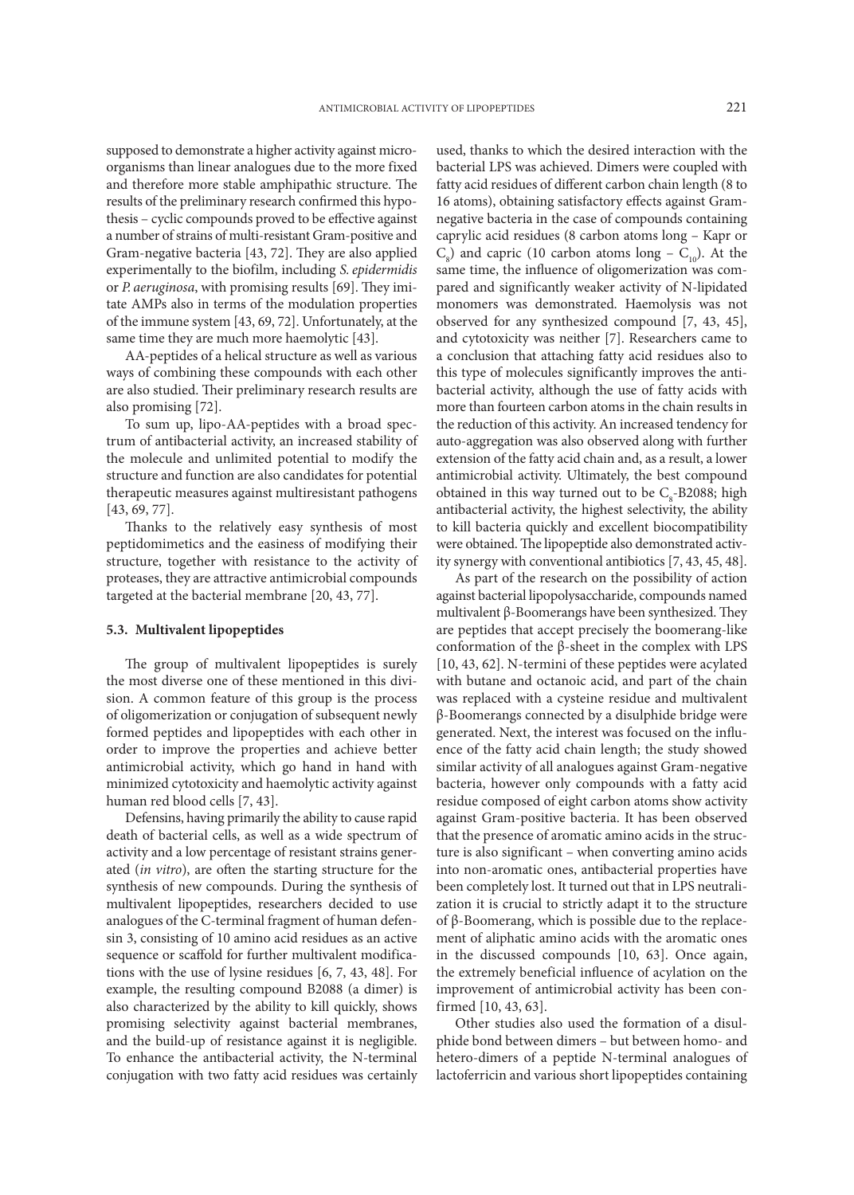supposed to demonstrate a higher activity against microorganisms than linear analogues due to the more fixed and therefore more stable amphipathic structure. The results of the preliminary research confirmed this hypothesis – cyclic compounds proved to be effective against a number of strains of multi-resistant Gram-positive and Gram-negative bacteria [43, 72]. They are also applied experimentally to the biofilm, including *S. epidermidis* or *P. aeruginosa*, with promising results [69]. They imitate AMPs also in terms of the modulation properties of the immune system [43, 69, 72]. Unfortunately, at the same time they are much more haemolytic [43].

AA-peptides of a helical structure as well as various ways of combining these compounds with each other are also studied. Their preliminary research results are also promising [72].

To sum up, lipo-AA-peptides with a broad spectrum of antibacterial activity, an increased stability of the molecule and unlimited potential to modify the structure and function are also candidates for potential therapeutic measures against multiresistant pathogens [43, 69, 77].

Thanks to the relatively easy synthesis of most peptidomimetics and the easiness of modifying their structure, together with resistance to the activity of proteases, they are attractive antimicrobial compounds targeted at the bacterial membrane [20, 43, 77].

### 5.3. Multivalent lipopeptides

The group of multivalent lipopeptides is surely the most diverse one of these mentioned in this division. A common feature of this group is the process of oligomerization or conjugation of subsequent newly formed peptides and lipopeptides with each other in order to improve the properties and achieve better antimicrobial activity, which go hand in hand with minimized cytotoxicity and haemolytic activity against human red blood cells [7, 43].

Defensins, having primarily the ability to cause rapid death of bacterial cells, as well as a wide spectrum of activity and a low percentage of resistant strains generated (*in vitro*), are often the starting structure for the synthesis of new compounds. During the synthesis of multivalent lipopeptides, researchers decided to use analogues of the C-terminal fragment of human defensin 3, consisting of 10 amino acid residues as an active sequence or scaffold for further multivalent modifications with the use of lysine residues [6, 7, 43, 48]. For example, the resulting compound B2088 (a dimer) is also characterized by the ability to kill quickly, shows promising selectivity against bacterial membranes, and the build-up of resistance against it is negligible. To enhance the antibacterial activity, the N-terminal conjugation with two fatty acid residues was certainly used, thanks to which the desired interaction with the bacterial LPS was achieved. Dimers were coupled with fatty acid residues of different carbon chain length (8 to 16 atoms), obtaining satisfactory effects against Gram-negative bacteria in the case of compounds containing caprylic acid residues (8 carbon atoms long – Kapr or $C_8$) and capric (10 carbon atoms long – $C_{10}$). At the same time, the influence of oligomerization was compared and significantly weaker activity of N-lipidated monomers was demonstrated. Haemolysis was not observed for any synthesized compound [7, 43, 45], and cytotoxicity was neither [7]. Researchers came to a conclusion that attaching fatty acid residues also to this type of molecules significantly improves the antibacterial activity, although the use of fatty acids with more than fourteen carbon atoms in the chain results in the reduction of this activity. An increased tendency for auto-aggregation was also observed along with further extension of the fatty acid chain and, as a result, a lower antimicrobial activity. Ultimately, the best compound obtained in this way turned out to be $C_8$-B2088; high antibacterial activity, the highest selectivity, the ability to kill bacteria quickly and excellent biocompatibility were obtained. The lipopeptide also demonstrated activity synergy with conventional antibiotics [7, 43, 45, 48].

As part of the research on the possibility of action against bacterial lipopolysaccharide, compounds named multivalent β-Boomerangs have been synthesized. They are peptides that accept precisely the boomerang-like conformation of the β-sheet in the complex with LPS [10, 43, 62]. N-termini of these peptides were acylated with butane and octanoic acid, and part of the chain was replaced with a cysteine residue and multivalent β-Boomerangs connected by a disulphide bridge were generated. Next, the interest was focused on the influence of the fatty acid chain length; the study showed similar activity of all analogues against Gram-negative bacteria, however only compounds with a fatty acid residue composed of eight carbon atoms show activity against Gram-positive bacteria. It has been observed that the presence of aromatic amino acids in the structure is also significant – when converting amino acids into non-aromatic ones, antibacterial properties have been completely lost. It turned out that in LPS neutralization it is crucial to strictly adapt it to the structure of β-Boomerang, which is possible due to the replacement of aliphatic amino acids with the aromatic ones in the discussed compounds [10, 63]. Once again, the extremely beneficial influence of acylation on the improvement of antimicrobial activity has been confirmed [10, 43, 63].

Other studies also used the formation of a disulphide bond between dimers – but between homo- and hetero-dimers of a peptide N-terminal analogues of lactoferricin and various short lipopeptides containing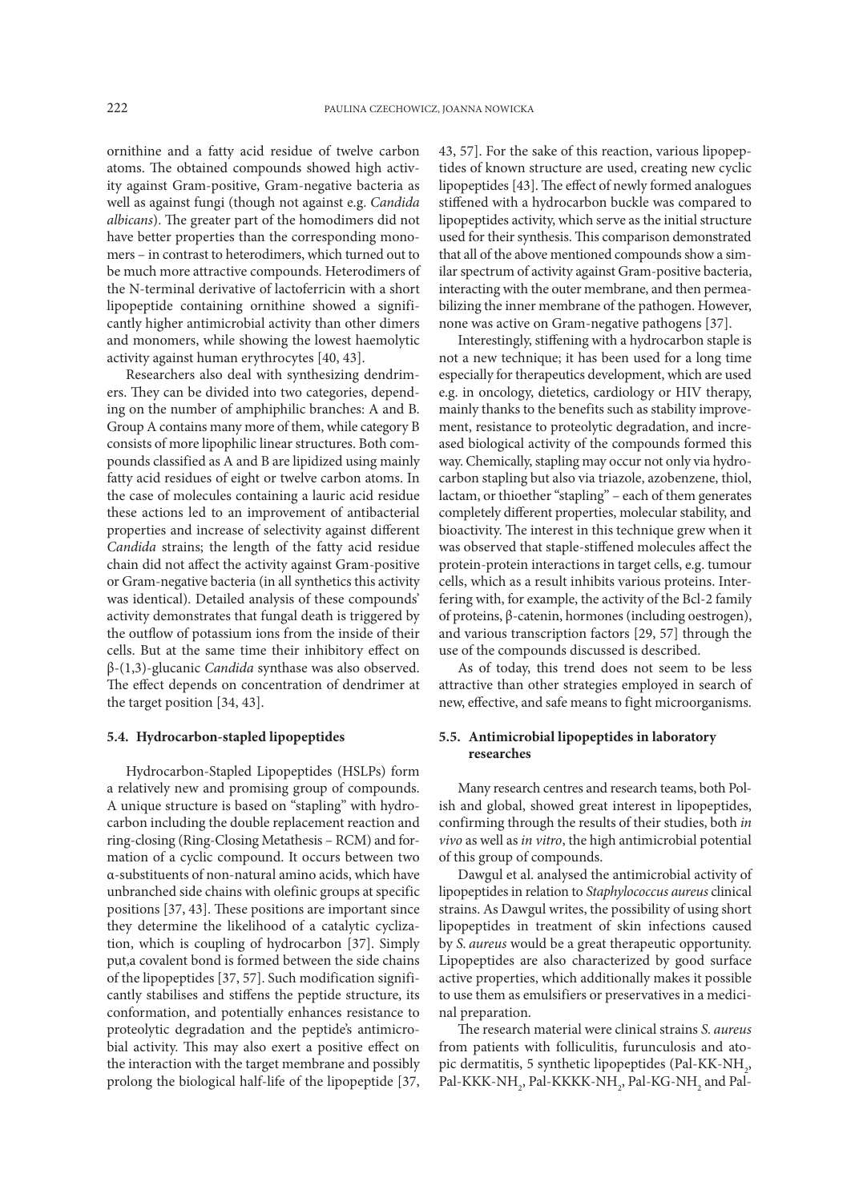ornithine and a fatty acid residue of twelve carbon atoms. The obtained compounds showed high activity against Gram-positive, Gram-negative bacteria as well as against fungi (though not against e.g. *Candida albicans*). The greater part of the homodimers did not have better properties than the corresponding monomers – in contrast to heterodimers, which turned out to be much more attractive compounds. Heterodimers of the N-terminal derivative of lactoferricin with a short lipopeptide containing ornithine showed a significantly higher antimicrobial activity than other dimers and monomers, while showing the lowest haemolytic activity against human erythrocytes [40, 43].

Researchers also deal with synthesizing dendrimers. They can be divided into two categories, depending on the number of amphiphilic branches: A and B. Group A contains many more of them, while category B consists of more lipophilic linear structures. Both compounds classified as A and B are lipidized using mainly fatty acid residues of eight or twelve carbon atoms. In the case of molecules containing a lauric acid residue these actions led to an improvement of antibacterial properties and increase of selectivity against different *Candida* strains; the length of the fatty acid residue chain did not affect the activity against Gram-positive or Gram-negative bacteria (in all synthetics this activity was identical). Detailed analysis of these compounds' activity demonstrates that fungal death is triggered by the outflow of potassium ions from the inside of their cells. But at the same time their inhibitory effect on β-(1,3)-glucanic *Candida* synthase was also observed. The effect depends on concentration of dendrimer at the target position [34, 43].

### 5.4. Hydrocarbon-stapled lipopeptides

Hydrocarbon-Stapled Lipopeptides (HSLPs) form a relatively new and promising group of compounds. A unique structure is based on "stapling" with hydrocarbon including the double replacement reaction and ring-closing (Ring-Closing Metathesis – RCM) and formation of a cyclic compound. It occurs between two α-substituents of non-natural amino acids, which have unbranched side chains with olefinic groups at specific positions [37, 43]. These positions are important since they determine the likelihood of a catalytic cyclization, which is coupling of hydrocarbon [37]. Simply put,a covalent bond is formed between the side chains of the lipopeptides [37, 57]. Such modification significantly stabilises and stiffens the peptide structure, its conformation, and potentially enhances resistance to proteolytic degradation and the peptide's antimicrobial activity. This may also exert a positive effect on the interaction with the target membrane and possibly prolong the biological half-life of the lipopeptide [37, 43, 57]. For the sake of this reaction, various lipopeptides of known structure are used, creating new cyclic lipopeptides [43]. The effect of newly formed analogues stiffened with a hydrocarbon buckle was compared to lipopeptides activity, which serve as the initial structure used for their synthesis. This comparison demonstrated that all of the above mentioned compounds show a similar spectrum of activity against Gram-positive bacteria, interacting with the outer membrane, and then permeabilizing the inner membrane of the pathogen. However, none was active on Gram-negative pathogens [37].

Interestingly, stiffening with a hydrocarbon staple is not a new technique; it has been used for a long time especially for therapeutics development, which are used e.g. in oncology, dietetics, cardiology or HIV therapy, mainly thanks to the benefits such as stability improvement, resistance to proteolytic degradation, and increased biological activity of the compounds formed this way. Chemically, stapling may occur not only via hydrocarbon stapling but also via triazole, azobenzene, thiol, lactam, or thioether "stapling" – each of them generates completely different properties, molecular stability, and bioactivity. The interest in this technique grew when it was observed that staple-stiffened molecules affect the protein-protein interactions in target cells, e.g. tumour cells, which as a result inhibits various proteins. Interfering with, for example, the activity of the Bcl-2 family of proteins, β-catenin, hormones (including oestrogen), and various transcription factors [29, 57] through the use of the compounds discussed is described.

As of today, this trend does not seem to be less attractive than other strategies employed in search of new, effective, and safe means to fight microorganisms.

### 5.5. Antimicrobial lipopeptides in laboratory researches

Many research centres and research teams, both Polish and global, showed great interest in lipopeptides, confirming through the results of their studies, both *in vivo* as well as *in vitro*, the high antimicrobial potential of this group of compounds.

Dawgul et al. analysed the antimicrobial activity of lipopeptides in relation to *Staphylococcus aureus* clinical strains. As Dawgul writes, the possibility of using short lipopeptides in treatment of skin infections caused by *S. aureus* would be a great therapeutic opportunity. Lipopeptides are also characterized by good surface active properties, which additionally makes it possible to use them as emulsifiers or preservatives in a medicinal preparation.

The research material were clinical strains *S. aureus* from patients with folliculitis, furunculosis and atopic dermatitis, 5 synthetic lipopeptides (Pal-KK-$NH_2$, Pal-KKK-$NH_2$, Pal-KKKK-$NH_2$, Pal-KG-$NH_2$ and Pal-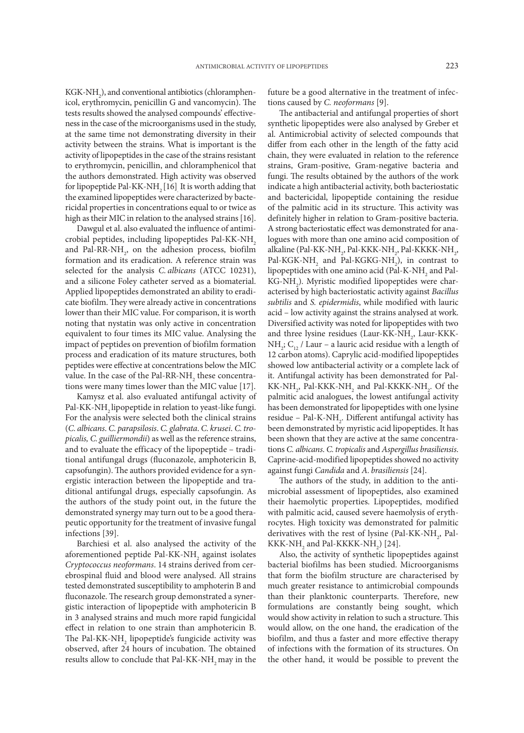KGK-$NH_2$), and conventional antibiotics (chloramphenicol, erythromycin, penicillin G and vancomycin). The tests results showed the analysed compounds' effectiveness in the case of the microorganisms used in the study, at the same time not demonstrating diversity in their activity between the strains. What is important is the activity of lipopeptides in the case of the strains resistant to erythromycin, penicillin, and chloramphenicol that the authors demonstrated. High activity was observed for lipopeptide Pal-KK-$NH_2$ [16] It is worth adding that the examined lipopeptides were characterized by bactericidal properties in concentrations equal to or twice as high as their MIC in relation to the analysed strains [16].

Dawgul et al. also evaluated the influence of antimicrobial peptides, including lipopeptides Pal-KK-$NH_2$ and Pal-RR-$NH_2$, on the adhesion process, biofilm formation and its eradication. A reference strain was selected for the analysis *C. albicans* (ATCC 10231), and a silicone Foley catheter served as a biomaterial. Applied lipopeptides demonstrated an ability to eradicate biofilm. They were already active in concentrations lower than their MIC value. For comparison, it is worth noting that nystatin was only active in concentration equivalent to four times its MIC value. Analysing the impact of peptides on prevention of biofilm formation process and eradication of its mature structures, both peptides were effective at concentrations below the MIC value. In the case of the Pal-RR-$NH_2$ these concentrations were many times lower than the MIC value [17].

Kamysz et al. also evaluated antifungal activity of Pal-KK-$NH_2$ lipopeptide in relation to yeast-like fungi. For the analysis were selected both the clinical strains (*C. albicans*. *C. parapsilosis*. *C. glabrata*. *C. krusei*. *C. tropicalis, C. guilliermondii*) as well as the reference strains, and to evaluate the efficacy of the lipopeptide – traditional antifungal drugs (fluconazole, amphotericin B, capsofungin). The authors provided evidence for a synergistic interaction between the lipopeptide and traditional antifungal drugs, especially capsofungin. As the authors of the study point out, in the future the demonstrated synergy may turn out to be a good therapeutic opportunity for the treatment of invasive fungal infections [39].

Barchiesi et al. also analysed the activity of the aforementioned peptide Pal-KK-$NH_2$ against isolates *Cryptococcus neoformans*. 14 strains derived from cerebrospinal fluid and blood were analysed. All strains tested demonstrated susceptibility to amphoterin B and fluconazole. The research group demonstrated a synergistic interaction of lipopeptide with amphotericin B in 3 analysed strains and much more rapid fungicidal effect in relation to one strain than amphotericin B. The Pal-KK-$NH_2$ lipopeptide's fungicide activity was observed, after 24 hours of incubation. The obtained results allow to conclude that Pal-KK-$NH_2$ may in the future be a good alternative in the treatment of infections caused by *C. neoformans* [9].

The antibacterial and antifungal properties of short synthetic lipopeptides were also analysed by Greber et al. Antimicrobial activity of selected compounds that differ from each other in the length of the fatty acid chain, they were evaluated in relation to the reference strains, Gram-positive, Gram-negative bacteria and fungi. The results obtained by the authors of the work indicate a high antibacterial activity, both bacteriostatic and bactericidal, lipopeptide containing the residue of the palmitic acid in its structure. This activity was definitely higher in relation to Gram-positive bacteria. A strong bacteriostatic effect was demonstrated for analogues with more than one amino acid composition of alkaline (Pal-KK-$NH_2$, Pal-KKK-$NH_2$, Pal-KKKK-$NH_2$, Pal-KGK-$NH_2$ and Pal-KGKG-$NH_2$), in contrast to lipopeptides with one amino acid (Pal-K-$NH_2$ and Pal-KG-$NH_2$). Myristic modified lipopeptides were characterised by high bacteriostatic activity against *Bacillus subtilis* and *S. epidermidis*, while modified with lauric acid – low activity against the strains analysed at work. Diversified activity was noted for lipopeptides with two and three lysine residues (Laur-KK-$NH_2$, Laur-KKK-$NH_2$; $C_{12}$ / Laur – a lauric acid residue with a length of 12 carbon atoms). Caprylic acid-modified lipopeptides showed low antibacterial activity or a complete lack of it. Antifungal activity has been demonstrated for Pal-KK-$NH_2$, Pal-KKK-$NH_2$ and Pal-KKKK-$NH_2$. Of the palmitic acid analogues, the lowest antifungal activity has been demonstrated for lipopeptides with one lysine residue – Pal-K-$NH_2$. Different antifungal activity has been demonstrated by myristic acid lipopeptides. It has been shown that they are active at the same concentrations *C. albicans*. *C. tropicalis* and *Aspergillus brasiliensis*. Caprine-acid-modified lipopeptides showed no activity against fungi *Candida* and *A. brasiliensis* [24].

The authors of the study, in addition to the antimicrobial assessment of lipopeptides, also examined their haemolytic properties. Lipopeptides, modified with palmitic acid, caused severe haemolysis of erythrocytes. High toxicity was demonstrated for palmitic derivatives with the rest of lysine (Pal-KK-$NH_2$, Pal-KKK-$NH_2$ and Pal-KKKK-$NH_2$) [24].

Also, the activity of synthetic lipopeptides against bacterial biofilms has been studied. Microorganisms that form the biofilm structure are characterised by much greater resistance to antimicrobial compounds than their planktonic counterparts. Therefore, new formulations are constantly being sought, which would show activity in relation to such a structure. This would allow, on the one hand, the eradication of the biofilm, and thus a faster and more effective therapy of infections with the formation of its structures. On the other hand, it would be possible to prevent the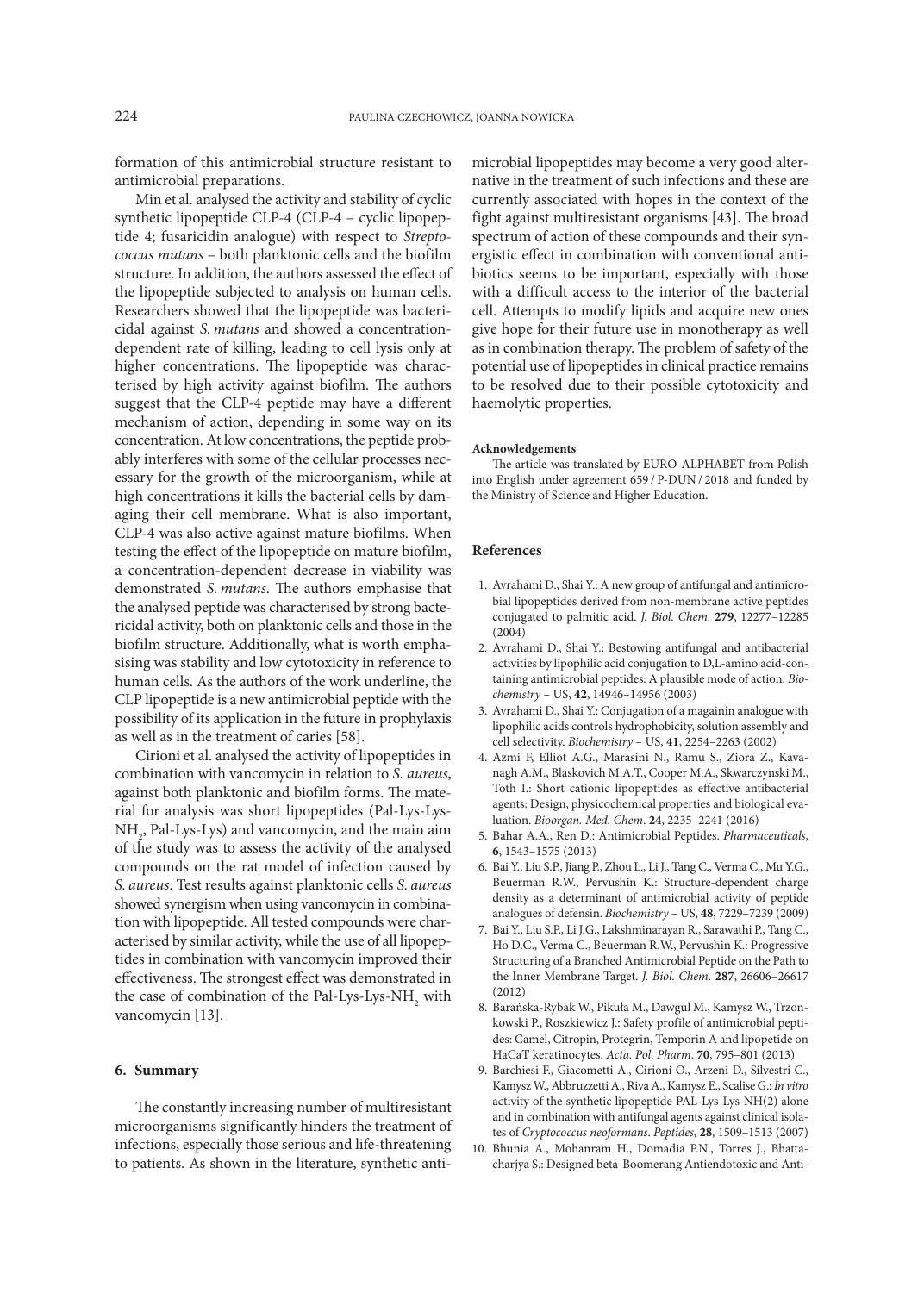formation of this antimicrobial structure resistant to antimicrobial preparations.

Min et al. analysed the activity and stability of cyclic synthetic lipopeptide CLP-4 (CLP-4 – cyclic lipopeptide 4; fusaricidin analogue) with respect to *Streptococcus mutans* – both planktonic cells and the biofilm structure. In addition, the authors assessed the effect of the lipopeptide subjected to analysis on human cells. Researchers showed that the lipopeptide was bactericidal against *S. mutans* and showed a concentration-dependent rate of killing, leading to cell lysis only at higher concentrations. The lipopeptide was characterised by high activity against biofilm. The authors suggest that the CLP-4 peptide may have a different mechanism of action, depending in some way on its concentration. At low concentrations, the peptide probably interferes with some of the cellular processes necessary for the growth of the microorganism, while at high concentrations it kills the bacterial cells by damaging their cell membrane. What is also important, CLP-4 was also active against mature biofilms. When testing the effect of the lipopeptide on mature biofilm, a concentration-dependent decrease in viability was demonstrated *S. mutans*. The authors emphasise that the analysed peptide was characterised by strong bactericidal activity, both on planktonic cells and those in the biofilm structure. Additionally, what is worth emphasising was stability and low cytotoxicity in reference to human cells. As the authors of the work underline, the CLP lipopeptide is a new antimicrobial peptide with the possibility of its application in the future in prophylaxis as well as in the treatment of caries [58].

Cirioni et al. analysed the activity of lipopeptides in combination with vancomycin in relation to *S. aureus*, against both planktonic and biofilm forms. The material for analysis was short lipopeptides (Pal-Lys-Lys-$NH_2$, Pal-Lys-Lys) and vancomycin, and the main aim of the study was to assess the activity of the analysed compounds on the rat model of infection caused by *S. aureus*. Test results against planktonic cells *S. aureus* showed synergism when using vancomycin in combination with lipopeptide. All tested compounds were characterised by similar activity, while the use of all lipopeptides in combination with vancomycin improved their effectiveness. The strongest effect was demonstrated in the case of combination of the Pal-Lys-Lys-$NH_2$ with vancomycin [13].

## 6. Summary

The constantly increasing number of multiresistant microorganisms significantly hinders the treatment of infections, especially those serious and life-threatening to patients. As shown in the literature, synthetic antimicrobial lipopeptides may become a very good alternative in the treatment of such infections and these are currently associated with hopes in the context of the fight against multiresistant organisms [43]. The broad spectrum of action of these compounds and their synergistic effect in combination with conventional antibiotics seems to be important, especially with those with a difficult access to the interior of the bacterial cell. Attempts to modify lipids and acquire new ones give hope for their future use in monotherapy as well as in combination therapy. The problem of safety of the potential use of lipopeptides in clinical practice remains to be resolved due to their possible cytotoxicity and haemolytic properties.

#### Acknowledgements

The article was translated by EURO-ALPHABET from Polish into English under agreement 659/P-DUN/2018 and funded by the Ministry of Science and Higher Education.

## References

1. Avrahami D., Shai Y.: A new group of antifungal and antimicrobial lipopeptides derived from non-membrane active peptides conjugated to palmitic acid. *J. Biol. Chem.* **279**, 12277–12285 (2004)
2. Avrahami D., Shai Y.: Bestowing antifungal and antibacterial activities by lipophilic acid conjugation to D,L-amino acid-containing antimicrobial peptides: A plausible mode of action. *Biochemistry* – US, **42**, 14946–14956 (2003)
3. Avrahami D., Shai Y.: Conjugation of a magainin analogue with lipophilic acids controls hydrophobicity, solution assembly and cell selectivity. *Biochemistry* – US, **41**, 2254–2263 (2002)
4. Azmi F, Elliot A.G., Marasini N., Ramu S., Ziora Z., Kavanagh A.M., Blaskovich M.A.T., Cooper M.A., Skwarczynski M., Toth I.: Short cationic lipopeptides as effective antibacterial agents: Design, physicochemical properties and biological evaluation. *Bioorgan. Med. Chem*. **24**, 2235–2241 (2016)
5. Bahar A.A., Ren D.: Antimicrobial Peptides. *Pharmaceuticals*, **6**, 1543–1575 (2013)
6. Bai Y., Liu S.P., Jiang P., Zhou L., Li J., Tang C., Verma C., Mu Y.G., Beuerman R.W., Pervushin K.: Structure-dependent charge density as a determinant of antimicrobial activity of peptide analogues of defensin. *Biochemistry* – US, **48**, 7229–7239 (2009)
7. Bai Y., Liu S.P., Li J.G., Lakshminarayan R., Sarawathi P., Tang C., Ho D.C., Verma C., Beuerman R.W., Pervushin K.: Progressive Structuring of a Branched Antimicrobial Peptide on the Path to the Inner Membrane Target. *J. Biol. Chem.* **287**, 26606–26617 (2012)
8. Barańska-Rybak W., Pikuła M., Dawgul M., Kamysz W., Trzonkowski P., Roszkiewicz J.: Safety profile of antimicrobial peptides: Camel, Citropin, Protegrin, Temporin A and lipopetide on HaCaT keratinocytes. *Acta. Pol. Pharm*. **70**, 795–801 (2013)
9. Barchiesi F., Giacometti A., Cirioni O., Arzeni D., Silvestri C., Kamysz W., Abbruzzetti A., Riva A., Kamysz E., Scalise G.: *In vitro* activity of the synthetic lipopeptide PAL-Lys-Lys-NH(2) alone and in combination with antifungal agents against clinical isolates of *Cryptococcus neoformans*. *Peptides*, **28**, 1509–1513 (2007)
10. Bhunia A., Mohanram H., Domadia P.N., Torres J., Bhattacharjya S.: Designed beta-Boomerang Antiendotoxic and Anti-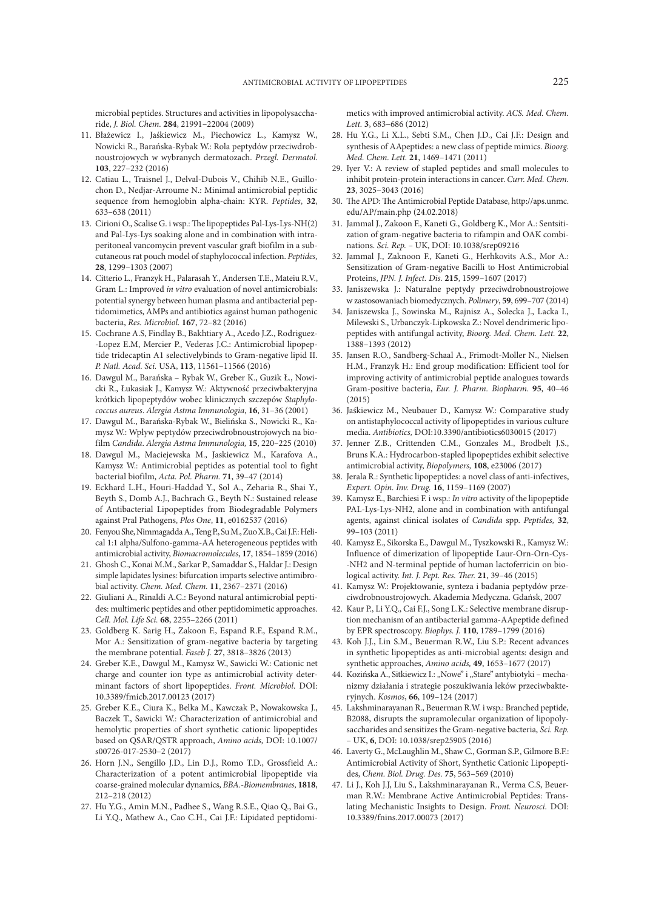microbial peptides. Structures and activities in lipopolysaccharide, *J. Biol. Chem.* **284**, 21991–22004 (2009)

11. Błażewicz I., Jaśkiewicz M., Piechowicz L., Kamysz W., Nowicki R., Barańska-Rybak W.: Rola peptydów przeciwdrobnoustrojowych w wybranych dermatozach. *Przegl. Dermatol.* **103**, 227–232 (2016)
12. Catiau L., Traisnel J., Delval-Dubois V., Chihib N.E., Guillochon D., Nedjar-Arroume N.: Minimal antimicrobial peptidic sequence from hemoglobin alpha-chain: KYR. *Peptides*, **32**, 633–638 (2011)
13. Cirioni O., Scalise G. i wsp.: The lipopeptides Pal-Lys-Lys-NH(2) and Pal-Lys-Lys soaking alone and in combination with intraperitoneal vancomycin prevent vascular graft biofilm in a subcutaneous rat pouch model of staphylococcal infection. *Peptides,* **28**, 1299–1303 (2007)
14. Citterio L., Franzyk H., Palarasah Y., Andersen T.E., Mateiu R.V., Gram L.: Improved *in vitro* evaluation of novel antimicrobials: potential synergy between human plasma and antibacterial peptidomimetics, AMPs and antibiotics against human pathogenic bacteria, *Res. Microbiol.* **167**, 72–82 (2016)
15. Cochrane A.S, Findlay B., Bakhtiary A., Acedo J.Z., Rodriguez-Lopez E.M, Mercier P., Vederas J.C.: Antimicrobial lipopeptide tridecaptin A1 selectivelybinds to Gram-negative lipid II. *P. Natl. Acad. Sci.* USA, **113**, 11561–11566 (2016)
16. Dawgul M., Barańska – Rybak W., Greber K., Guzik Ł., Nowicki R., Łukasiak J., Kamysz W.: Aktywność przeciwbakteryjna krótkich lipopeptydów wobec klinicznych szczepów *Staphylococcus aureus*. *Alergia Astma Immunologia*, **16**, 31–36 (2001)
17. Dawgul M., Barańska-Rybak W., Bielińska S., Nowicki R., Kamysz W.: Wpływ peptydów przeciwdrobnoustrojowych na biofilm *Candida*. *Alergia Astma Immunologia,* **15**, 220–225 (2010)
18. Dawgul M., Maciejewska M., Jaskiewicz M., Karafova A., Kamysz W.: Antimicrobial peptides as potential tool to fight bacterial biofilm, *Acta. Pol. Pharm.* **71**, 39–47 (2014)
19. Eckhard L.H., Houri-Haddad Y., Sol A., Zeharia R., Shai Y., Beyth S., Domb A.J., Bachrach G., Beyth N.: Sustained release of Antibacterial Lipopeptides from Biodegradable Polymers against Pral Pathogens, *Plos One*, **11**, e0162537 (2016)
20. Fenyou She, Nimmagadda A., Teng P., Su M., Zuo X.B., Cai J.F.: Helical 1:1 alpha/Sulfono-gamma-AA heterogeneous peptides with antimicrobial activity, *Biomacromolecules*, **17**, 1854–1859 (2016)
21. Ghosh C., Konai M.M., Sarkar P., Samaddar S., Haldar J.: Design simple lapidates lysines: bifurcation imparts selective antimibrobial activity. *Chem. Med. Chem.* **11**, 2367–2371 (2016)
22. Giuliani A., Rinaldi A.C.: Beyond natural antimicrobial peptides: multimeric peptides and other peptidomimetic approaches. *Cell. Mol. Life Sci.* **68**, 2255–2266 (2011)
23. Goldberg K. Sarig H., Zakoon F., Espand R.F., Espand R.M., Mor A.: Sensitization of gram-negative bacteria by targeting the membrane potential. *Faseb J.* **27**, 3818–3826 (2013)
24. Greber K.E., Dawgul M., Kamysz W., Sawicki W.: Cationic net charge and counter ion type as antimicrobial activity determinant factors of short lipopeptides. *Front. Microbiol*. DOI: 10.3389/fmicb.2017.00123 (2017)
25. Greber K.E., Ciura K., Belka M., Kawczak P., Nowakowska J., Baczek T., Sawicki W.: Characterization of antimicrobial and hemolytic properties of short synthetic cationic lipopeptides based on QSAR/QSTR approach, *Amino acids,* DOI: 10.1007/s00726-017-2530-2 (2017)
26. Horn J.N., Sengillo J.D., Lin D.J., Romo T.D., Grossfield A.: Characterization of a potent antimicrobial lipopeptide via coarse-grained molecular dynamics, *BBA.-Biomembranes*, **1818**, 212–218 (2012)
27. Hu Y.G., Amin M.N., Padhee S., Wang R.S.E., Qiao Q., Bai G., Li Y.Q., Mathew A., Cao C.H., Cai J.F.: Lipidated peptidomimetics with improved antimicrobial activity. *ACS. Med. Chem. Lett.* **3**, 683–686 (2012)
28. Hu Y.G., Li X.L., Sebti S.M., Chen J.D., Cai J.F.: Design and synthesis of AApeptides: a new class of peptide mimics. *Bioorg. Med. Chem. Lett.* **21**, 1469–1471 (2011)
29. Iyer V.: A review of stapled peptides and small molecules to inhibit protein-protein interactions in cancer. *Curr. Med. Chem*. **23**, 3025–3043 (2016)
30. The APD: The Antimicrobial Peptide Database, http://aps.unmc.edu/AP/main.php (24.02.2018)
31. Jammal J., Zakoon F., Kaneti G., Goldberg K., Mor A.: Sentsitization of gram-negative bacteria to rifampin and OAK combinations. *Sci. Rep.* – UK, DOI: 10.1038/srep09216
32. Jammal J., Zaknoon F., Kaneti G., Herhkovits A.S., Mor A.: Sensitization of Gram-negative Bacilli to Host Antimicrobial Proteins, *JPN. J. Infect. Dis*. **215**, 1599–1607 (2017)
33. Janiszewska J.: Naturalne peptydy przeciwdrobnoustrojowe w zastosowaniach biomedycznych. *Polimery*, **59**, 699–707 (2014)
34. Janiszewska J., Sowinska M., Rajnisz A., Solecka J., Lacka I., Milewski S., Urbanczyk-Lipkowska Z.: Novel dendrimeric lipopeptides with antifungal activity, *Bioorg. Med. Chem. Lett.* **22**, 1388–1393 (2012)
35. Jansen R.O., Sandberg-Schaal A., Frimodt-Moller N., Nielsen H.M., Franzyk H.: End group modification: Efficient tool for improving activity of antimicrobial peptide analogues towards Gram-positive bacteria, *Eur. J. Pharm. Biopharm.* **95**, 40–46 (2015)
36. Jaśkiewicz M., Neubauer D., Kamysz W.: Comparative study on antistaphylococcal activity of lipopeptides in various culture media. *Antibiotics,* DOI:10.3390/antibiotics6030015 (2017)
37. Jenner Z.B., Crittenden C.M., Gonzales M., Brodbelt J.S., Bruns K.A.: Hydrocarbon-stapled lipopeptides exhibit selective antimicrobial activity, *Biopolymers,* **108**, e23006 (2017)
38. Jerala R.: Synthetic lipopeptides: a novel class of anti-infectives, *Expert. Opin. Inv. Drug.* **16**, 1159–1169 (2007)
39. Kamysz E., Barchiesi F. i wsp.: *In vitro* activity of the lipopeptide PAL-Lys-Lys-NH2, alone and in combination with antifungal agents, against clinical isolates of *Candida* spp. *Peptides,* **32**, 99–103 (2011)
40. Kamysz E., Sikorska E., Dawgul M., Tyszkowski R., Kamysz W.: Influence of dimerization of lipopeptide Laur-Orn-Orn-Cys-NH2 and N-terminal peptide of human lactoferricin on biological activity. *Int. J. Pept. Res. Ther.* **21**, 39–46 (2015)
41. Kamysz W.: Projektowanie, synteza i badania peptydów przeciwdrobnoustrojowych. Akademia Medyczna. Gdańsk, 2007
42. Kaur P., Li Y.Q., Cai F.J., Song L.K.: Selective membrane disruption mechanism of an antibacterial gamma-AApeptide defined by EPR spectroscopy. *Biophys. J.* **110**, 1789–1799 (2016)
43. Koh J.J., Lin S.M., Beuerman R.W., Liu S.P.: Recent advances in synthetic lipopeptides as anti-microbial agents: design and synthetic approaches, *Amino acids,* **49**, 1653–1677 (2017)
44. Kozińska A., Sitkiewicz I.: „Nowe" i „Stare" antybiotyki – mechanizmy działania i strategie poszukiwania leków przeciwbakteryjnych. *Kosmos*, **66**, 109–124 (2017)
45. Lakshminarayanan R., Beuerman R.W. i wsp.: Branched peptide, B2088, disrupts the supramolecular organization of lipopolysaccharides and sensitizes the Gram-negative bacteria, *Sci. Rep.* – UK, **6**, DOI: 10.1038/srep25905 (2016)
46. Laverty G., McLaughlin M., Shaw C., Gorman S.P., Gilmore B.F.: Antimicrobial Activity of Short, Synthetic Cationic Lipopeptides, *Chem. Biol. Drug. Des*. **75**, 563–569 (2010)
47. Li J., Koh J.J, Liu S., Lakshminarayanan R., Verma C.S, Beuerman R.W.: Membrane Active Antimicrobial Peptides: Translating Mechanistic Insights to Design. *Front. Neurosci*. DOI: 10.3389/fnins.2017.00073 (2017)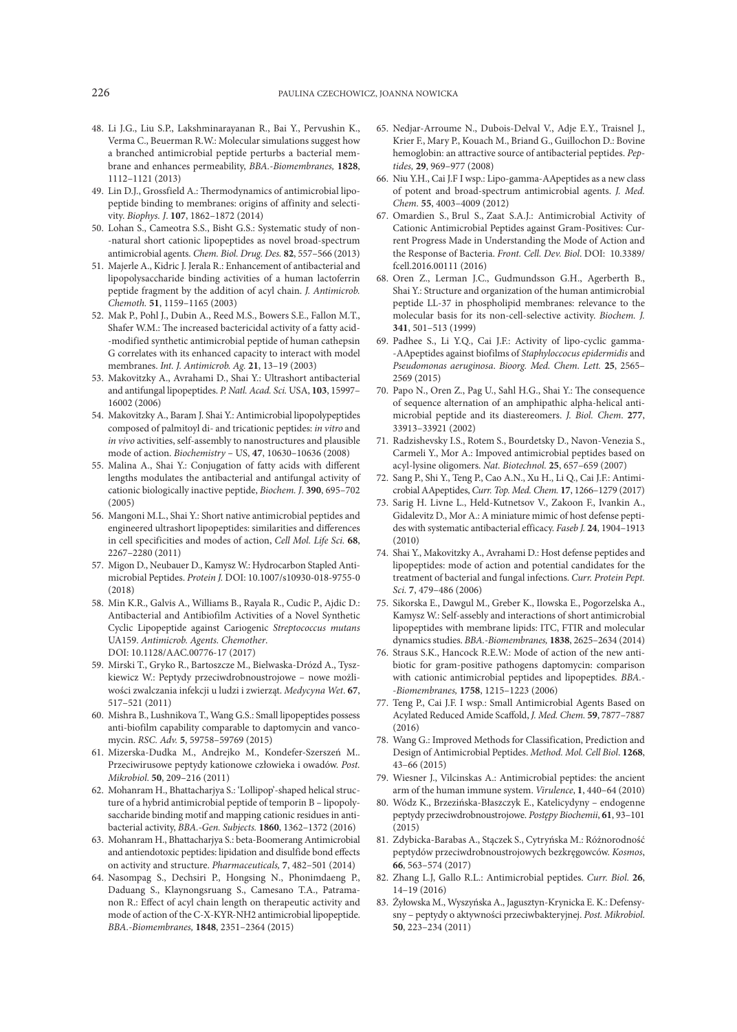48. Li J.G., Liu S.P., Lakshminarayanan R., Bai Y., Pervushin K., Verma C., Beuerman R.W.: Molecular simulations suggest how a branched antimicrobial peptide perturbs a bacterial membrane and enhances permeability, *BBA.-Biomembranes,* **1828**, 1112–1121 (2013)
49. Lin D.J., Grossfield A.: Thermodynamics of antimicrobial lipopeptide binding to membranes: origins of affinity and selectivity. *Biophys. J*. **107**, 1862–1872 (2014)
50. Lohan S., Cameotra S.S., Bisht G.S.: Systematic study of non-natural short cationic lipopeptides as novel broad-spectrum antimicrobial agents. *Chem. Biol. Drug. Des.* **82**, 557–566 (2013)
51. Majerle A., Kidric J. Jerala R.: Enhancement of antibacterial and lipopolysaccharide binding activities of a human lactoferrin peptide fragment by the addition of acyl chain. *J. Antimicrob. Chemoth.* **51**, 1159–1165 (2003)
52. Mak P., Pohl J., Dubin A., Reed M.S., Bowers S.E., Fallon M.T., Shafer W.M.: The increased bactericidal activity of a fatty acid-modified synthetic antimicrobial peptide of human cathepsin G correlates with its enhanced capacity to interact with model membranes. *Int. J. Antimicrob. Ag.* **21**, 13–19 (2003)
53. Makovitzky A., Avrahami D., Shai Y.: Ultrashort antibacterial and antifungal lipopeptides. *P. Natl. Acad. Sci.* USA, **103**, 15997–16002 (2006)
54. Makovitzky A., Baram J. Shai Y.: Antimicrobial lipopolypeptides composed of palmitoyl di- and tricationic peptides: *in vitro* and *in vivo* activities, self-assembly to nanostructures and plausible mode of action. *Biochemistry* – US, **47**, 10630–10636 (2008)
55. Malina A., Shai Y.: Conjugation of fatty acids with different lengths modulates the antibacterial and antifungal activity of cationic biologically inactive peptide, *Biochem. J*. **390**, 695–702 (2005)
56. Mangoni M.L., Shai Y.: Short native antimicrobial peptides and engineered ultrashort lipopeptides: similarities and differences in cell specificities and modes of action, *Cell Mol. Life Sci.* **68**, 2267–2280 (2011)
57. Migon D., Neubauer D., Kamysz W.: Hydrocarbon Stapled Antimicrobial Peptides. *Protein J.* DOI: 10.1007/s10930-018-9755-0 (2018)
58. Min K.R., Galvis A., Williams B., Rayala R., Cudic P., Ajdic D.: Antibacterial and Antibiofilm Activities of a Novel Synthetic Cyclic Lipopeptide against Cariogenic *Streptococcus mutans* UA159. *Antimicrob. Agents. Chemother*. DOI: 10.1128/AAC.00776-17 (2017)
59. Mirski T., Gryko R., Bartoszcze M., Bielwaska-Drózd A., Tyszkiewicz W.: Peptydy przeciwdrobnoustrojowe – nowe możliwości zwalczania infekcji u ludzi i zwierząt. *Medycyna Wet*. **67**, 517–521 (2011)
60. Mishra B., Lushnikova T., Wang G.S.: Small lipopeptides possess anti-biofilm capability comparable to daptomycin and vancomycin. *RSC. Adv.* **5**, 59758–59769 (2015)
61. Mizerska-Dudka M., Andrejko M., Kondefer-Szerszeń M.. Przeciwirusowe peptydy kationowe człowieka i owadów. *Post. Mikrobiol*. **50**, 209–216 (2011)
62. Mohanram H., Bhattacharjya S.: 'Lollipop'-shaped helical structure of a hybrid antimicrobial peptide of temporin B – lipopolysaccharide binding motif and mapping cationic residues in antibacterial activity, *BBA.-Gen. Subjects.* **1860**, 1362–1372 (2016)
63. Mohanram H., Bhattacharjya S.: beta-Boomerang Antimicrobial and antiendotoxic peptides: lipidation and disulfide bond effects on activity and structure. *Pharmaceuticals,* **7**, 482–501 (2014)
64. Nasompag S., Dechsiri P., Hongsing N., Phonimdaeng P., Daduang S., Klaynongsruang S., Camesano T.A., Patramanon R.: Effect of acyl chain length on therapeutic activity and mode of action of the C-X-KYR-NH2 antimicrobial lipopeptide. *BBA.-Biomembranes,* **1848**, 2351–2364 (2015)
65. Nedjar-Arroume N., Dubois-Delval V., Adje E.Y., Traisnel J., Krier F., Mary P., Kouach M., Briand G., Guillochon D.: Bovine hemoglobin: an attractive source of antibacterial peptides. *Peptides,* **29**, 969–977 (2008)
66. Niu Y.H., Cai J.F I wsp.: Lipo-gamma-AApeptides as a new class of potent and broad-spectrum antimicrobial agents. *J. Med. Chem.* **55**, 4003–4009 (2012)
67. Omardien S., Brul S., Zaat S.A.J.: Antimicrobial Activity of Cationic Antimicrobial Peptides against Gram-Positives: Current Progress Made in Understanding the Mode of Action and the Response of Bacteria. *Front. Cell. Dev. Biol*. DOI: 10.3389/fcell.2016.00111 (2016)
68. Oren Z., Lerman J.C., Gudmundsson G.H., Agerberth B., Shai Y.: Structure and organization of the human antimicrobial peptide LL-37 in phospholipid membranes: relevance to the molecular basis for its non-cell-selective activity. *Biochem. J.* **341**, 501–513 (1999)
69. Padhee S., Li Y.Q., Cai J.F.: Activity of lipo-cyclic gamma-AApeptides against biofilms of *Staphyloccocus epidermidis* and *Pseudomonas aeruginosa*. *Bioorg. Med. Chem. Lett.* **25**, 2565–2569 (2015)
70. Papo N., Oren Z., Pag U., Sahl H.G., Shai Y.: The consequence of sequence alternation of an amphipathic alpha-helical antimicrobial peptide and its diastereomers. *J. Biol. Chem*. **277**, 33913–33921 (2002)
71. Radzishevsky I.S., Rotem S., Bourdetsky D., Navon-Venezia S., Carmeli Y., Mor A.: Impoved antimicrobial peptides based on acyl-lysine oligomers. *Nat. Biotechnol.* **25**, 657–659 (2007)
72. Sang P., Shi Y., Teng P., Cao A.N., Xu H., Li Q., Cai J.F.: Antimicrobial AApeptides, *Curr. Top. Med. Chem.* **17**, 1266–1279 (2017)
73. Sarig H. Livne L., Held-Kutnetsov V., Zakoon F., Ivankin A., Gidalevitz D., Mor A.: A miniature mimic of host defense peptides with systematic antibacterial efficacy. *Faseb J.* **24**, 1904–1913 (2010)
74. Shai Y., Makovitzky A., Avrahami D.: Host defense peptides and lipopeptides: mode of action and potential candidates for the treatment of bacterial and fungal infections. *Curr. Protein Pept. Sci.* **7**, 479–486 (2006)
75. Sikorska E., Dawgul M., Greber K., Ilowska E., Pogorzelska A., Kamysz W.: Self-assebly and interactions of short antimicrobial lipopeptides with membrane lipids: ITC, FTIR and molecular dynamics studies. *BBA.-Biomembranes,* **1838**, 2625–2634 (2014)
76. Straus S.K., Hancock R.E.W.: Mode of action of the new antibiotic for gram-positive pathogens daptomycin: comparison with cationic antimicrobial peptides and lipopeptides. *BBA.-Biomembranes,* **1758**, 1215–1223 (2006)
77. Teng P., Cai J.F. I wsp.: Small Antimicrobial Agents Based on Acylated Reduced Amide Scaffold, *J. Med. Chem.* **59**, 7877–7887 (2016)
78. Wang G.: Improved Methods for Classification, Prediction and Design of Antimicrobial Peptides. *Method. Mol. Cell Biol*. **1268**, 43–66 (2015)
79. Wiesner J., Vilcinskas A.: Antimicrobial peptides: the ancient arm of the human immune system. *Virulence*, **1**, 440–64 (2010)
80. Wódz K., Brzezińska-Błaszczyk E., Katelicydyny – endogenne peptydy przeciwdrobnoustrojowe. *Postępy Biochemii*, **61**, 93–101 (2015)
81. Zdybicka-Barabas A., Stączek S., Cytryńska M.: Różnorodność peptydów przeciwdrobnoustrojowych bezkręgowców. *Kosmos*, **66**, 563–574 (2017)
82. Zhang L.J, Gallo R.L.: Antimicrobial peptides. *Curr. Biol*. **26**, 14–19 (2016)
83. Żyłowska M., Wyszyńska A., Jagusztyn-Krynicka E. K.: Defensysny – peptydy o aktywności przeciwbakteryjnej. *Post. Mikrobiol*. **50**, 223–234 (2011)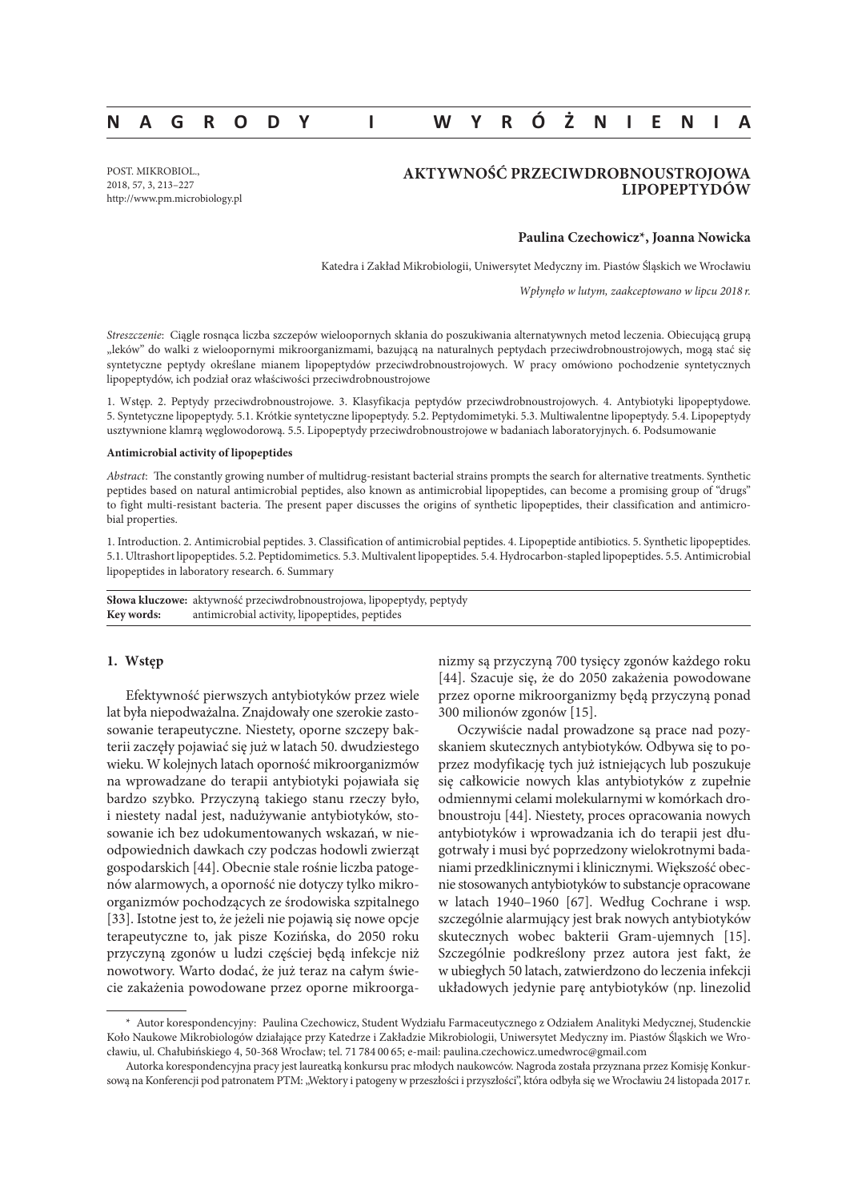# N A G R O D Y I W Y R Ó Ż N I E N I A

POST. MIKROBIOL.,
2018, 57, 3, 213–227
http://www.pm.microbiology.pl

## AKTYWNOŚĆ PRZECIWDROBNOUSTROJOWA LIPOPEPTYDÓW

**Paulina Czechowicz\*, Joanna Nowicka**

Katedra i Zakład Mikrobiologii, Uniwersytet Medyczny im. Piastów Śląskich we Wrocławiu

*Wpłynęło w lutym, zaakceptowano w lipcu 2018 r.*

*Streszczenie*: Ciągle rosnąca liczba szczepów wieloopornych skłania do poszukiwania alternatywnych metod leczenia. Obiecującą grupą „leków" do walki z wieloopornymi mikroorganizmami, bazującą na naturalnych peptydach przeciwdrobnoustrojowych, mogą stać się syntetyczne peptydy określane mianem lipopeptydów przeciwdrobnoustrojowych. W pracy omówiono pochodzenie syntetycznych lipopeptydów, ich podział oraz właściwości przeciwdrobnoustrojowe

1. Wstęp. 2. Peptydy przeciwdrobnoustrojowe. 3. Klasyfikacja peptydów przeciwdrobnoustrojowych. 4. Antybiotyki lipopeptydowe. 5. Syntetyczne lipopeptydy. 5.1. Krótkie syntetyczne lipopeptydy. 5.2. Peptydomimetyki. 5.3. Multiwalentne lipopeptydy. 5.4. Lipopeptydy usztywnione klamrą węglowodorową. 5.5. Lipopeptydy przeciwdrobnoustrojowe w badaniach laboratoryjnych. 6. Podsumowanie

**Antimicrobial activity of lipopeptides**

*Abstract*: The constantly growing number of multidrug-resistant bacterial strains prompts the search for alternative treatments. Synthetic peptides based on natural antimicrobial peptides, also known as antimicrobial lipopeptides, can become a promising group of "drugs" to fight multi-resistant bacteria. The present paper discusses the origins of synthetic lipopeptides, their classification and antimicrobial properties.

1. Introduction. 2. Antimicrobial peptides. 3. Classification of antimicrobial peptides. 4. Lipopeptide antibiotics. 5. Synthetic lipopeptides. 5.1. Ultrashort lipopeptides. 5.2. Peptidomimetics. 5.3. Multivalent lipopeptides. 5.4. Hydrocarbon-stapled lipopeptides. 5.5. Antimicrobial lipopeptides in laboratory research. 6. Summary

**Słowa kluczowe:** aktywność przeciwdrobnoustrojowa, lipopeptydy, peptydy
**Key words:** antimicrobial activity, lipopeptides, peptides

### 1. Wstęp

Efektywność pierwszych antybiotyków przez wiele lat była niepodważalna. Znajdowały one szerokie zastosowanie terapeutyczne. Niestety, oporne szczepy bakterii zaczęły pojawiać się już w latach 50. dwudziestego wieku. W kolejnych latach oporność mikroorganizmów na wprowadzane do terapii antybiotyki pojawiała się bardzo szybko. Przyczyną takiego stanu rzeczy było, i niestety nadal jest, nadużywanie antybiotyków, stosowanie ich bez udokumentowanych wskazań, w nieodpowiednich dawkach czy podczas hodowli zwierząt gospodarskich [44]. Obecnie stale rośnie liczba patogenów alarmowych, a oporność nie dotyczy tylko mikroorganizmów pochodzących ze środowiska szpitalnego [33]. Istotne jest to, że jeżeli nie pojawią się nowe opcje terapeutyczne to, jak pisze Kozińska, do 2050 roku przyczyną zgonów u ludzi częściej będą infekcje niż nowotwory. Warto dodać, że już teraz na całym świecie zakażenia powodowane przez oporne mikroorganizmy są przyczyną 700 tysięcy zgonów każdego roku [44]. Szacuje się, że do 2050 zakażenia powodowane przez oporne mikroorganizmy będą przyczyną ponad 300 milionów zgonów [15].

Oczywiście nadal prowadzone są prace nad pozyskaniem skutecznych antybiotyków. Odbywa się to poprzez modyfikację tych już istniejących lub poszukuje się całkowicie nowych klas antybiotyków z zupełnie odmiennymi celami molekularnymi w komórkach drobnoustroju [44]. Niestety, proces opracowania nowych antybiotyków i wprowadzania ich do terapii jest długotrwały i musi być poprzedzony wielokrotnymi badaniami przedklinicznymi i klinicznymi. Większość obecnie stosowanych antybiotyków to substancje opracowane w latach 1940–1960 [67]. Według Cochrane i wsp. szczególnie alarmujący jest brak nowych antybiotyków skutecznych wobec bakterii Gram-ujemnych [15]. Szczególnie podkreślony przez autora jest fakt, że w ubiegłych 50 latach, zatwierdzono do leczenia infekcji układowych jedynie parę antybiotyków (np. linezolid

\* Autor korespondencyjny: Paulina Czechowicz, Student Wydziału Farmaceutycznego z Odziałem Analityki Medycznej, Studenckie Koło Naukowe Mikrobiologów działające przy Katedrze i Zakładzie Mikrobiologii, Uniwersytet Medyczny im. Piastów Śląskich we Wrocławiu, ul. Chałubińskiego 4, 50-368 Wrocław; tel. 71 784 00 65; e-mail: paulina.czechowicz.umedwroc@gmail.com

Autorka korespondencyjna pracy jest laureatką konkursu prac młodych naukowców. Nagroda została przyznana przez Komisję Konkursową na Konferencji pod patronatem PTM: „Wektory i patogeny w przeszłości i przyszłości", która odbyła się we Wrocławiu 24 listopada 2017 r.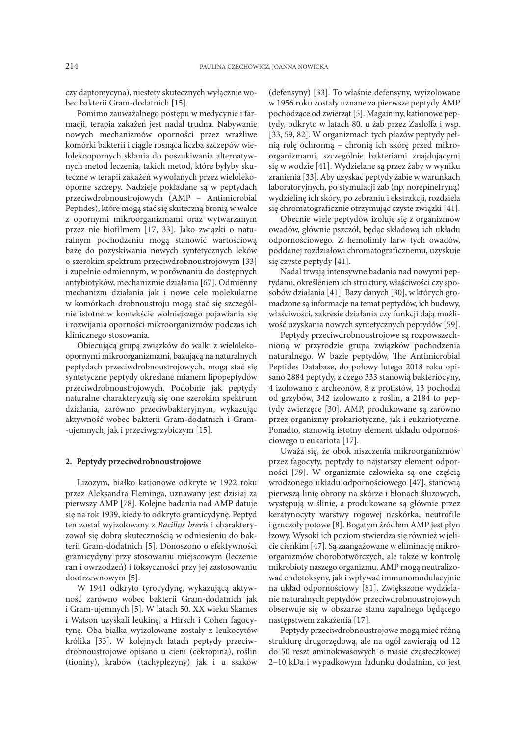czy daptomycyna), niestety skutecznych wyłącznie wobec bakterii Gram-dodatnich [15].

Pomimo zauważalnego postępu w medycynie i farmacji, terapia zakażeń jest nadal trudna. Nabywanie nowych mechanizmów oporności przez wrażliwe komórki bakterii i ciągle rosnąca liczba szczepów wielolekoopornych skłania do poszukiwania alternatywnych metod leczenia, takich metod, które byłyby skuteczne w terapii zakażeń wywołanych przez wielolekooporne szczepy. Nadzieje pokładane są w peptydach przeciwdrobnoustrojowych (AMP – Antimicrobial Peptides), które mogą stać się skuteczną bronią w walce z opornymi mikroorganizmami oraz wytwarzanym przez nie biofilmem [17, 33]. Jako związki o naturalnym pochodzeniu mogą stanowić wartościową bazę do pozyskiwania nowych syntetycznych leków o szerokim spektrum przeciwdrobnoustrojowym [33] i zupełnie odmiennym, w porównaniu do dostępnych antybiotyków, mechanizmie działania [67]. Odmienny mechanizm działania jak i nowe cele molekularne w komórkach drobnoustroju mogą stać się szczególnie istotne w kontekście wolniejszego pojawiania się i rozwijania oporności mikroorganizmów podczas ich klinicznego stosowania.

Obiecującą grupą związków do walki z wielolekoopornymi mikroorganizmami, bazującą na naturalnych peptydach przeciwdrobnoustrojowych, mogą stać się syntetyczne peptydy określane mianem lipopeptydów przeciwdrobnoustrojowych. Podobnie jak peptydy naturalne charakteryzują się one szerokim spektrum działania, zarówno przeciwbakteryjnym, wykazując aktywność wobec bakterii Gram-dodatnich i Gram-ujemnych, jak i przeciwgrzybiczym [15].

## 2. Peptydy przeciwdrobnoustrojowe

Lizozym, białko kationowe odkryte w 1922 roku przez Aleksandra Fleminga, uznawany jest dzisiaj za pierwszy AMP [78]. Kolejne badania nad AMP datuje się na rok 1939, kiedy to odkryto gramicydynę. Peptyd ten został wyizolowany z *Bacillus brevis* i charakteryzował się dobrą skutecznością w odniesieniu do bakterii Gram-dodatnich [5]. Donoszono o efektywności gramicydyny przy stosowaniu miejscowym (leczenie ran i owrzodzeń) i toksyczności przy jej zastosowaniu dootrzewnowym [5].

W 1941 odkryto tyrocydynę, wykazującą aktywność zarówno wobec bakterii Gram-dodatnich jak i Gram-ujemnych [5]. W latach 50. XX wieku Skames i Watson uzyskali leukinę, a Hirsch i Cohen fagocytynę. Oba białka wyizolowane zostały z leukocytów królika [33]. W kolejnych latach peptydy przeciwdrobnoustrojowe opisano u ciem (cekropina), roślin (tioniny), krabów (tachyplezyny) jak i u ssaków (defensyny) [33]. To właśnie defensyny, wyizolowane w 1956 roku zostały uznane za pierwsze peptydy AMP pochodzące od zwierząt [5]. Magaininy, kationowe peptydy, odkryto w latach 80. u żab przez Zasloffa i wsp. [33, 59, 82]. W organizmach tych płazów peptydy pełnią rolę ochronną – chronią ich skórę przed mikroorganizmami, szczególnie bakteriami znajdującymi się w wodzie [41]. Wydzielane są przez żaby w wyniku zranienia [33]. Aby uzyskać peptydy żabie w warunkach laboratoryjnych, po stymulacji żab (np. norepinefryną) wydzielinę ich skóry, po zebraniu i ekstrakcji, rozdziela się chromatograficznie otrzymując czyste związki [41].

Obecnie wiele peptydów izoluje się z organizmów owadów, głównie pszczół, będąc składową ich układu odpornościowego. Z hemolimfy larw tych owadów, poddanej rozdziałowi chromatograficznemu, uzyskuje się czyste peptydy [41].

Nadal trwają intensywne badania nad nowymi peptydami, określeniem ich struktury, właściwości czy sposobów działania [41]. Bazy danych [30], w których gromadzone są informacje na temat peptydów, ich budowy, właściwości, zakresie działania czy funkcji dają możliwość uzyskania nowych syntetycznych peptydów [59].

Peptydy przeciwdrobnoustrojowe są rozpowszechnioną w przyrodzie grupą związków pochodzenia naturalnego. W bazie peptydów, The Antimicrobial Peptides Database, do połowy lutego 2018 roku opisano 2884 peptydy, z czego 333 stanowią bakteriocyny, 4 izolowano z archeonów, 8 z protistów, 13 pochodzi od grzybów, 342 izolowano z roślin, a 2184 to peptydy zwierzęce [30]. AMP, produkowane są zarówno przez organizmy prokariotyczne, jak i eukariotyczne. Ponadto, stanowią istotny element układu odpornościowego u eukariota [17].

Uważa się, że obok niszczenia mikroorganizmów przez fagocyty, peptydy to najstarszy element odporności [79]. W organizmie człowieka są one częścią wrodzonego układu odpornościowego [47], stanowią pierwszą linię obrony na skórze i błonach śluzowych, występują w ślinie, a produkowane są głównie przez keratynocyty warstwy rogowej naskórka, neutrofile i gruczoły potowe [8]. Bogatym źródłem AMP jest płyn łzowy. Wysoki ich poziom stwierdza się również w jelicie cienkim [47]. Są zaangażowane w eliminację mikroorganizmów chorobotwórczych, ale także w kontrolę mikrobioty naszego organizmu. AMP mogą neutralizować endotoksyny, jak i wpływać immunomodulacyjnie na układ odpornościowy [81]. Zwiększone wydzielanie naturalnych peptydów przeciwdrobnoustrojowych obserwuje się w obszarze stanu zapalnego będącego następstwem zakażenia [17].

Peptydy przeciwdrobnoustrojowe mogą mieć różną strukturę drugorzędową, ale na ogół zawierają od 12 do 50 reszt aminokwasowych o masie cząsteczkowej 2–10 kDa i wypadkowym ładunku dodatnim, co jest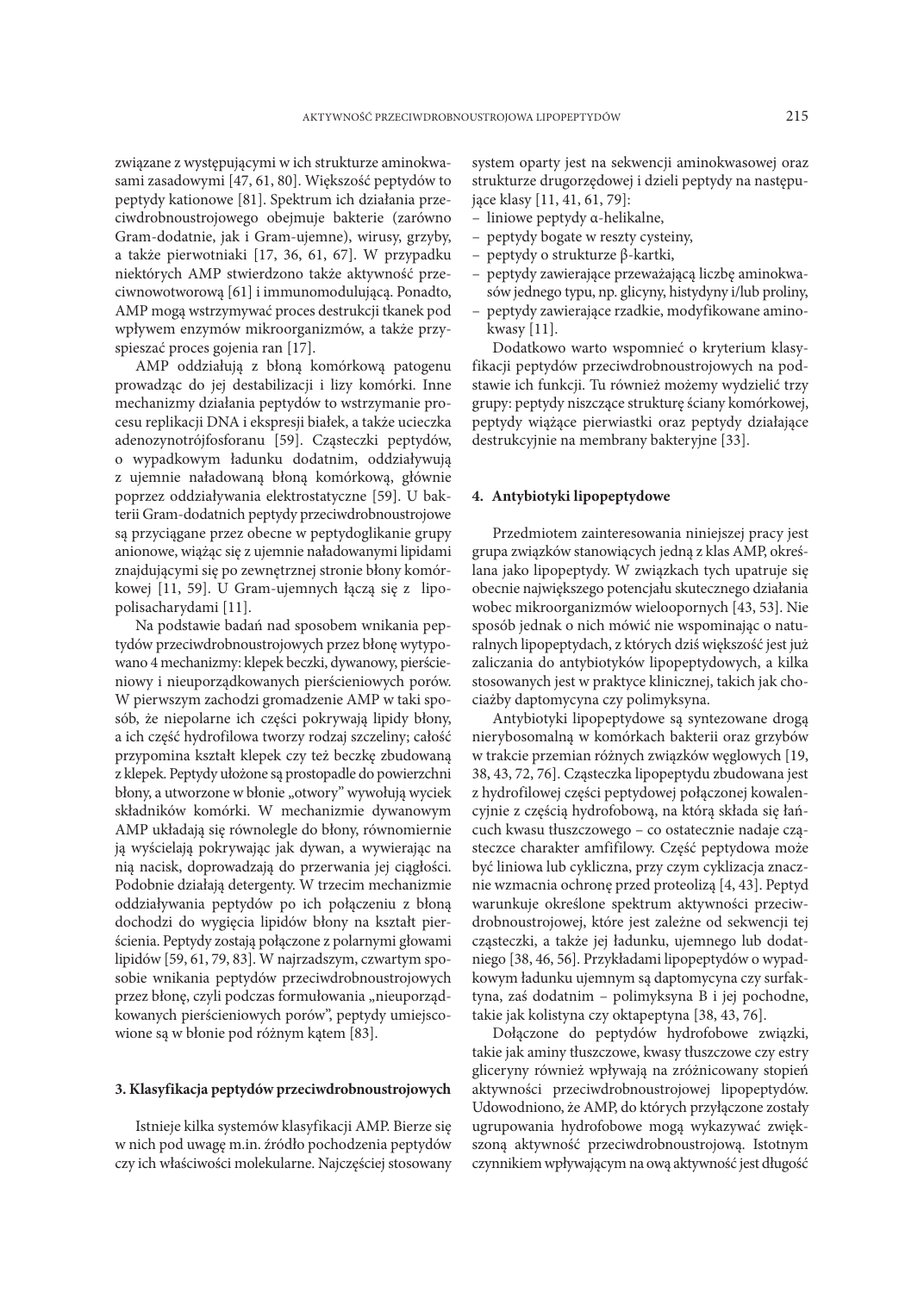związane z występującymi w ich strukturze aminokwasami zasadowymi [47, 61, 80]. Większość peptydów to peptydy kationowe [81]. Spektrum ich działania przeciwdrobnoustrojowego obejmuje bakterie (zarówno Gram-dodatnie, jak i Gram-ujemne), wirusy, grzyby, a także pierwotniaki [17, 36, 61, 67]. W przypadku niektórych AMP stwierdzono także aktywność przeciwnowotworową [61] i immunomodulującą. Ponadto, AMP mogą wstrzymywać proces destrukcji tkanek pod wpływem enzymów mikroorganizmów, a także przyspieszać proces gojenia ran [17].

AMP oddziałują z błoną komórkową patogenu prowadząc do jej destabilizacji i lizy komórki. Inne mechanizmy działania peptydów to wstrzymanie procesu replikacji DNA i ekspresji białek, a także ucieczka adenozynotrójfosforanu [59]. Cząsteczki peptydów, o wypadkowym ładunku dodatnim, oddziaływują z ujemnie naładowaną błoną komórkową, głównie poprzez oddziaływania elektrostatyczne [59]. U bakterii Gram-dodatnich peptydy przeciwdrobnoustrojowe są przyciągane przez obecne w peptydoglikanie grupy anionowe, wiążąc się z ujemnie naładowanymi lipidami znajdującymi się po zewnętrznej stronie błony komórkowej [11, 59]. U Gram-ujemnych łączą się z lipopolisacharydami [11].

Na podstawie badań nad sposobem wnikania peptydów przeciwdrobnoustrojowych przez błonę wytypowano 4 mechanizmy: klepek beczki, dywanowy, pierścieniowy i nieuporządkowanych pierścieniowych porów. W pierwszym zachodzi gromadzenie AMP w taki sposób, że niepolarne ich części pokrywają lipidy błony, a ich część hydrofilowa tworzy rodzaj szczeliny; całość przypomina kształt klepek czy też beczkę zbudowaną z klepek. Peptydy ułożone są prostopadle do powierzchni błony, a utworzone w błonie „otwory" wywołują wyciek składników komórki. W mechanizmie dywanowym AMP układają się równolegle do błony, równomiernie ją wyścielają pokrywając jak dywan, a wywierając na nią nacisk, doprowadzają do przerwania jej ciągłości. Podobnie działają detergenty. W trzecim mechanizmie oddziaływania peptydów po ich połączeniu z błoną dochodzi do wygięcia lipidów błony na kształt pierścienia. Peptydy zostają połączone z polarnymi głowami lipidów [59, 61, 79, 83]. W najrzadszym, czwartym sposobie wnikania peptydów przeciwdrobnoustrojowych przez błonę, czyli podczas formułowania „nieuporządkowanych pierścieniowych porów", peptydy umiejscowione są w błonie pod różnym kątem [83].

## 3. Klasyfikacja peptydów przeciwdrobnoustrojowych

Istnieje kilka systemów klasyfikacji AMP. Bierze się w nich pod uwagę m.in. źródło pochodzenia peptydów czy ich właściwości molekularne. Najczęściej stosowany system oparty jest na sekwencji aminokwasowej oraz strukturze drugorzędowej i dzieli peptydy na następujące klasy [11, 41, 61, 79]:

- liniowe peptydy α-helikalne,
- peptydy bogate w reszty cysteiny,
- peptydy o strukturze β-kartki,
- peptydy zawierające przeważającą liczbę aminokwasów jednego typu, np. glicyny, histydyny i/lub proliny,
- peptydy zawierające rzadkie, modyfikowane aminokwasy [11].

Dodatkowo warto wspomnieć o kryterium klasyfikacji peptydów przeciwdrobnoustrojowych na podstawie ich funkcji. Tu również możemy wydzielić trzy grupy: peptydy niszczące strukturę ściany komórkowej, peptydy wiążące pierwiastki oraz peptydy działające destrukcyjnie na membrany bakteryjne [33].

## 4. Antybiotyki lipopeptydowe

Przedmiotem zainteresowania niniejszej pracy jest grupa związków stanowiących jedną z klas AMP, określana jako lipopeptydy. W związkach tych upatruje się obecnie największego potencjału skutecznego działania wobec mikroorganizmów wieloopornych [43, 53]. Nie sposób jednak o nich mówić nie wspominając o naturalnych lipopeptydach, z których dziś większość jest już zaliczania do antybiotyków lipopeptydowych, a kilka stosowanych jest w praktyce klinicznej, takich jak chociażby daptomycyna czy polimyksyna.

Antybiotyki lipopeptydowe są syntezowane drogą nierybosomalną w komórkach bakterii oraz grzybów w trakcie przemian różnych związków węglowych [19, 38, 43, 72, 76]. Cząsteczka lipopeptydu zbudowana jest z hydrofilowej części peptydowej połączonej kowalencyjnie z częścią hydrofobową, na którą składa się łańcuch kwasu tłuszczowego – co ostatecznie nadaje cząsteczce charakter amfifilowy. Część peptydowa może być liniowa lub cykliczna, przy czym cyklizacja znacznie wzmacnia ochronę przed proteolizą [4, 43]. Peptyd warunkuje określone spektrum aktywności przeciwdrobnoustrojowej, które jest zależne od sekwencji tej cząsteczki, a także jej ładunku, ujemnego lub dodatniego [38, 46, 56]. Przykładami lipopeptydów o wypadkowym ładunku ujemnym są daptomycyna czy surfaktyna, zaś dodatnim – polimyksyna B i jej pochodne, takie jak kolistyna czy oktapeptyna [38, 43, 76].

Dołączone do peptydów hydrofobowe związki, takie jak aminy tłuszczowe, kwasy tłuszczowe czy estry gliceryny również wpływają na zróżnicowany stopień aktywności przeciwdrobnoustrojowej lipopeptydów. Udowodniono, że AMP, do których przyłączone zostały ugrupowania hydrofobowe mogą wykazywać zwiększoną aktywność przeciwdrobnoustrojową. Istotnym czynnikiem wpływającym na ową aktywność jest długość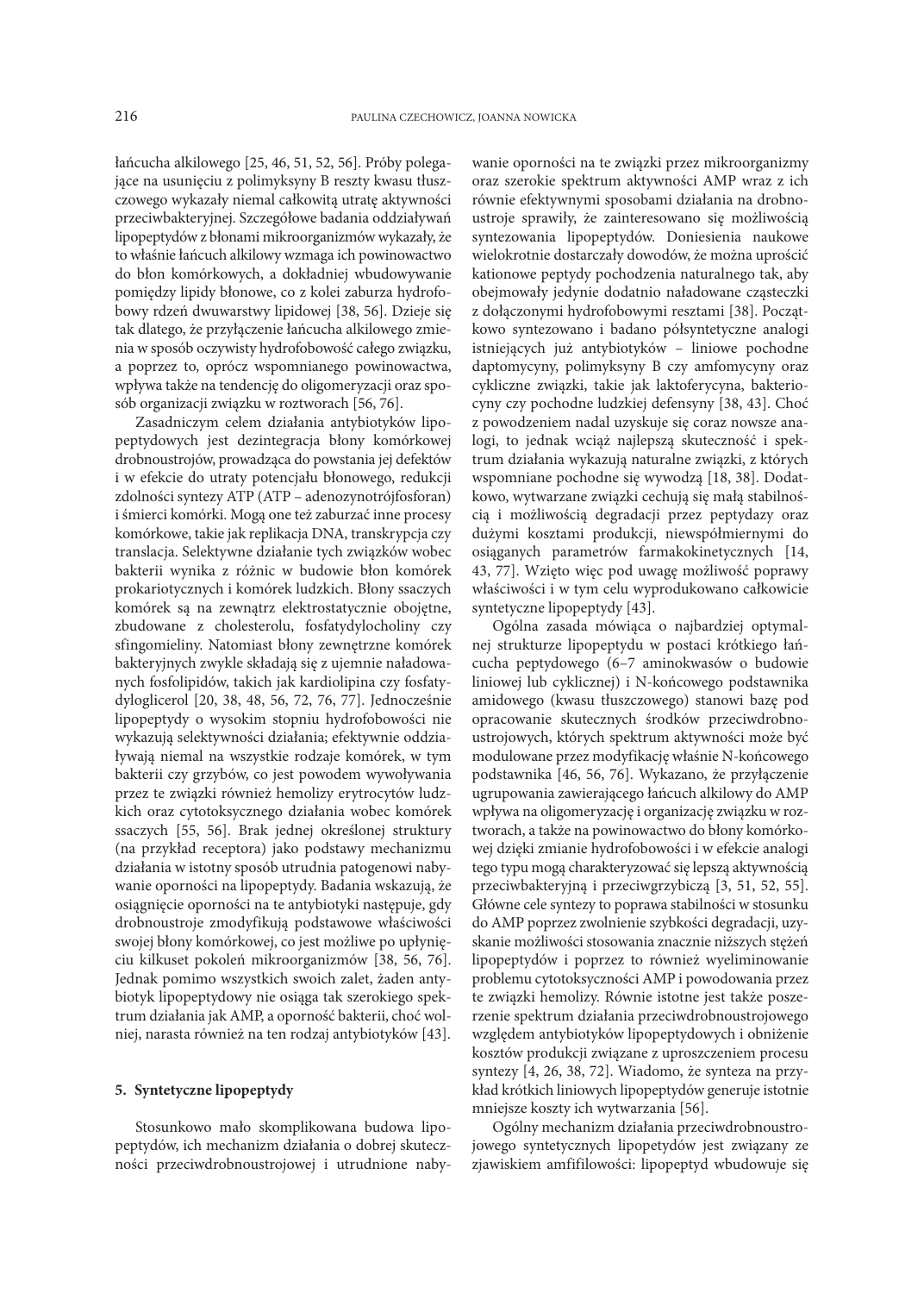łańcucha alkilowego [25, 46, 51, 52, 56]. Próby polegające na usunięciu z polimyksyny B reszty kwasu tłuszczowego wykazały niemal całkowitą utratę aktywności przeciwbakteryjnej. Szczegółowe badania oddziaływań lipopeptydów z błonami mikroorganizmów wykazały, że to właśnie łańcuch alkilowy wzmaga ich powinowactwo do błon komórkowych, a dokładniej wbudowywanie pomiędzy lipidy błonowe, co z kolei zaburza hydrofobowy rdzeń dwuwarstwy lipidowej [38, 56]. Dzieje się tak dlatego, że przyłączenie łańcucha alkilowego zmienia w sposób oczywisty hydrofobowość całego związku, a poprzez to, oprócz wspomnianego powinowactwa, wpływa także na tendencję do oligomeryzacji oraz sposób organizacji związku w roztworach [56, 76].

Zasadniczym celem działania antybiotyków lipopeptydowych jest dezintegracja błony komórkowej drobnoustrojów, prowadząca do powstania jej defektów i w efekcie do utraty potencjału błonowego, redukcji zdolności syntezy ATP (ATP – adenozynotrójfosforan) i śmierci komórki. Mogą one też zaburzać inne procesy komórkowe, takie jak replikacja DNA, transkrypcja czy translacja. Selektywne działanie tych związków wobec bakterii wynika z różnic w budowie błon komórek prokariotycznych i komórek ludzkich. Błony ssaczych komórek są na zewnątrz elektrostatycznie obojętne, zbudowane z cholesterolu, fosfatydylocholiny czy sfingomieliny. Natomiast błony zewnętrzne komórek bakteryjnych zwykle składają się z ujemnie naładowanych fosfolipidów, takich jak kardiolipina czy fosfatydyloglicerol [20, 38, 48, 56, 72, 76, 77]. Jednocześnie lipopeptydy o wysokim stopniu hydrofobowości nie wykazują selektywności działania; efektywnie oddziałują niemal na wszystkie rodzaje komórek, w tym bakterii czy grzybów, co jest powodem wywoływania przez te związki również hemolizy erytrocytów ludzkich oraz cytotoksycznego działania wobec komórek ssaczych [55, 56]. Brak jednej określonej struktury (na przykład receptora) jako podstawy mechanizmu działania w istotny sposób utrudnia patogenowi nabywanie oporności na lipopeptydy. Badania wskazują, że osiągnięcie oporności na te antybiotyki następuje, gdy drobnoustroje zmodyfikują podstawowe właściwości swojej błony komórkowej, co jest możliwe po upłynięciu kilkuset pokoleń mikroorganizmów [38, 56, 76]. Jednak pomimo wszystkich swoich zalet, żaden antybiotyk lipopeptydowy nie osiąga tak szerokiego spektrum działania jak AMP, a oporność bakterii, choć wolniej, narasta również na ten rodzaj antybiotyków [43].

## 5. Syntetyczne lipopeptydy

Stosunkowo mało skomplikowana budowa lipopeptydów, ich mechanizm działania o dobrej skuteczności przeciwdrobnoustrojowej i utrudnione nabywanie oporności na te związki przez mikroorganizmy oraz szerokie spektrum aktywności AMP wraz z ich równie efektywnymi sposobami działania na drobnoustroje sprawiły, że zainteresowano się możliwością syntezowania lipopeptydów. Doniesienia naukowe wielokrotnie dostarczały dowodów, że można uprościć kationowe peptydy pochodzenia naturalnego tak, aby obejmowały jedynie dodatnio naładowane cząsteczki z dołączonymi hydrofobowymi resztami [38]. Początkowo syntezowano i badano półsyntetyczne analogi istniejących już antybiotyków – liniowe pochodne daptomycyny, polimyksyny B czy amfomycyny oraz cykliczne związki, takie jak laktoferycyna, bakteriocyny czy pochodne ludzkiej defensyny [38, 43]. Choć z powodzeniem nadal uzyskuje się coraz nowsze analogi, to jednak wciąż najlepszą skuteczność i spektrum działania wykazują naturalne związki, z których wspomniane pochodne się wywodzą [18, 38]. Dodatkowo, wytwarzane związki cechują się małą stabilnością i możliwością degradacji przez peptydazy oraz dużymi kosztami produkcji, niewspółmiernymi do osiąganych parametrów farmakokinetycznych [14, 43, 77]. Wzięto więc pod uwagę możliwość poprawy właściwości i w tym celu wyprodukowano całkowicie syntetyczne lipopeptydy [43].

Ogólna zasada mówiąca o najbardziej optymalnej strukturze lipopeptydu w postaci krótkiego łańcucha peptydowego (6–7 aminokwasów o budowie liniowej lub cyklicznej) i N-końcowego podstawnika amidowego (kwasu tłuszczowego) stanowi bazę pod opracowanie skutecznych środków przeciwdrobnoustrojowych, których spektrum aktywności może być modulowane przez modyfikację właśnie N-końcowego podstawnika [46, 56, 76]. Wykazano, że przyłączenie ugrupowania zawierającego łańcuch alkilowy do AMP wpływa na oligomeryzację i organizację związku w roztworach, a także na powinowactwo do błony komórkowej dzięki zmianie hydrofobowości i w efekcie analogi tego typu mogą charakteryzować się lepszą aktywnością przeciwbakteryjną i przeciwgrzybiczą [3, 51, 52, 55]. Główne cele syntezy to poprawa stabilności w stosunku do AMP poprzez zwolnienie szybkości degradacji, uzyskanie możliwości stosowania znacznie niższych stężeń lipopeptydów i poprzez to również wyeliminowanie problemu cytotoksyczności AMP i powodowania przez te związki hemolizy. Równie istotne jest także poszerzenie spektrum działania przeciwdrobnoustrojowego względem antybiotyków lipopeptydowych i obniżenie kosztów produkcji związane z uproszczeniem procesu syntezy [4, 26, 38, 72]. Wiadomo, że synteza na przykład krótkich liniowych lipopeptydów generuje istotnie mniejsze koszty ich wytwarzania [56].

Ogólny mechanizm działania przeciwdrobnoustrojowego syntetycznych lipopetydów jest związany ze zjawiskiem amfifilowości: lipopeptyd wbudowuje się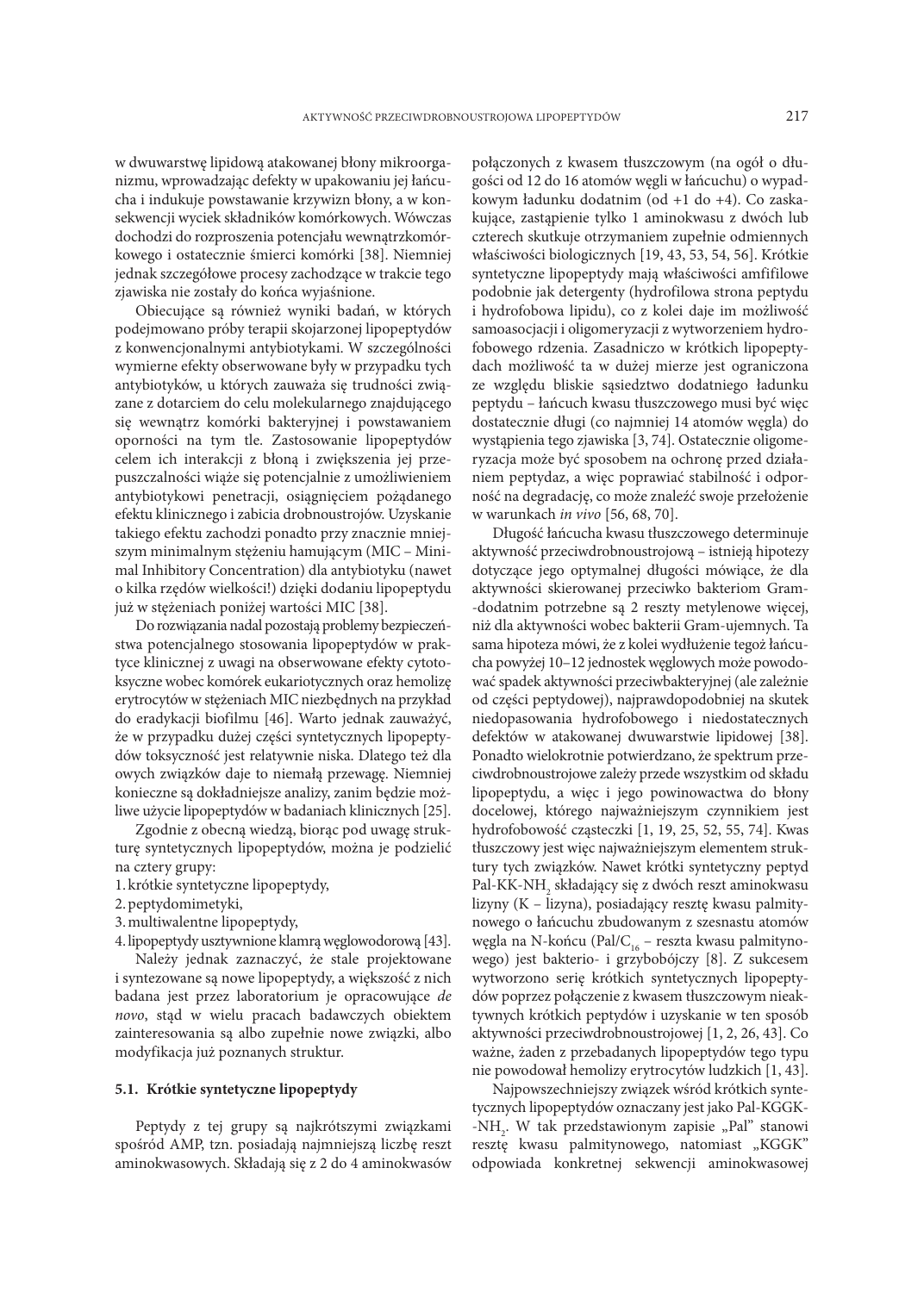w dwuwarstwę lipidową atakowanej błony mikroorganizmu, wprowadzając defekty w upakowaniu jej łańcucha i indukuje powstawanie krzywizn błony, a w konsekwencji wyciek składników komórkowych. Wówczas dochodzi do rozproszenia potencjału wewnątrzkomórkowego i ostatecznie śmierci komórki [38]. Niemniej jednak szczegółowe procesy zachodzące w trakcie tego zjawiska nie zostały do końca wyjaśnione.

Obiecujące są również wyniki badań, w których podejmowano próby terapii skojarzonej lipopeptydów z konwencjonalnymi antybiotykami. W szczególności wymierne efekty obserwowane były w przypadku tych antybiotyków, u których zauważa się trudności związane z dotarciem do celu molekularnego znajdującego się wewnątrz komórki bakteryjnej i powstawaniem oporności na tym tle. Zastosowanie lipopeptydów celem ich interakcji z błoną i zwiększenia jej przepuszczalności wiąże się potencjalnie z umożliwieniem antybiotykowi penetracji, osiągnięciem pożądanego efektu klinicznego i zabicia drobnoustrojów. Uzyskanie takiego efektu zachodzi ponadto przy znacznie mniejszym minimalnym stężeniu hamującym (MIC – Minimal Inhibitory Concentration) dla antybiotyku (nawet o kilka rzędów wielkości!) dzięki dodaniu lipopeptydu już w stężeniach poniżej wartości MIC [38].

Do rozwiązania nadal pozostają problemy bezpieczeństwa potencjalnego stosowania lipopeptydów w praktyce klinicznej z uwagi na obserwowane efekty cytotoksyczne wobec komórek eukariotycznych oraz hemolizę erytrocytów w stężeniach MIC niezbędnych na przykład do eradykacji biofilmu [46]. Warto jednak zauważyć, że w przypadku dużej części syntetycznych lipopeptydów toksyczność jest relatywnie niska. Dlatego też dla owych związków daje to niemałą przewagę. Niemniej konieczne są dokładniejsze analizy, zanim będzie możliwe użycie lipopeptydów w badaniach klinicznych [25].

Zgodnie z obecną wiedzą, biorąc pod uwagę strukturę syntetycznych lipopeptydów, można je podzielić na cztery grupy:

1. krótkie syntetyczne lipopeptydy,
2. peptydomimetyki,
3. multiwalentne lipopeptydy,
4. lipopeptydy usztywnione klamrą węglowodorową [43].

Należy jednak zaznaczyć, że stale projektowane i syntezowane są nowe lipopeptydy, a większość z nich badana jest przez laboratorium je opracowujące *de novo*, stąd w wielu pracach badawczych obiektem zainteresowania są albo zupełnie nowe związki, albo modyfikacja już poznanych struktur.

### 5.1. Krótkie syntetyczne lipopeptydy

Peptydy z tej grupy są najkrótszymi związkami spośród AMP, tzn. posiadają najmniejszą liczbę reszt aminokwasowych. Składają się z 2 do 4 aminokwasów połączonych z kwasem tłuszczowym (na ogół o długości od 12 do 16 atomów węgli w łańcuchu) o wypadkowym ładunku dodatnim (od +1 do +4). Co zaskakujące, zastąpienie tylko 1 aminokwasu z dwóch lub czterech skutkuje otrzymaniem zupełnie odmiennych właściwości biologicznych [19, 43, 53, 54, 56]. Krótkie syntetyczne lipopeptydy mają właściwości amfifilowe podobnie jak detergenty (hydrofilowa strona peptydu i hydrofobowa lipidu), co z kolei daje im możliwość samoasocjacji i oligomeryzacji z wytworzeniem hydrofobowego rdzenia. Zasadniczo w krótkich lipopeptydach możliwość ta w dużej mierze jest ograniczona ze względu bliskie sąsiedztwo dodatniego ładunku peptydu – łańcuch kwasu tłuszczowego musi być więc dostatecznie długi (co najmniej 14 atomów węgla) do wystąpienia tego zjawiska [3, 74]. Ostatecznie oligomeryzacja może być sposobem na ochronę przed działaniem peptydaz, a więc poprawiać stabilność i odporność na degradację, co może znaleźć swoje przełożenie w warunkach *in vivo* [56, 68, 70].

Długość łańcucha kwasu tłuszczowego determinuje aktywność przeciwdrobnoustrojową – istnieją hipotezy dotyczące jego optymalnej długości mówiące, że dla aktywności skierowanej przeciwko bakteriom Gram-dodatnim potrzebne są 2 reszty metylenowe więcej, niż dla aktywności wobec bakterii Gram-ujemnych. Ta sama hipoteza mówi, że z kolei wydłużenie tegoż łańcucha powyżej 10–12 jednostek węglowych może powodować spadek aktywności przeciwbakteryjnej (ale zależnie od części peptydowej), najprawdopodobniej na skutek niedopasowania hydrofobowego i niedostatecznych defektów w atakowanej dwuwarstwie lipidowej [38]. Ponadto wielokrotnie potwierdzano, że spektrum przeciwdrobnoustrojowe zależy przede wszystkim od składu lipopeptydu, a więc i jego powinowactwa do błony docelowej, którego najważniejszym czynnikiem jest hydrofobowość cząsteczki [1, 19, 25, 52, 55, 74]. Kwas tłuszczowy jest więc najważniejszym elementem struktury tych związków. Nawet krótki syntetyczny peptyd Pal-KK-$NH_2$ składający się z dwóch reszt aminokwasu lizyny (K – lizyna), posiadający resztę kwasu palmitynowego o łańcuchu zbudowanym z szesnastu atomów węgla na N-końcu (Pal/$C_{16}$ – reszta kwasu palmitynowego) jest bakterio- i grzybobójczy [8]. Z sukcesem wytworzono serię krótkich syntetycznych lipopeptydów poprzez połączenie z kwasem tłuszczowym nieaktywnych krótkich peptydów i uzyskanie w ten sposób aktywności przeciwdrobnoustrojowej [1, 2, 26, 43]. Co ważne, żaden z przebadanych lipopeptydów tego typu nie powodował hemolizy erytrocytów ludzkich [1, 43].

Najpowszechniejszy związek wśród krótkich syntetycznych lipopeptydów oznaczany jest jako Pal-KGGK-$NH_2$. W tak przedstawionym zapisie „Pal" stanowi resztę kwasu palmitynowego, natomiast „KGGK" odpowiada konkretnej sekwencji aminokwasowej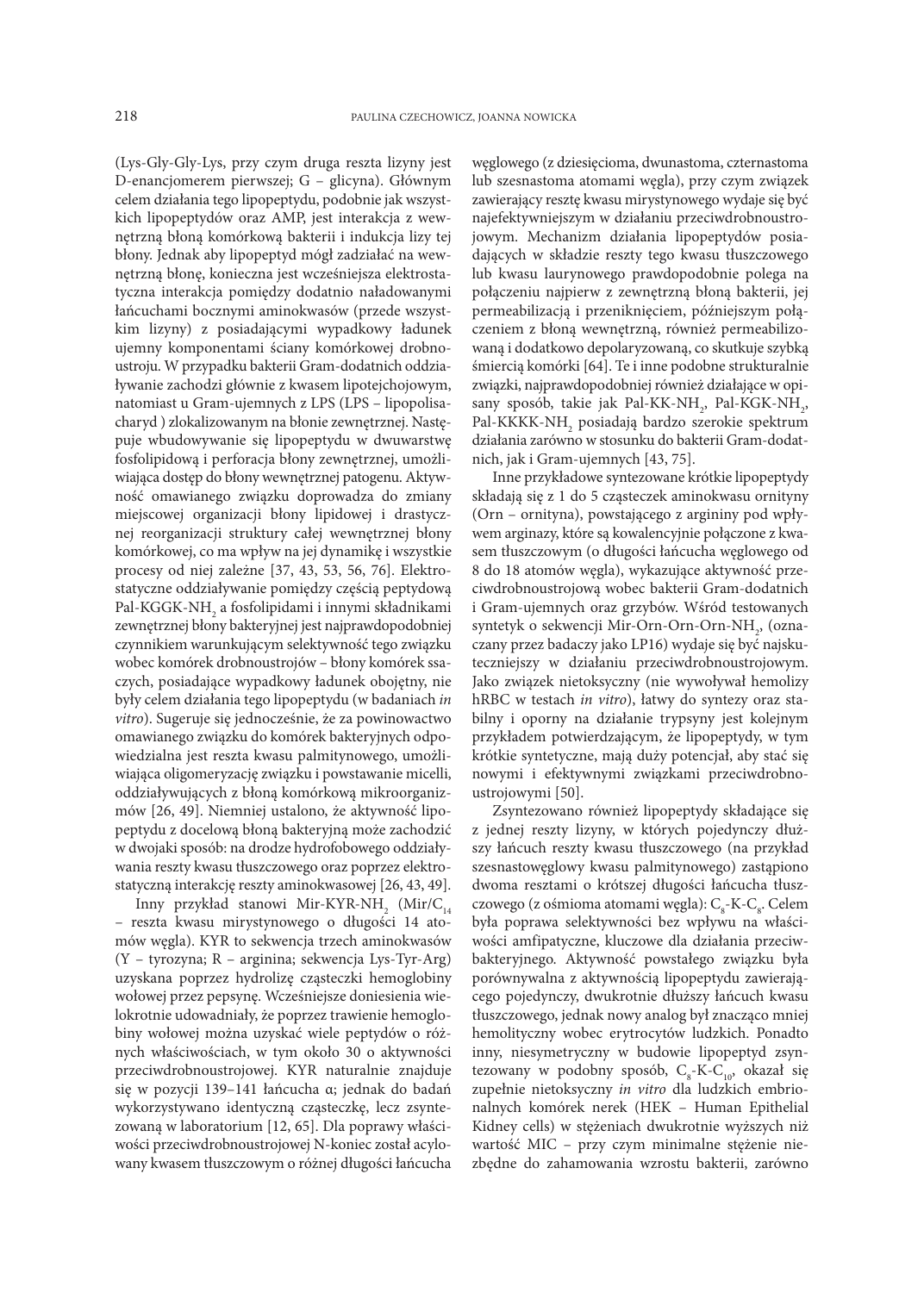(Lys-Gly-Gly-Lys, przy czym druga reszta lizyny jest D-enancjomerem pierwszej; G – glicyna). Głównym celem działania tego lipopeptydu, podobnie jak wszystkich lipopeptydów oraz AMP, jest interakcja z wewnętrzną błoną komórkową bakterii i indukcja lizy tej błony. Jednak aby lipopeptyd mógł zadziałać na wewnętrzną błonę, konieczna jest wcześniejsza elektrostatyczna interakcja pomiędzy dodatnio naładowanymi łańcuchami bocznymi aminokwasów (przede wszystkim lizyny) z posiadającymi wypadkowy ładunek ujemny komponentami ściany komórkowej drobnoustroju. W przypadku bakterii Gram-dodatnich oddziaływanie zachodzi głównie z kwasem lipotejchojowym, natomiast u Gram-ujemnych z LPS (LPS – lipopolisacharyd ) zlokalizowanym na błonie zewnętrznej. Następuje wbudowywanie się lipopeptydu w dwuwarstwę fosfolipidową i perforacja błony zewnętrznej, umożliwiająca dostęp do błony wewnętrznej patogenu. Aktywność omawianego związku doprowadza do zmiany miejscowej organizacji błony lipidowej i drastycznej reorganizacji struktury całej wewnętrznej błony komórkowej, co ma wpływ na jej dynamikę i wszystkie procesy od niej zależne [37, 43, 53, 56, 76]. Elektrostatyczne oddziaływanie pomiędzy częścią peptydową Pal-KGGK-$NH_2$ a fosfolipidami i innymi składnikami zewnętrznej błony bakteryjnej jest najprawdopodobniej czynnikiem warunkującym selektywność tego związku wobec komórek drobnoustrojów – błony komórek ssaczych, posiadające wypadkowy ładunek obojętny, nie były celem działania tego lipopeptydu (w badaniach *in vitro*). Sugeruje się jednocześnie, że za powinowactwo omawianego związku do komórek bakteryjnych odpowiedzialna jest reszta kwasu palmitynowego, umożliwiająca oligomeryzację związku i powstawanie micelli, oddziaływujących z błoną komórkową mikroorganizmów [26, 49]. Niemniej ustalono, że aktywność lipopeptydu z docelową błoną bakteryjną może zachodzić w dwojaki sposób: na drodze hydrofobowego oddziaływania reszty kwasu tłuszczowego oraz poprzez elektrostatyczną interakcję reszty aminokwasowej [26, 43, 49].

Inny przykład stanowi Mir-KYR-$NH_2$ (Mir/$C_{14}$ – reszta kwasu mirystynowego o długości 14 atomów węgla). KYR to sekwencja trzech aminokwasów (Y – tyrozyna; R – arginina; sekwencja Lys-Tyr-Arg) uzyskana poprzez hydrolizę cząsteczki hemoglobiny wołowej przez pepsynę. Wcześniejsze doniesienia wielokrotnie udowadniały, że poprzez trawienie hemoglobiny wołowej można uzyskać wiele peptydów o różnych właściwościach, w tym około 30 o aktywności przeciwdrobnoustrojowej. KYR naturalnie znajduje się w pozycji 139–141 łańcucha α; jednak do badań wykorzystywano identyczną cząsteczkę, lecz zsyntezowaną w laboratorium [12, 65]. Dla poprawy właściwości przeciwdrobnoustrojowej N-koniec został acylowany kwasem tłuszczowym o różnej długości łańcucha węglowego (z dziesięcioma, dwunastoma, czternastoma lub szesnastoma atomami węgla), przy czym związek zawierający resztę kwasu mirystynowego wydaje się być najefektywniejszym w działaniu przeciwdrobnoustrojowym. Mechanizm działania lipopeptydów posiadających w składzie reszty tego kwasu tłuszczowego lub kwasu laurynowego prawdopodobnie polega na połączeniu najpierw z zewnętrzną błoną bakterii, jej permeabilizacją i przeniknięciem, późniejszym połączeniem z błoną wewnętrzną, również permeabilizowaną i dodatkowo depolaryzowaną, co skutkuje szybką śmiercią komórki [64]. Te i inne podobne strukturalnie związki, najprawdopodobniej również działające w opisany sposób, takie jak Pal-KK-$NH_2$, Pal-KGK-$NH_2$, Pal-KKKK-$NH_2$ posiadają bardzo szerokie spektrum działania zarówno w stosunku do bakterii Gram-dodatnich, jak i Gram-ujemnych [43, 75].

Inne przykładowe syntezowane krótkie lipopeptydy składają się z 1 do 5 cząsteczek aminokwasu ornityny (Orn – ornityna), powstającego z argininy pod wpływem arginazy, które są kowalencyjnie połączone z kwasem tłuszczowym (o długości łańcucha węglowego od 8 do 18 atomów węgla), wykazujące aktywność przeciwdrobnoustrojową wobec bakterii Gram-dodatnich i Gram-ujemnych oraz grzybów. Wśród testowanych syntetyk o sekwencji Mir-Orn-Orn-Orn-$NH_2$, (oznaczany przez badaczy jako LP16) wydaje się być najskuteczniejszy w działaniu przeciwdrobnoustrojowym. Jako związek nietoksyczny (nie wywoływał hemolizy hRBC w testach *in vitro*), łatwy do syntezy oraz stabilny i oporny na działanie trypsyny jest kolejnym przykładem potwierdzającym, że lipopeptydy, w tym krótkie syntetyczne, mają duży potencjał, aby stać się nowymi i efektywnymi związkami przeciwdrobnoustrojowymi [50].

Zsyntezowano również lipopeptydy składające się z jednej reszty lizyny, w których pojedynczy dłuższy łańcuch reszty kwasu tłuszczowego (na przykład szesnastowęglowy kwasu palmitynowego) zastąpiono dwoma resztami o krótszej długości łańcucha tłuszczowego (z ośmioma atomami węgla): $C_8$-K-$C_8$. Celem była poprawa selektywności bez wpływu na właściwości amfipatyczne, kluczowe dla działania przeciwbakteryjnego. Aktywność powstałego związku była porównywalna z aktywnością lipopeptydu zawierającego pojedynczy, dwukrotnie dłuższy łańcuch kwasu tłuszczowego, jednak nowy analog był znacząco mniej hemolityczny wobec erytrocytów ludzkich. Ponadto inny, niesymetryczny w budowie lipopeptyd zsyntezowany w podobny sposób, $C_8$-K-$C_{10}$, okazał się zupełnie nietoksyczny *in vitro* dla ludzkich embrionalnych komórek nerek (HEK – Human Epithelial Kidney cells) w stężeniach dwukrotnie wyższych niż wartość MIC – przy czym minimalne stężenie niezbędne do zahamowania wzrostu bakterii, zarówno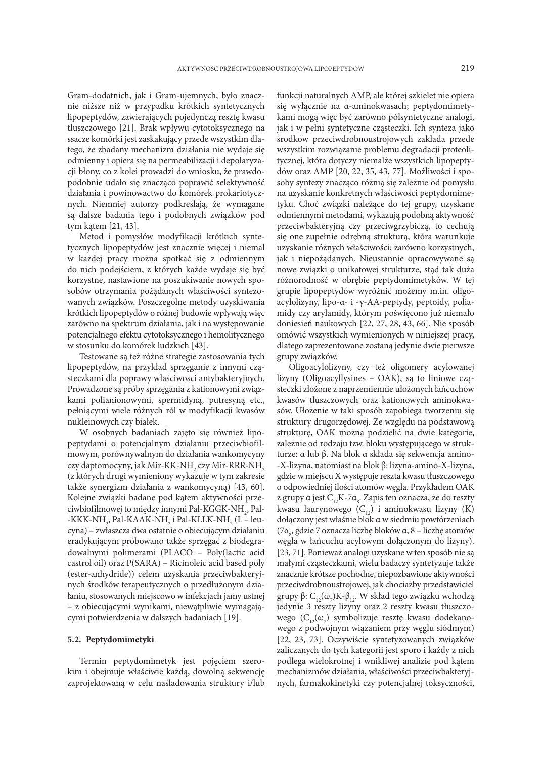Gram-dodatnich, jak i Gram-ujemnych, było znacznie niższe niż w przypadku krótkich syntetycznych lipopeptydów, zawierających pojedynczą resztę kwasu tłuszczowego [21]. Brak wpływu cytotoksycznego na ssacze komórki jest zaskakujący przede wszystkim dlatego, że zbadany mechanizm działania nie wydaje się odmienny i opiera się na permeabilizacji i depolaryzacji błony, co z kolei prowadzi do wniosku, że prawdopodobnie udało się znacząco poprawić selektywność działania i powinowactwo do komórek prokariotycznych. Niemniej autorzy podkreślają, że wymagane są dalsze badania tego i podobnych związków pod tym kątem [21, 43].

Metod i pomysłów modyfikacji krótkich syntetycznych lipopeptydów jest znacznie więcej i niemal w każdej pracy można spotkać się z odmiennym do nich podejściem, z których każde wydaje się być korzystne, nastawione na poszukiwanie nowych sposobów otrzymania pożądanych właściwości syntezowanych związków. Poszczególne metody uzyskiwania krótkich lipopeptydów o różnej budowie wpływają więc zarówno na spektrum działania, jak i na występowanie potencjalnego efektu cytotoksycznego i hemolitycznego w stosunku do komórek ludzkich [43].

Testowane są też różne strategie zastosowania tych lipopeptydów, na przykład sprzęganie z innymi cząsteczkami dla poprawy właściwości antybakteryjnych. Prowadzone są próby sprzęgania z kationowymi związkami polianionowymi, spermidyną, putresyną etc., pełniącymi wiele różnych ról w modyfikacji kwasów nukleinowych czy białek.

W osobnych badaniach zajęto się również lipopeptydami o potencjalnym działaniu przeciwbiofilmowym, porównywalnym do działania wankomycyny czy daptomocyny, jak Mir-KK-$NH_2$ czy Mir-RRR-$NH_2$ (z których drugi wymieniony wykazuje w tym zakresie także synergizm działania z wankomycyną) [43, 60]. Kolejne związki badane pod kątem aktywności przeciwbiofilmowej to między innymi Pal-KGGK-$NH_2$, Pal-KKK-$NH_2$, Pal-KAAK-$NH_2$ i Pal-KLLK-$NH_2$ (L – leucyna) – zwłaszcza dwa ostatnie o obiecującym działaniu eradykującym próbowano także sprzęgać z biodegradowalnymi polimerami (PLACO – Poly(lactic acid castrol oil) oraz P(SARA) – Ricinoleic acid based poly (ester-anhydride)) celem uzyskania przeciwbakteryjnych środków terapeutycznych o przedłużonym działaniu, stosowanych miejscowo w infekcjach jamy ustnej – z obiecującymi wynikami, niewątpliwie wymagającymi potwierdzenia w dalszych badaniach [19].

### 5.2. Peptydomimetyki

Termin peptydomimetyk jest pojęciem szerokim i obejmuje właściwie każdą, dowolną sekwencję zaprojektowaną w celu naśladowania struktury i/lub funkcji naturalnych AMP, ale której szkielet nie opiera się wyłącznie na α-aminokwasach; peptydomimetykami mogą więc być zarówno półsyntetyczne analogi, jak i w pełni syntetyczne cząsteczki. Ich synteza jako środków przeciwdrobnoustrojowych zakłada przede wszystkim rozwiązanie problemu degradacji proteolitycznej, która dotyczy niemalże wszystkich lipopeptydów oraz AMP [20, 22, 35, 43, 77]. Możliwości i sposoby syntezy znacząco różnią się zależnie od pomysłu na uzyskanie konkretnych właściwości peptydomimetyku. Choć związki należące do tej grupy, uzyskane odmiennymi metodami, wykazują podobną aktywność przeciwbakteryjną czy przeciwgrzybiczą, to cechują się one zupełnie odrębną strukturą, która warunkuje uzyskanie różnych właściwości; zarówno korzystnych, jak i niepożądanych. Nieustannie opracowywane są nowe związki o unikatowej strukturze, stąd tak duża różnorodność w obrębie peptydomimetyków. W tej grupie lipopeptydów wyróżnić możemy m.in. oligoacylolizyny, lipo-α- i -γ-AA-peptydy, peptoidy, poliamidy czy arylamidy, którym poświęcono już niemało doniesień naukowych [22, 27, 28, 43, 66]. Nie sposób omówić wszystkich wymienionych w niniejszej pracy, dlatego zaprezentowane zostaną jedynie dwie pierwsze grupy związków.

Oligoacylolizyny, czy też oligomery acylowanej lizyny (Oligoacyllysines – OAK), są to liniowe cząsteczki złożone z naprzemiennie ułożonych łańcuchów kwasów tłuszczowych oraz kationowych aminokwasów. Ułożenie w taki sposób zapobiega tworzeniu się struktury drugorzędowej. Ze względu na podstawową strukturę, OAK można podzielić na dwie kategorie, zależnie od rodzaju tzw. bloku występującego w strukturze: α lub β. Na blok α składa się sekwencja amino-X-lizyna, natomiast na blok β: lizyna-amino-X-lizyna, gdzie w miejscu X występuje reszta kwasu tłuszczowego o odpowiedniej ilości atomów węgla. Przykładem OAK z grupy α jest $C_{12}$K-7$α_8$. Zapis ten oznacza, że do reszty kwasu laurynowego ($C_{12}$) i aminokwasu lizyny (K) dołączony jest właśnie blok α w siedmiu powtórzeniach (7$α_8$, gdzie 7 oznacza liczbę bloków α, 8 – liczbę atomów węgla w łańcuchu acylowym dołączonym do lizyny). [23, 71]. Ponieważ analogi uzyskane w ten sposób nie są małymi cząsteczkami, wielu badaczy syntetyzuje także znacznie krótsze pochodne, niepozbawione aktywności przeciwdrobnoustrojowej, jak chociażby przedstawiciel grupy β: $C_{12}(ω_7)$K-$β_{12}$. W skład tego związku wchodzą jedynie 3 reszty lizyny oraz 2 reszty kwasu tłuszczowego ($C_{12}(ω_7)$ symbolizuje resztę kwasu dodekanowego z podwójnym wiązaniem przy węglu siódmym) [22, 23, 73]. Oczywiście syntetyzowanych związków zaliczanych do tych kategorii jest sporo i każdy z nich podlega wielokrotnej i wnikliwej analizie pod kątem mechanizmów działania, właściwości przeciwbakteryjnych, farmakokinetyki czy potencjalnej toksyczności,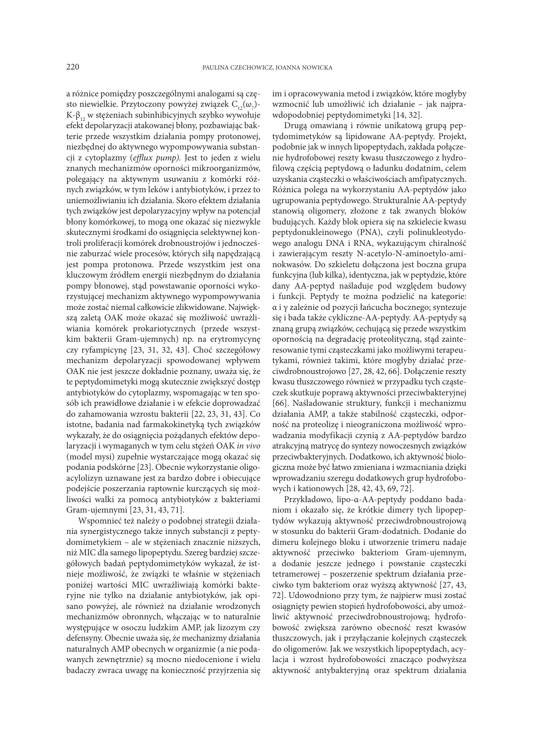a różnice pomiędzy poszczególnymi analogami są często niewielkie. Przytoczony powyżej związek $C_{12}(\omega_7)$-K-$\beta_{12}$ w stężeniach subinhibicyjnych szybko wywołuje efekt depolaryzacji atakowanej błony, pozbawiając bakterie przede wszystkim działania pompy protonowej, niezbędnej do aktywnego wypompowywania substancji z cytoplazmy (*efflux pump*). Jest to jeden z wielu znanych mechanizmów oporności mikroorganizmów, polegający na aktywnym usuwaniu z komórki różnych związków, w tym leków i antybiotyków, i przez to uniemożliwianiu ich działania. Skoro efektem działania tych związków jest depolaryzacyjny wpływ na potencjał błony komórkowej, to mogą one okazać się niezwykle skutecznymi środkami do osiągnięcia selektywnej kontroli proliferacji komórek drobnoustrojów i jednocześnie zaburzać wiele procesów, których siłą napędzającą jest pompa protonowa. Przede wszystkim jest ona kluczowym źródłem energii niezbędnym do działania pompy błonowej, stąd powstawanie oporności wykorzystującej mechanizm aktywnego wypompowywania może zostać niemal całkowicie zlikwidowane. Największą zaletą OAK może okazać się możliwość uwrażliwiania komórek prokariotycznych (przede wszystkim bakterii Gram-ujemnych) np. na erytromycynę czy ryfampicynę [23, 31, 32, 43]. Choć szczegółowy mechanizm depolaryzacji spowodowanej wpływem OAK nie jest jeszcze dokładnie poznany, uważa się, że te peptydomimetyki mogą skutecznie zwiększyć dostęp antybiotyków do cytoplazmy, wspomagając w ten sposób ich prawidłowe działanie i w efekcie doprowadzać do zahamowania wzrostu bakterii [22, 23, 31, 43]. Co istotne, badania nad farmakokinetyką tych związków wykazały, że do osiągnięcia pożądanych efektów depolaryzacji i wymaganych w tym celu stężeń OAK *in vivo* (model mysi) zupełnie wystarczające mogą okazać się podania podskórne [23]. Obecnie wykorzystanie oligoacylolizyn uznawane jest za bardzo dobre i obiecujące podejście poszerzania raptownie kurczących się możliwości walki za pomocą antybiotyków z bakteriami Gram-ujemnymi [23, 31, 43, 71].

Wspomnieć też należy o podobnej strategii działania synergistycznego także innych substancji z peptydomimetykiem – ale w stężeniach znacznie niższych, niż MIC dla samego lipopeptydu. Szereg bardziej szczegółowych badań peptydomimetyków wykazał, że istnieje możliwość, że związki te właśnie w stężeniach poniżej wartości MIC uwrażliwiają komórki bakteryjne nie tylko na działanie antybiotyków, jak opisano powyżej, ale również na działanie wrodzonych mechanizmów obronnych, włączając w to naturalnie występujące w osoczu ludzkim AMP, jak lizozym czy defensyny. Obecnie uważa się, że mechanizmy działania naturalnych AMP obecnych w organizmie (a nie podawanych zewnętrznie) są mocno niedocenione i wielu badaczy zwraca uwagę na konieczność przyjrzenia się im i opracowywania metod i związków, które mogłyby wzmocnić lub umożliwić ich działanie – jak najprawdopodobniej peptydomimetyki [14, 32].

Drugą omawianą i równie unikatową grupą peptydomimetyków są lipidowane AA-peptydy. Projekt, podobnie jak w innych lipopeptydach, zakłada połączenie hydrofobowej reszty kwasu tłuszczowego z hydrofilową częścią peptydową o ładunku dodatnim, celem uzyskania cząsteczki o właściwościach amfipatycznych. Różnica polega na wykorzystaniu AA-peptydów jako ugrupowania peptydowego. Strukturalnie AA-peptydy stanowią oligomery, złożone z tak zwanych bloków budujących. Każdy blok opiera się na szkielecie kwasu peptydonukleinowego (PNA), czyli polinukleotydowego analogu DNA i RNA, wykazującym chiralność i zawierającym reszty N-acetylo-N-aminoetylo-aminokwasów. Do szkieletu dołączona jest boczna grupa funkcyjna (lub kilka), identyczna, jak w peptydzie, które dany AA-peptyd naśladuje pod względem budowy i funkcji. Peptydy te można podzielić na kategorie: α i γ zależnie od pozycji łańcucha bocznego; syntezuje się i bada także cykliczne-AA-peptydy. AA-peptydy są znaną grupą związków, cechującą się przede wszystkim opornością na degradację proteolityczną, stąd zainteresowanie tymi cząsteczkami jako możliwymi terapeutykami, również takimi, które mogłyby działać przeciwdrobnoustrojowo [27, 28, 42, 66]. Dołączenie reszty kwasu tłuszczowego również w przypadku tych cząsteczek skutkuje poprawą aktywności przeciwbakteryjnej [66]. Naśladowanie struktury, funkcji i mechanizmu działania AMP, a także stabilność cząsteczki, odporność na proteolizę i nieograniczona możliwość wprowadzania modyfikacji czynią z AA-peptydów bardzo atrakcyjną matrycę do syntezy nowoczesnych związków przeciwbakteryjnych. Dodatkowo, ich aktywność biologiczna może być łatwo zmieniana i wzmacniania dzięki wprowadzaniu szeregu dodatkowych grup hydrofobowych i kationowych [28, 42, 43, 69, 72].

Przykładowo, lipo-α-AA-peptydy poddano badaniom i okazało się, że krótkie dimery tych lipopeptydów wykazują aktywność przeciwdrobnoustrojową w stosunku do bakterii Gram-dodatnich. Dodanie do dimeru kolejnego bloku i utworzenie trimeru nadaje aktywność przeciwko bakteriom Gram-ujemnym, a dodanie jeszcze jednego i powstanie cząsteczki tetramerowej – poszerzenie spektrum działania przeciwko tym bakteriom oraz wyższą aktywność [27, 43, 72]. Udowodniono przy tym, że najpierw musi zostać osiągnięty pewien stopień hydrofobowości, aby umożliwić aktywność przeciwdrobnoustrojową; hydrofobowość zwiększa zarówno obecność reszt kwasów tłuszczowych, jak i przyłączanie kolejnych cząsteczek do oligomerów. Jak we wszystkich lipopeptydach, acylacja i wzrost hydrofobowości znacząco podwyższa aktywność antybakteryjną oraz spektrum działania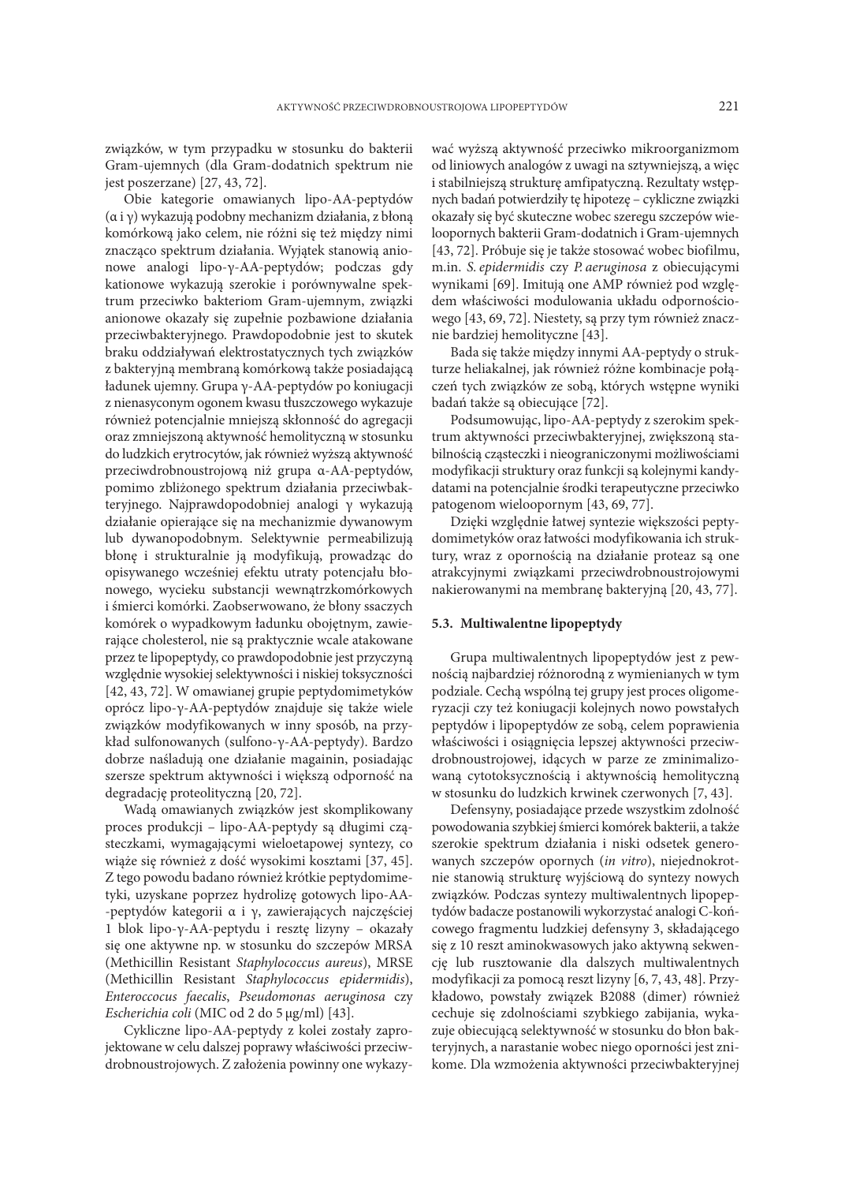związków, w tym przypadku w stosunku do bakterii Gram-ujemnych (dla Gram-dodatnich spektrum nie jest poszerzane) [27, 43, 72].

Obie kategorie omawianych lipo-AA-peptydów (α i γ) wykazują podobny mechanizm działania, z błoną komórkową jako celem, nie różni się też między nimi znacząco spektrum działania. Wyjątek stanowią anionowe analogi lipo-γ-AA-peptydów; podczas gdy kationowe wykazują szerokie i porównywalne spektrum przeciwko bakteriom Gram-ujemnym, związki anionowe okazały się zupełnie pozbawione działania przeciwbakteryjnego. Prawdopodobnie jest to skutek braku oddziaływań elektrostatycznych tych związków z bakteryjną membraną komórkową także posiadającą ładunek ujemny. Grupa γ-AA-peptydów po koniugacji z nienasyconym ogonem kwasu tłuszczowego wykazuje również potencjalnie mniejszą skłonność do agregacji oraz zmniejszoną aktywność hemolityczną w stosunku do ludzkich erytrocytów, jak również wyższą aktywność przeciwdrobnoustrojową niż grupa α-AA-peptydów, pomimo zbliżonego spektrum działania przeciwbakteryjnego. Najprawdopodobniej analogi γ wykazują działanie opierające się na mechanizmie dywanowym lub dywanopodobnym. Selektywnie permeabilizują błonę i strukturalnie ją modyfikują, prowadząc do opisywanego wcześniej efektu utraty potencjału błonowego, wycieku substancji wewnątrzkomórkowych i śmierci komórki. Zaobserwowano, że błony ssaczych komórek o wypadkowym ładunku obojętnym, zawierające cholesterol, nie są praktycznie wcale atakowane przez te lipopeptydy, co prawdopodobnie jest przyczyną względnie wysokiej selektywności i niskiej toksyczności [42, 43, 72]. W omawianej grupie peptydomimetyków oprócz lipo-γ-AA-peptydów znajduje się także wiele związków modyfikowanych w inny sposób, na przykład sulfonowanych (sulfono-γ-AA-peptydy). Bardzo dobrze naśladują one działanie magainin, posiadając szersze spektrum aktywności i większą odporność na degradację proteolityczną [20, 72].

Wadą omawianych związków jest skomplikowany proces produkcji – lipo-AA-peptydy są długimi cząsteczkami, wymagającymi wieloetapowej syntezy, co wiąże się również z dość wysokimi kosztami [37, 45]. Z tego powodu badano również krótkie peptydomimetyki, uzyskane poprzez hydrolizę gotowych lipo-AA-peptydów kategorii α i γ, zawierających najczęściej 1 blok lipo-γ-AA-peptydu i resztę lizyny – okazały się one aktywne np. w stosunku do szczepów MRSA (Methicillin Resistant *Staphylococcus aureus*), MRSE (Methicillin Resistant *Staphylococcus epidermidis*), *Enteroccocus faecalis*, *Pseudomonas aeruginosa* czy *Escherichia coli* (MIC od 2 do 5 μg/ml) [43].

Cykliczne lipo-AA-peptydy z kolei zostały zaprojektowane w celu dalszej poprawy właściwości przeciwdrobnoustrojowych. Z założenia powinny one wykazywać wyższą aktywność przeciwko mikroorganizmom od liniowych analogów z uwagi na sztywniejszą, a więc i stabilniejszą strukturę amfipatyczną. Rezultaty wstępnych badań potwierdziły tę hipotezę – cykliczne związki okazały się być skuteczne wobec szeregu szczepów wielooporných bakterii Gram-dodatnich i Gram-ujemnych [43, 72]. Próbuje się je także stosować wobec biofilmu, m.in. *S. epidermidis* czy *P. aeruginosa* z obiecującymi wynikami [69]. Imitują one AMP również pod względem właściwości modulowania układu odpornościowego [43, 69, 72]. Niestety, są przy tym również znacznie bardziej hemolityczne [43].

Bada się także między innymi AA-peptydy o strukturze heliakalnej, jak również różne kombinacje połączeń tych związków ze sobą, których wstępne wyniki badań także są obiecujące [72].

Podsumowując, lipo-AA-peptydy z szerokim spektrum aktywności przeciwbakteryjnej, zwiększoną stabilnością cząsteczki i nieograniczonymi możliwościami modyfikacji struktury oraz funkcji są kolejnymi kandydatami na potencjalnie środki terapeutyczne przeciwko patogenom wielooporným [43, 69, 77].

Dzięki względnie łatwej syntezie większości peptydomimetyków oraz łatwości modyfikowania ich struktury, wraz z opornością na działanie proteaz są one atrakcyjnymi związkami przeciwdrobnoustrojowymi nakierowanymi na membranę bakteryjną [20, 43, 77].

### 5.3. Multiwalentne lipopeptydy

Grupa multiwalentnych lipopeptydów jest z pewnością najbardziej różnorodną z wymienianych w tym podziale. Cechą wspólną tej grupy jest proces oligomeryzacji czy też koniugacji kolejnych nowo powstałych peptydów i lipopeptydów ze sobą, celem poprawienia właściwości i osiągnięcia lepszej aktywności przeciwdrobnoustrojowej, idących w parze ze zminimalizowaną cytotoksycznością i aktywnością hemolityczną w stosunku do ludzkich krwinek czerwonych [7, 43].

Defensyny, posiadające przede wszystkim zdolność powodowania szybkiej śmierci komórek bakterii, a także szerokie spektrum działania i niski odsetek generowanych szczepów opornych (*in vitro*), niejednokrotnie stanowią strukturę wyjściową do syntezy nowych związków. Podczas syntezy multiwalentnych lipopeptydów badacze postanowili wykorzystać analogi C-końcowego fragmentu ludzkiej defensyny 3, składającego się z 10 reszt aminokwasowych jako aktywną sekwencję lub rusztowanie dla dalszych multiwalentnych modyfikacji za pomocą reszt lizyny [6, 7, 43, 48]. Przykładowo, powstały związek B2088 (dimer) również cechuje się zdolnościami szybkiego zabijania, wykazuje obiecującą selektywność w stosunku do błon bakteryjnych, a narastanie wobec niego oporności jest znikome. Dla wzmożenia aktywności przeciwbakteryjnej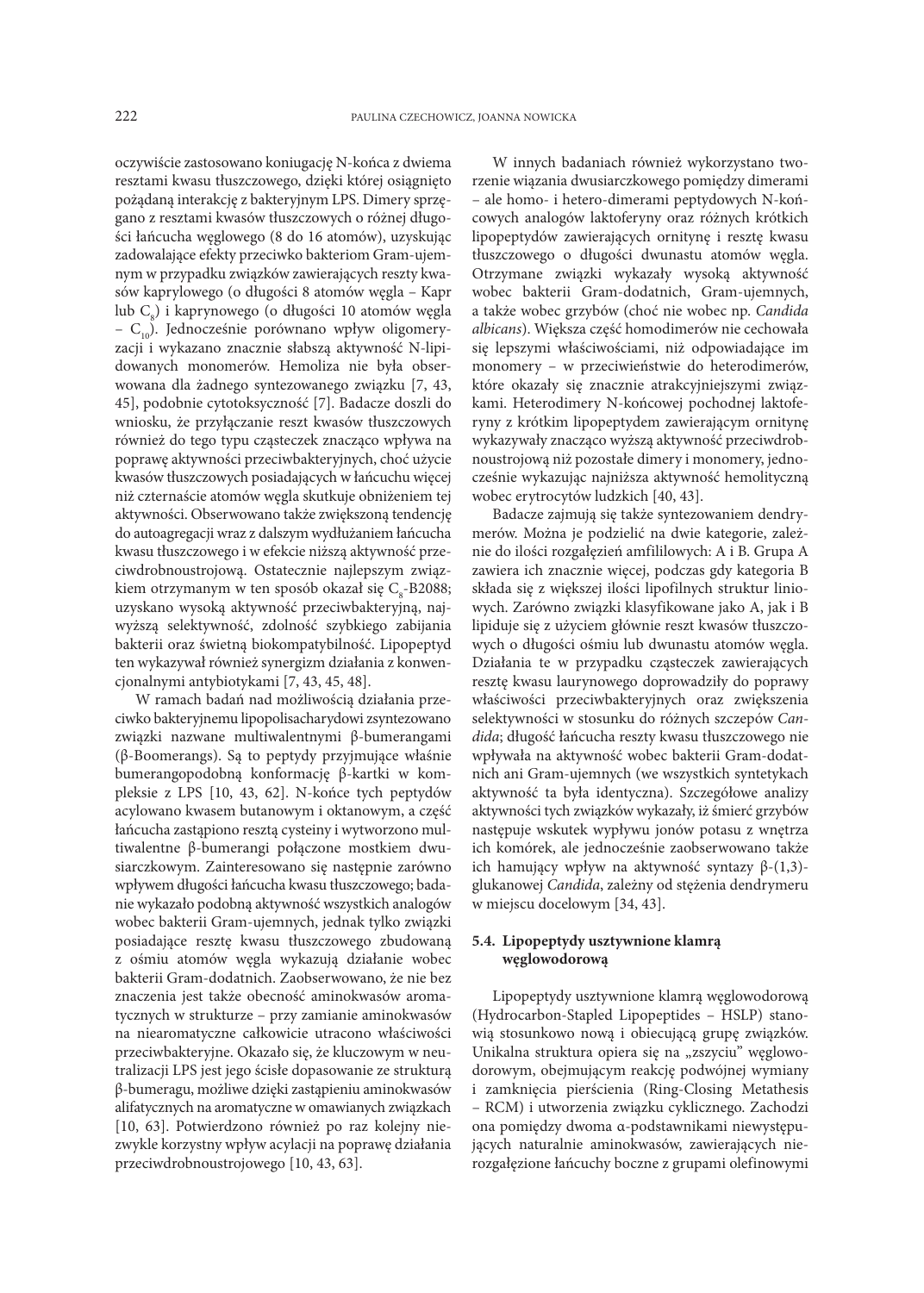oczywiście zastosowano koniugację N-końca z dwiema resztami kwasu tłuszczowego, dzięki której osiągnięto pożądaną interakcję z bakteryjnym LPS. Dimery sprzęgano z resztami kwasów tłuszczowych o różnej długości łańcucha węglowego (8 do 16 atomów), uzyskując zadowalające efekty przeciwko bakteriom Gram-ujemnym w przypadku związków zawierających reszty kwasów kaprylowego (o długości 8 atomów węgla – Kapr lub $C_8$) i kaprynowego (o długości 10 atomów węgla – $C_{10}$). Jednocześnie porównano wpływ oligomeryzacji i wykazano znacznie słabszą aktywność N-lipidowanych monomerów. Hemoliza nie była obserwowana dla żadnego syntezowanego związku [7, 43, 45], podobnie cytotoksyczność [7]. Badacze doszli do wniosku, że przyłączanie reszt kwasów tłuszczowych również do tego typu cząsteczek znacząco wpływa na poprawę aktywności przeciwbakteryjnych, choć użycie kwasów tłuszczowych posiadających w łańcuchu więcej niż czternaście atomów węgla skutkuje obniżeniem tej aktywności. Obserwowano także zwiększoną tendencję do autoagregacji wraz z dalszym wydłużaniem łańcucha kwasu tłuszczowego i w efekcie niższą aktywność przeciwdrobnoustrojową. Ostatecznie najlepszym związkiem otrzymanym w ten sposób okazał się $C_8$-B2088; uzyskano wysoką aktywność przeciwbakteryjną, najwyższą selektywność, zdolność szybkiego zabijania bakterii oraz świetną biokompatybilność. Lipopeptyd ten wykazywał również synergizm działania z konwencjonalnymi antybiotykami [7, 43, 45, 48].

W ramach badań nad możliwością działania przeciwko bakteryjnemu lipopolisacharydowi zsyntezowano związki nazwane multiwalentnymi β-bumerangami (β-Boomerangs). Są to peptydy przyjmujące właśnie bumerangopodobną konformację β-kartki w kompleksie z LPS [10, 43, 62]. N-końce tych peptydów acylowano kwasem butanowym i oktanowym, a część łańcucha zastąpiono resztą cysteiny i wytworzono multiwalentne β-bumerangi połączone mostkiem dwusiarczkowym. Zainteresowano się następnie zarówno wpływem długości łańcucha kwasu tłuszczowego; badanie wykazało podobną aktywność wszystkich analogów wobec bakterii Gram-ujemnych, jednak tylko związki posiadające resztę kwasu tłuszczowego zbudowaną z ośmiu atomów węgla wykazują działanie wobec bakterii Gram-dodatnich. Zaobserwowano, że nie bez znaczenia jest także obecność aminokwasów aromatycznych w strukturze – przy zamianie aminokwasów na niearomatyczne całkowicie utracono właściwości przeciwbakteryjne. Okazało się, że kluczowym w neutralizacji LPS jest jego ścisłe dopasowanie ze strukturą β-bumeragu, możliwe dzięki zastąpieniu aminokwasów alifatycznych na aromatyczne w omawianych związkach [10, 63]. Potwierdzono również po raz kolejny niezwykle korzystny wpływ acylacji na poprawę działania przeciwdrobnoustrojowego [10, 43, 63].

W innych badaniach również wykorzystano tworzenie wiązania dwusiarczkowego pomiędzy dimerami – ale homo- i hetero-dimerami peptydowych N-końcowych analogów laktoferyny oraz różnych krótkich lipopeptydów zawierających ornitynę i resztę kwasu tłuszczowego o długości dwunastu atomów węgla. Otrzymane związki wykazały wysoką aktywność wobec bakterii Gram-dodatnich, Gram-ujemnych, a także wobec grzybów (choć nie wobec np. *Candida albicans*). Większa część homodimerów nie cechowała się lepszymi właściwościami, niż odpowiadające im monomery – w przeciwieństwie do heterodimerów, które okazały się znacznie atrakcyjniejszymi związkami. Heterodimery N-końcowej pochodnej laktoferyny z krótkim lipopeptydem zawierającym ornitynę wykazywały znacząco wyższą aktywność przeciwdrobnoustrojową niż pozostałe dimery i monomery, jednocześnie wykazując najniższa aktywność hemolityczną wobec erytrocytów ludzkich [40, 43].

Badacze zajmują się także syntezowaniem dendrymerów. Można je podzielić na dwie kategorie, zależnie do ilości rozgałęzień amfililowych: A i B. Grupa A zawiera ich znacznie więcej, podczas gdy kategoria B składa się z większej ilości lipofilnych struktur liniowych. Zarówno związki klasyfikowane jako A, jak i B lipiduje się z użyciem głównie reszt kwasów tłuszczowych o długości ośmiu lub dwunastu atomów węgla. Działania te w przypadku cząsteczek zawierających resztę kwasu laurynowego doprowadziły do poprawy właściwości przeciwbakteryjnych oraz zwiększenia selektywności w stosunku do różnych szczepów *Candida*; długość łańcucha reszty kwasu tłuszczowego nie wpływała na aktywność wobec bakterii Gram-dodatnich ani Gram-ujemnych (we wszystkich syntetykach aktywność ta była identyczna). Szczegółowe analizy aktywności tych związków wykazały, iż śmierć grzybów następuje wskutek wypływu jonów potasu z wnętrza ich komórek, ale jednocześnie zaobserwowano także ich hamujący wpływ na aktywność syntazy β-(1,3)-glukanowej *Candida*, zależny od stężenia dendrymeru w miejscu docelowym [34, 43].

### 5.4. Lipopeptydy usztywnione klamrą węglowodorową

Lipopeptydy usztywnione klamrą węglowodorową (Hydrocarbon-Stapled Lipopeptides – HSLP) stanowią stosunkowo nową i obiecującą grupę związków. Unikalna struktura opiera się na „zszyciu" węglowodorowym, obejmującym reakcję podwójnej wymiany i zamknięcia pierścienia (Ring-Closing Metathesis – RCM) i utworzenia związku cyklicznego. Zachodzi ona pomiędzy dwoma α-podstawnikami niewystępujących naturalnie aminokwasów, zawierających nierozgałęzione łańcuchy boczne z grupami olefinowymi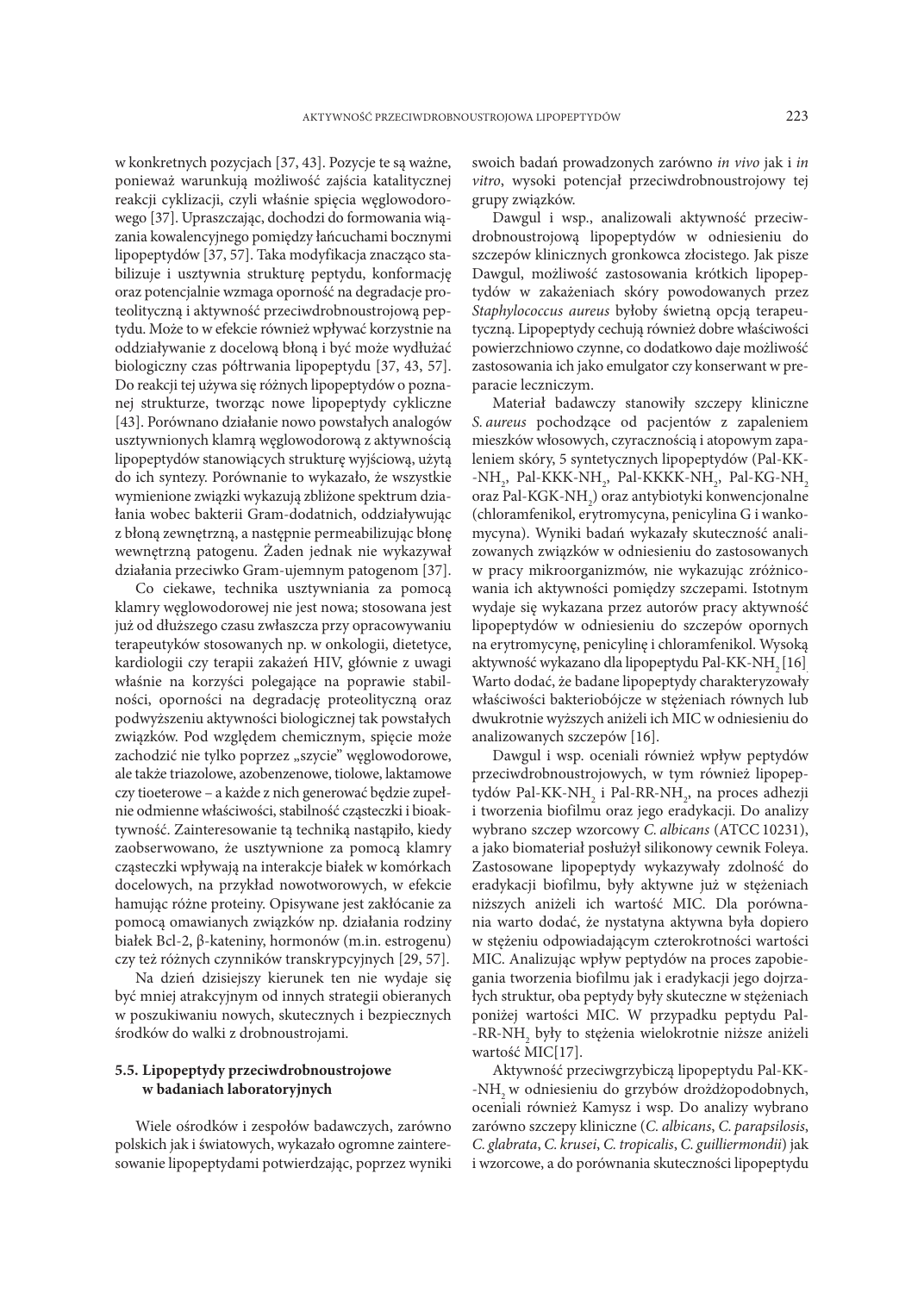w konkretnych pozycjach [37, 43]. Pozycje te są ważne, ponieważ warunkują możliwość zajścia katalitycznej reakcji cyklizacji, czyli właśnie spięcia węglowodorowego [37]. Upraszczając, dochodzi do formowania wiązania kowalencyjnego pomiędzy łańcuchami bocznymi lipopeptydów [37, 57]. Taka modyfikacja znacząco stabilizuje i usztywnia strukturę peptydu, konformację oraz potencjalnie wzmaga oporność na degradacje proteolityczną i aktywność przeciwdrobnoustrojową peptydu. Może to w efekcie również wpływać korzystnie na oddziaływanie z docelową błoną i być może wydłużać biologiczny czas półtrwania lipopeptydu [37, 43, 57]. Do reakcji tej używa się różnych lipopeptydów o poznanej strukturze, tworząc nowe lipopeptydy cykliczne [43]. Porównano działanie nowo powstałych analogów usztywnionych klamrą węglowodorową z aktywnością lipopeptydów stanowiących strukturę wyjściową, użytą do ich syntezy. Porównanie to wykazało, że wszystkie wymienione związki wykazują zbliżone spektrum działania wobec bakterii Gram-dodatnich, oddziaływując z błoną zewnętrzną, a następnie permeabilizując błonę wewnętrzną patogenu. Żaden jednak nie wykazywał działania przeciwko Gram-ujemnym patogenom [37].

Co ciekawe, technika usztywniania za pomocą klamry węglowodorowej nie jest nowa; stosowana jest już od dłuższego czasu zwłaszcza przy opracowywaniu terapeutyków stosowanych np. w onkologii, dietetyce, kardiologii czy terapii zakażeń HIV, głównie z uwagi właśnie na korzyści polegające na poprawie stabilności, oporności na degradację proteolityczną oraz podwyższeniu aktywności biologicznej tak powstałych związków. Pod względem chemicznym, spięcie może zachodzić nie tylko poprzez „szycie" węglowodorowe, ale także triazolowe, azobenzenowe, tiolowe, laktamowe czy tioeterowe – a każde z nich generować będzie zupełnie odmienne właściwości, stabilność cząsteczki i bioaktywność. Zainteresowanie tą techniką nastąpiło, kiedy zaobserwowano, że usztywnione za pomocą klamry cząsteczki wpływają na interakcje białek w komórkach docelowych, na przykład nowotworowych, w efekcie hamując różne proteiny. Opisywane jest zakłócanie za pomocą omawianych związków np. działania rodziny białek Bcl-2, β-kateniny, hormonów (m.in. estrogenu) czy też różnych czynników transkrypcyjnych [29, 57].

Na dzień dzisiejszy kierunek ten nie wydaje się być mniej atrakcyjnym od innych strategii obieranych w poszukiwaniu nowych, skutecznych i bezpiecznych środków do walki z drobnoustrojami.

### 5.5. Lipopeptydy przeciwdrobnoustrojowe w badaniach laboratoryjnych

Wiele ośrodków i zespołów badawczych, zarówno polskich jak i światowych, wykazało ogromne zainteresowanie lipopeptydami potwierdzając, poprzez wyniki swoich badań prowadzonych zarówno *in vivo* jak i *in vitro*, wysoki potencjał przeciwdrobnoustrojowy tej grupy związków.

Dawgul i wsp., analizowali aktywność przeciwdrobnoustrojową lipopeptydów w odniesieniu do szczepów klinicznych gronkowca złocistego. Jak pisze Dawgul, możliwość zastosowania krótkich lipopeptydów w zakażeniach skóry powodowanych przez *Staphylococcus aureus* byłoby świetną opcją terapeutyczną. Lipopeptydy cechują również dobre właściwości powierzchniowo czynne, co dodatkowo daje możliwość zastosowania ich jako emulgator czy konserwant w preparacie leczniczym.

Materiał badawczy stanowiły szczepy kliniczne *S. aureus* pochodzące od pacjentów z zapaleniem mieszków włosowych, czyracznością i atopowym zapaleniem skóry, 5 syntetycznych lipopeptydów (Pal-KK-$NH_2$, Pal-KKK-$NH_2$, Pal-KKKK-$NH_2$, Pal-KG-$NH_2$ oraz Pal-KGK-$NH_2$) oraz antybiotyki konwencjonalne (chloramfenikol, erytromycyna, penicylina G i wankomycyna). Wyniki badań wykazały skuteczność analizowanych związków w odniesieniu do zastosowanych w pracy mikroorganizmów, nie wykazując zróżnicowania ich aktywności pomiędzy szczepami. Istotnym wydaje się wykazana przez autorów pracy aktywność lipopeptydów w odniesieniu do szczepów opornych na erytromycynę, penicylinę i chloramfenikol. Wysoką aktywność wykazano dla lipopeptydu Pal-KK-$NH_2$ [16]. Warto dodać, że badane lipopeptydy charakteryzowały właściwości bakteriobójcze w stężeniach równych lub dwukrotnie wyższych aniżeli ich MIC w odniesieniu do analizowanych szczepów [16].

Dawgul i wsp. oceniali również wpływ peptydów przeciwdrobnoustrojowych, w tym również lipopeptydów Pal-KK-$NH_2$ i Pal-RR-$NH_2$, na proces adhezji i tworzenia biofilmu oraz jego eradykacji. Do analizy wybrano szczep wzorcowy *C. albicans* (ATCC 10231), a jako biomateriał posłużył silikonowy cewnik Foleya. Zastosowane lipopeptydy wykazywały zdolność do eradykacji biofilmu, były aktywne już w stężeniach niższych aniżeli ich wartość MIC. Dla porównania warto dodać, że nystatyna aktywna była dopiero w stężeniu odpowiadającym czterokrotności wartości MIC. Analizując wpływ peptydów na proces zapobiegania tworzenia biofilmu jak i eradykacji jego dojrzałych struktur, oba peptydy były skuteczne w stężeniach poniżej wartości MIC. W przypadku peptydu Pal-RR-$NH_2$ były to stężenia wielokrotnie niższe aniżeli wartość MIC[17].

Aktywność przeciwgrzybiczą lipopeptydu Pal-KK-$NH_2$ w odniesieniu do grzybów drożdżopodobnych, oceniali również Kamysz i wsp. Do analizy wybrano zarówno szczepy kliniczne (*C. albicans*, *C. parapsilosis*, *C. glabrata*, *C. krusei*, *C. tropicalis*, *C. guilliermondii*) jak i wzorcowe, a do porównania skuteczności lipopeptydu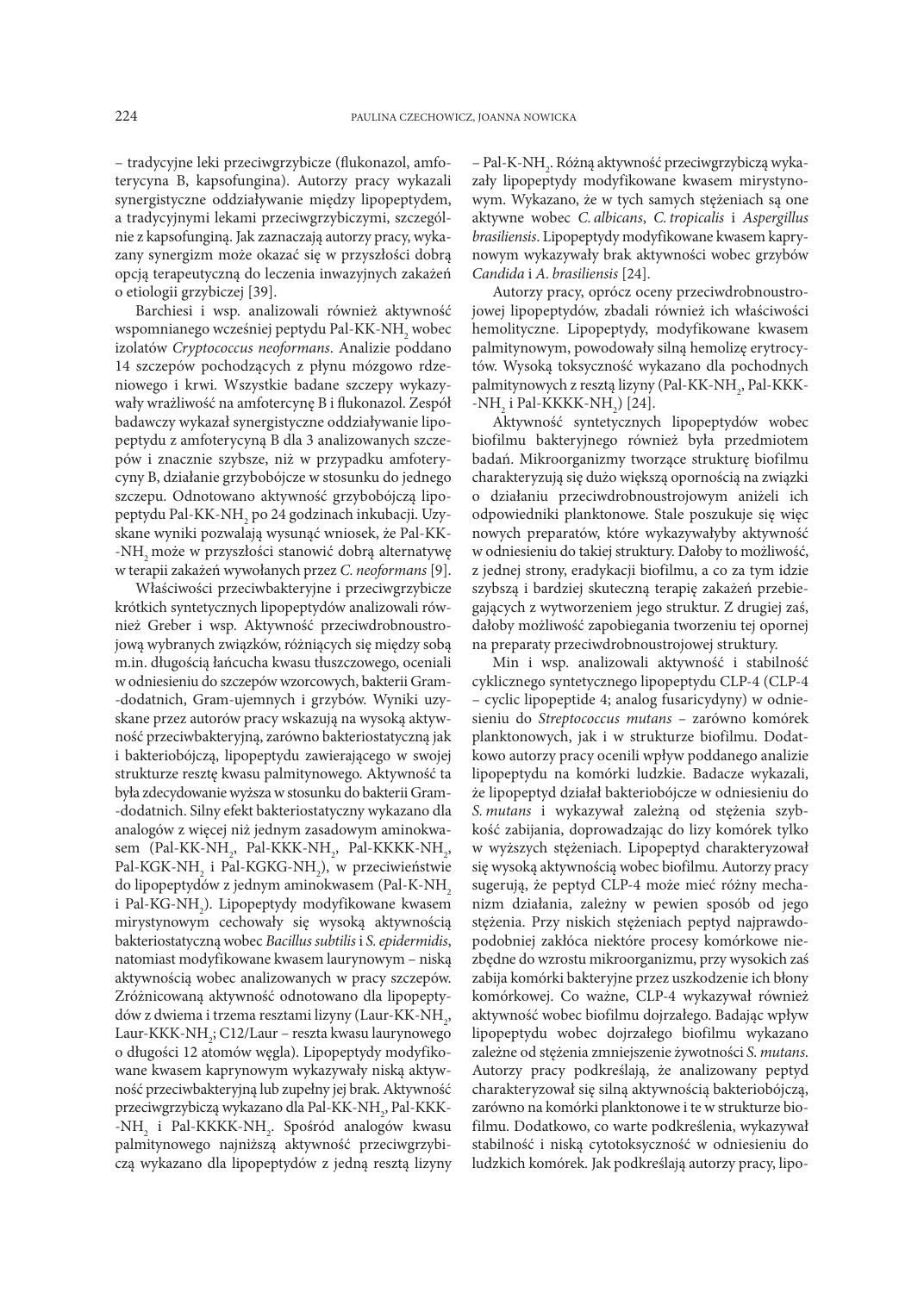– tradycyjne leki przeciwgrzybicze (flukonazol, amfoterycyna B, kapsofungina). Autorzy pracy wykazali synergistyczne oddziaływanie między lipopeptydem, a tradycyjnymi lekami przeciwgrzybiczymi, szczególnie z kapsofunginą. Jak zaznaczają autorzy pracy, wykazany synergizm może okazać się w przyszłości dobrą opcją terapeutyczną do leczenia inwazyjnych zakażeń o etiologii grzybiczej [39].

Barchiesi i wsp. analizowali również aktywność wspomnianego wcześniej peptydu Pal-KK-$NH_2$ wobec izolatów *Cryptococcus neoformans*. Analizie poddano 14 szczepów pochodzących z płynu mózgowo rdzeniowego i krwi. Wszystkie badane szczepy wykazywały wrażliwość na amfotercynę B i flukonazol. Zespół badawczy wykazał synergistyczne oddziaływanie lipopeptydu z amfoterycyną B dla 3 analizowanych szczepów i znacznie szybsze, niż w przypadku amfoterycyny B, działanie grzybobójcze w stosunku do jednego szczepu. Odnotowano aktywność grzybobójczą lipopeptydu Pal-KK-$NH_2$ po 24 godzinach inkubacji. Uzyskane wyniki pozwalają wysunąć wniosek, że Pal-KK-$NH_2$ może w przyszłości stanowić dobrą alternatywę w terapii zakażeń wywołanych przez *C. neoformans* [9].

Właściwości przeciwbakteryjne i przeciwgrzybicze krótkich syntetycznych lipopeptydów analizowali również Greber i wsp. Aktywność przeciwdrobnoustrojową wybranych związków, różniących się między sobą m.in. długością łańcucha kwasu tłuszczowego, oceniali w odniesieniu do szczepów wzorcowych, bakterii Gram-dodatnich, Gram-ujemnych i grzybów. Wyniki uzyskane przez autorów pracy wskazują na wysoką aktywność przeciwbakteryjną, zarówno bakteriostatyczną jak i bakteriobójczą, lipopeptydu zawierającego w swojej strukturze resztę kwasu palmitynowego. Aktywność ta była zdecydowanie wyższa w stosunku do bakterii Gram-dodatnich. Silny efekt bakteriostatyczny wykazano dla analogów z więcej niż jednym zasadowym aminokwasem (Pal-KK-$NH_2$, Pal-KKK-$NH_2$, Pal-KKKK-$NH_2$, Pal-KGK-$NH_2$ i Pal-KGKG-$NH_2$), w przeciwieństwie do lipopeptydów z jednym aminokwasem (Pal-K-$NH_2$ i Pal-KG-$NH_2$). Lipopeptydy modyfikowane kwasem mirystynowym cechowały się wysoką aktywnością bakteriostatyczną wobec *Bacillus subtilis* i *S. epidermidis*, natomiast modyfikowane kwasem laurynowym – niską aktywnością wobec analizowanych w pracy szczepów. Zróżnicowaną aktywność odnotowano dla lipopeptydów z dwiema i trzema resztami lizyny (Laur-KK-$NH_2$, Laur-KKK-$NH_2$; C12/Laur – reszta kwasu laurynowego o długości 12 atomów węgla). Lipopeptydy modyfikowane kwasem kaprynowym wykazywały niską aktywność przeciwbakteryjną lub zupełny jej brak. Aktywność przeciwgrzybiczą wykazano dla Pal-KK-$NH_2$, Pal-KKK-$NH_2$ i Pal-KKKK-$NH_2$. Spośród analogów kwasu palmitynowego najniższą aktywność przeciwgrzybiczą wykazano dla lipopeptydów z jedną resztą lizyny – Pal-K-$NH_2$. Różną aktywność przeciwgrzybiczą wykazały lipopeptydy modyfikowane kwasem mirystynowym. Wykazano, że w tych samych stężeniach są one aktywne wobec *C. albicans*, *C. tropicalis* i *Aspergillus brasiliensis*. Lipopeptydy modyfikowane kwasem kaprynowym wykazywały brak aktywności wobec grzybów *Candida* i *A. brasiliensis* [24].

Autorzy pracy, oprócz oceny przeciwdrobnoustrojowej lipopeptydów, zbadali również ich właściwości hemolityczne. Lipopeptydy, modyfikowane kwasem palmitynowym, powodowały silną hemolizę erytrocytów. Wysoką toksyczność wykazano dla pochodnych palmitynowych z resztą lizyny (Pal-KK-$NH_2$, Pal-KKK-$NH_2$ i Pal-KKKK-$NH_2$) [24].

Aktywność syntetycznych lipopeptydów wobec biofilmu bakteryjnego również była przedmiotem badań. Mikroorganizmy tworzące strukturę biofilmu charakteryzują się dużo większą opornością na związki o działaniu przeciwdrobnoustrojowym aniżeli ich odpowiedniki planktonowe. Stale poszukuje się więc nowych preparatów, które wykazywałyby aktywność w odniesieniu do takiej struktury. Dałoby to możliwość, z jednej strony, eradykacji biofilmu, a co za tym idzie szybszą i bardziej skuteczną terapię zakażeń przebiegających z wytworzeniem jego struktur. Z drugiej zaś, dałoby możliwość zapobiegania tworzeniu tej opornej na preparaty przeciwdrobnoustrojowej struktury.

Min i wsp. analizowali aktywność i stabilność cyklicznego syntetycznego lipopeptydu CLP-4 (CLP-4 – cyclic lipopeptide 4; analog fusaricydyny) w odniesieniu do *Streptococcus mutans* – zarówno komórek planktonowych, jak i w strukturze biofilmu. Dodatkowo autorzy pracy ocenili wpływ poddanego analizie lipopeptydu na komórki ludzkie. Badacze wykazali, że lipopeptyd działał bakteriobójcze w odniesieniu do *S. mutans* i wykazywał zależną od stężenia szybkość zabijania, doprowadzając do lizy komórek tylko w wyższych stężeniach. Lipopeptyd charakteryzował się wysoką aktywnością wobec biofilmu. Autorzy pracy sugerują, że peptyd CLP-4 może mieć różny mechanizm działania, zależny w pewien sposób od jego stężenia. Przy niskich stężeniach peptyd najprawdopodobniej zakłóca niektóre procesy komórkowe niezbędne do wzrostu mikroorganizmu, przy wysokich zaś zabija komórki bakteryjne przez uszkodzenie ich błony komórkowej. Co ważne, CLP-4 wykazywał również aktywność wobec biofilmu dojrzałego. Badając wpływ lipopeptydu wobec dojrzałego biofilmu wykazano zależne od stężenia zmniejszenie żywotności *S. mutans*. Autorzy pracy podkreślają, że analizowany peptyd charakteryzował się silną aktywnością bakteriobójczą, zarówno na komórki planktonowe i te w strukturze biofilmu. Dodatkowo, co warte podkreślenia, wykazywał stabilność i niską cytotoksyczność w odniesieniu do ludzkich komórek. Jak podkreślają autorzy pracy, lipo-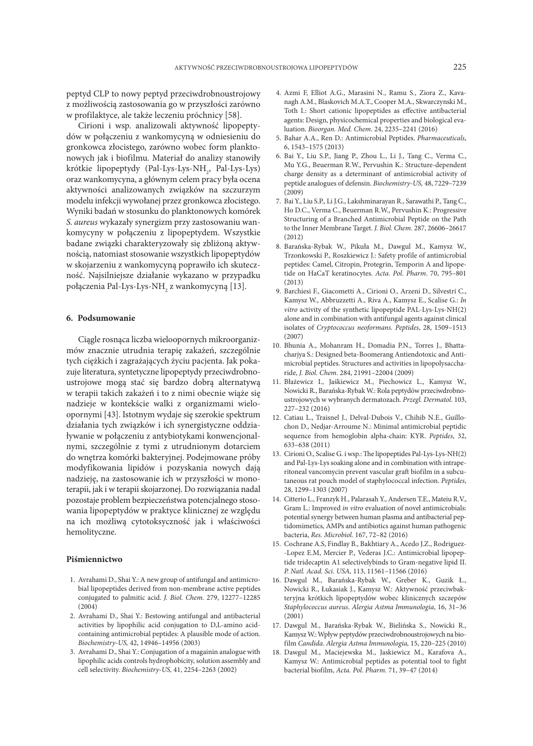peptyd CLP to nowy peptyd przeciwdrobnoustrojowy z możliwością zastosowania go w przyszłości zarówno w profilaktyce, ale także leczeniu próchnicy [58].

Cirioni i wsp. analizowali aktywność lipopeptydów w połączeniu z wankomycyną w odniesieniu do gronkowca złocistego, zarówno wobec form planktonowych jak i biofilmu. Materiał do analizy stanowiły krótkie lipopeptydy (Pal-Lys-Lys-$NH_2$, Pal-Lys-Lys) oraz wankomycyna, a głównym celem pracy była ocena aktywności analizowanych związków na szczurzym modelu infekcji wywołanej przez gronkowca złocistego. Wyniki badań w stosunku do planktonowych komórek *S. aureus* wykazały synergizm przy zastosowaniu wankomycyny w połączeniu z lipopeptydem. Wszystkie badane związki charakteryzowały się zbliżoną aktywnością, natomiast stosowanie wszystkich lipopeptydów w skojarzeniu z wankomycyną poprawiło ich skuteczność. Najsilniejsze działanie wykazano w przypadku połączenia Pal-Lys-Lys-$NH_2$ z wankomycyną [13].

## 6. Podsumowanie

Ciągle rosnąca liczba wieloopornych mikroorganizmów znacznie utrudnia terapię zakażeń, szczególnie tych ciężkich i zagrażających życiu pacjenta. Jak pokazuje literatura, syntetyczne lipopeptydy przeciwdrobnoustrojowe mogą stać się bardzo dobrą alternatywą w terapii takich zakażeń i to z nimi obecnie wiąże się nadzieje w kontekście walki z organizmami wieloopornymi [43]. Istotnym wydaje się szerokie spektrum działania tych związków i ich synergistyczne oddziaływanie w połączeniu z antybiotykami konwencjonalnymi, szczególnie z tymi z utrudnionym dotarciem do wnętrza komórki bakteryjnej. Podejmowane próby modyfikowania lipidów i pozyskania nowych dają nadzieję, na zastosowanie ich w przyszłości w monoterapii, jak i w terapii skojarzonej. Do rozwiązania nadal pozostaje problem bezpieczeństwa potencjalnego stosowania lipopeptydów w praktyce klinicznej ze względu na ich możliwą cytotoksyczność jak i właściwości hemolityczne.

## Piśmiennictwo

1. Avrahami D., Shai Y.: A new group of antifungal and antimicrobial lipopeptides derived from non-membrane active peptides conjugated to palmitic acid. *J. Biol. Chem.* 279, 12277–12285 (2004)
2. Avrahami D., Shai Y.: Bestowing antifungal and antibacterial activities by lipophilic acid conjugation to D,L-amino acid-containing antimicrobial peptides: A plausible mode of action. *Biochemistry-US,* 42, 14946–14956 (2003)
3. Avrahami D., Shai Y.: Conjugation of a magainin analogue with lipophilic acids controls hydrophobicity, solution assembly and cell selectivity. *Biochemistry-US,* 41, 2254–2263 (2002)
4. Azmi F, Elliot A.G., Marasini N., Ramu S., Ziora Z., Kavanagh A.M., Blaskovich M.A.T., Cooper M.A., Skwarczynski M., Toth I.: Short cationic lipopeptides as effective antibacterial agents: Design, physicochemical properties and biological evaluation. *Bioorgan. Med. Chem*. 24, 2235–2241 (2016)
5. Bahar A.A., Ren D.: Antimicrobial Peptides. *Pharmaceuticals*, 6, 1543–1575 (2013)
6. Bai Y., Liu S.P., Jiang P., Zhou L., Li J., Tang C., Verma C., Mu Y.G., Beuerman R.W., Pervushin K.: Structure-dependent charge density as a determinant of antimicrobial activity of peptide analogues of defensin. *Biochemistry-US,* 48, 7229–7239 (2009)
7. Bai Y., Liu S.P., Li J.G., Lakshminarayan R., Sarawathi P., Tang C., Ho D.C., Verma C., Beuerman R.W., Pervushin K.: Progressive Structuring of a Branched Antimicrobial Peptide on the Path to the Inner Membrane Target. *J. Biol. Chem.* 287, 26606–26617 (2012)
8. Barańska-Rybak W., Pikuła M., Dawgul M., Kamysz W., Trzonkowski P., Roszkiewicz J.: Safety profile of antimicrobial peptides: Camel, Citropin, Protegrin, Temporin A and lipopetide on HaCaT keratinocytes. *Acta. Pol. Pharm*. 70, 795–801 (2013)
9. Barchiesi F., Giacometti A., Cirioni O., Arzeni D., Silvestri C., Kamysz W., Abbruzzetti A., Riva A., Kamysz E., Scalise G.: *In vitro* activity of the synthetic lipopeptide PAL-Lys-Lys-NH(2) alone and in combination with antifungal agents against clinical isolates of *Cryptococcus neoformans*. *Peptides*, 28, 1509–1513 (2007)
10. Bhunia A., Mohanram H., Domadia P.N., Torres J., Bhattacharjya S.: Designed beta-Boomerang Antiendotoxic and Antimicrobial peptides. Structures and activities in lipopolysaccharide, *J. Biol. Chem.* 284, 21991–22004 (2009)
11. Błażewicz I., Jaśkiewicz M., Piechowicz L., Kamysz W., Nowicki R., Barańska-Rybak W.: Rola peptydów przeciwdrobnoustrojowych w wybranych dermatozach. *Przegl. Dermatol*. 103, 227–232 (2016)
12. Catiau L., Traisnel J., Delval-Dubois V., Chihib N.E., Guillochon D., Nedjar-Arroume N.: Minimal antimicrobial peptidic sequence from hemoglobin alpha-chain: KYR. *Peptides*, 32, 633–638 (2011)
13. Cirioni O., Scalise G. i wsp.: The lipopeptides Pal-Lys-Lys-NH(2) and Pal-Lys-Lys soaking alone and in combination with intraperitoneal vancomycin prevent vascular graft biofilm in a subcutaneous rat pouch model of staphylococcal infection. *Peptides*, 28, 1299–1303 (2007)
14. Citterio L., Franzyk H., Palarasah Y., Andersen T.E., Mateiu R.V., Gram L.: Improved *in vitro* evaluation of novel antimicrobials: potential synergy between human plasma and antibacterial peptidomimetics, AMPs and antibiotics against human pathogenic bacteria, *Res. Microbiol.* 167, 72–82 (2016)
15. Cochrane A.S, Findlay B., Bakhtiary A., Acedo J.Z., Rodriguez--Lopez E.M, Mercier P., Vederas J.C.: Antimicrobial lipopeptide tridecaptin A1 selectivelybinds to Gram-negative lipid II. *P. Natl. Acad. Sci. USA,* 113, 11561–11566 (2016)
16. Dawgul M., Barańska-Rybak W., Greber K., Guzik Ł., Nowicki R., Łukasiak J., Kamysz W.: Aktywność przeciwbakteryjna krótkich lipopeptydów wobec klinicznych szczepów *Staphylococcus aureus*. *Alergia Astma Immunologia*, 16, 31–36 (2001)
17. Dawgul M., Barańska-Rybak W., Bielińska S., Nowicki R., Kamysz W.: Wpływ peptydów przeciwdrobnoustrojowych na biofilm *Candida*. *Alergia Astma Immunologia,* 15, 220–225 (2010)
18. Dawgul M., Maciejewska M., Jaskiewicz M., Karafova A., Kamysz W.: Antimicrobial peptides as potential tool to fight bacterial biofilm, *Acta. Pol. Pharm.* 71, 39–47 (2014)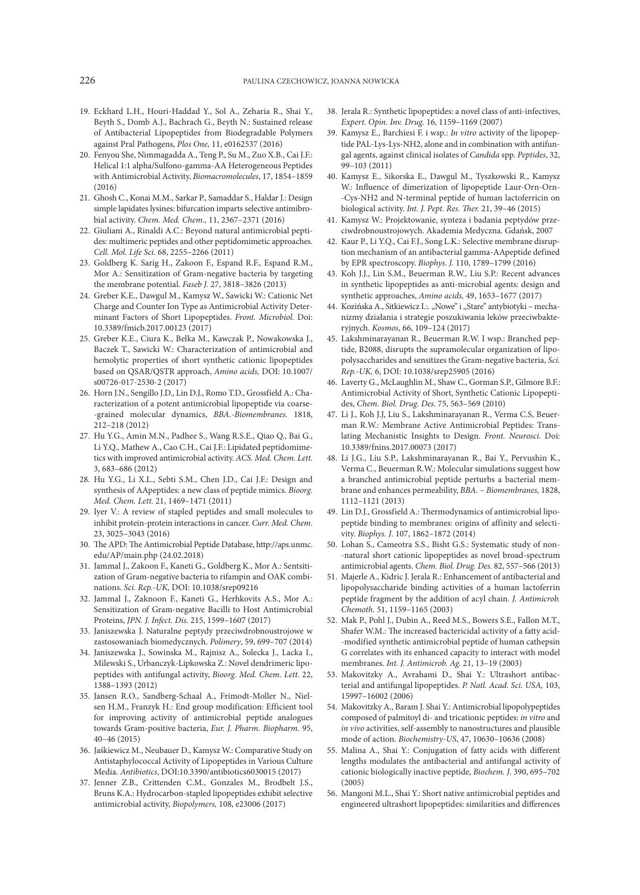19. Eckhard L.H., Houri-Haddad Y., Sol A., Zeharia R., Shai Y., Beyth S., Domb A.J., Bachrach G., Beyth N.: Sustained release of Antibacterial Lipopeptides from Biodegradable Polymers against Pral Pathogens, *Plos One,* 11, e0162537 (2016)
20. Fenyou She, Nimmagadda A., Teng P., Su M., Zuo X.B., Cai J.F.: Helical 1:1 alpha/Sulfono-gamma-AA Heterogeneous Peptides with Antimicrobial Activity, *Biomacromolecules*, 17, 1854–1859 (2016)
21. Ghosh C., Konai M.M., Sarkar P., Samaddar S., Haldar J.: Design simple lapidates lysines: bifurcation imparts selective antimibrobial activity. *Chem. Med. Chem.,* 11, 2367–2371 (2016)
22. Giuliani A., Rinaldi A.C.: Beyond natural antimicrobial peptides: multimeric peptides and other peptidomimetic approaches. *Cell. Mol. Life Sci.* 68, 2255–2266 (2011)
23. Goldberg K. Sarig H., Zakoon F., Espand R.F., Espand R.M., Mor A.: Sensitization of Gram-negative bacteria by targeting the membrane potential. *Faseb J.* 27, 3818–3826 (2013)
24. Greber K.E., Dawgul M., Kamysz W., Sawicki W.: Cationic Net Charge and Counter Ion Type as Antimicrobial Activity Determinant Factors of Short Lipopeptides. *Front. Microbiol.* Doi: 10.3389/fmicb.2017.00123 (2017)
25. Greber K.E., Ciura K., Belka M., Kawczak P., Nowakowska J., Baczek T., Sawicki W.: Characterization of antimicrobial and hemolytic properties of short synthetic cationic lipopeptides based on QSAR/QSTR approach, *Amino acids,* DOI: 10.1007/s00726-017-2530-2 (2017)
26. Horn J.N., Sengillo J.D., Lin D.J., Romo T.D., Grossfield A.: Characterization of a potent antimicrobial lipopeptide via coarse-grained molecular dynamics, *BBA.-Biomembranes.* 1818, 212–218 (2012)
27. Hu Y.G., Amin M.N., Padhee S., Wang R.S.E., Qiao Q., Bai G., Li Y.Q., Mathew A., Cao C.H., Cai J.F.: Lipidated peptidomimetics with improved antimicrobial activity. *ACS. Med. Chem. Lett.* 3, 683–686 (2012)
28. Hu Y.G., Li X.L., Sebti S.M., Chen J.D., Cai J.F.: Design and synthesis of AApeptides: a new class of peptide mimics. *Bioorg. Med. Chem. Lett.* 21, 1469–1471 (2011)
29. Iyer V.: A review of stapled peptides and small molecules to inhibit protein-protein interactions in cancer. *Curr. Med. Chem.* 23, 3025–3043 (2016)
30. The APD: The Antimicrobial Peptide Database, http://aps.unmc.edu/AP/main.php (24.02.2018)
31. Jammal J., Zakoon F., Kaneti G., Goldberg K., Mor A.: Sentsitization of Gram-negative bacteria to rifampin and OAK combinations. *Sci. Rep.-UK,* DOI: 10.1038/srep09216
32. Jammal J., Zaknoon F., Kaneti G., Herhkovits A.S., Mor A.: Sensitization of Gram-negative Bacilli to Host Antimicrobial Proteins, *JPN. J. Infect. Dis.* 215, 1599–1607 (2017)
33. Janiszewska J. Naturalne peptydy przeciwdrobnoustrojowe w zastosowaniach biomedycznych. *Polimery*, 59, 699–707 (2014)
34. Janiszewska J., Sowinska M., Rajnisz A., Solecka J., Lacka I., Milewski S., Urbanczyk-Lipkowska Z.: Novel dendrimeric lipopeptides with antifungal activity, *Bioorg. Med. Chem. Lett.* 22, 1388–1393 (2012)
35. Jansen R.O., Sandberg-Schaal A., Frimodt-Moller N., Nielsen H.M., Franzyk H.: End group modification: Efficient tool for improving activity of antimicrobial peptide analogues towards Gram-positive bacteria, *Eur. J. Pharm. Biopharm.* 95, 40–46 (2015)
36. Jaśkiewicz M., Neubauer D., Kamysz W.: Comparative Study on Antistaphylococcal Activity of Lipopeptides in Various Culture Media. *Antibiotics*, DOI:10.3390/antibiotics6030015 (2017)
37. Jenner Z.B., Crittenden C.M., Gonzales M., Brodbelt J.S., Bruns K.A.: Hydrocarbon-stapled lipopeptides exhibit selective antimicrobial activity, *Biopolymers,* 108, e23006 (2017)
38. Jerala R.: Synthetic lipopeptides: a novel class of anti-infectives, *Expert. Opin. Inv. Drug.* 16, 1159–1169 (2007)
39. Kamysz E., Barchiesi F. i wsp.: *In vitro* activity of the lipopeptide PAL-Lys-Lys-NH2, alone and in combination with antifungal agents, against clinical isolates of *Candida* spp. *Peptides*, 32, 99–103 (2011)
40. Kamysz E., Sikorska E., Dawgul M., Tyszkowski R., Kamysz W.: Influence of dimerization of lipopeptide Laur-Orn-Orn-Cys-NH2 and N-terminal peptide of human lactoferricin on biological activity. *Int. J. Pept. Res. Ther.* 21, 39–46 (2015)
41. Kamysz W.: Projektowanie, synteza i badania peptydów przeciwdrobnoustrojowych. Akademia Medyczna. Gdańsk, 2007
42. Kaur P., Li Y.Q., Cai F.J., Song L.K.: Selective membrane disruption mechanism of an antibacterial gamma-AApeptide defined by EPR spectroscopy. *Biophys. J.* 110, 1789–1799 (2016)
43. Koh J.J., Lin S.M., Beuerman R.W., Liu S.P.: Recent advances in synthetic lipopeptides as anti-microbial agents: design and synthetic approaches, *Amino acids,* 49, 1653–1677 (2017)
44. Kozińska A., Sitkiewicz I.:. „Nowe" i „Stare" antybiotyki – mechanizmy działania i strategie poszukiwania leków przeciwbakteryjnych. *Kosmos*, 66, 109–124 (2017)
45. Lakshminarayanan R., Beuerman R.W. I wsp.: Branched peptide, B2088, disrupts the supramolecular organization of lipopolysaccharides and sensitizes the Gram-negative bacteria, *Sci. Rep.-UK,* 6, DOI: 10.1038/srep25905 (2016)
46. Laverty G., McLaughlin M., Shaw C., Gorman S.P., Gilmore B.F.: Antimicrobial Activity of Short, Synthetic Cationic Lipopeptides, *Chem. Biol. Drug. Des.* 75, 563–569 (2010)
47. Li J., Koh J.J, Liu S., Lakshminarayanan R., Verma C.S, Beuerman R.W.: Membrane Active Antimicrobial Peptides: Translating Mechanistic Insights to Design. *Front. Neurosci*. Doi: 10.3389/fnins.2017.00073 (2017)
48. Li J.G., Liu S.P., Lakshminarayanan R., Bai Y., Pervushin K., Verma C., Beuerman R.W.: Molecular simulations suggest how a branched antimicrobial peptide perturbs a bacterial membrane and enhances permeability, *BBA. – Biomembranes,* 1828, 1112–1121 (2013)
49. Lin D.J., Grossfield A.: Thermodynamics of antimicrobial lipopeptide binding to membranes: origins of affinity and selectivity. *Biophys. J*. 107, 1862–1872 (2014)
50. Lohan S., Cameotra S.S., Bisht G.S.: Systematic study of non-natural short cationic lipopeptides as novel broad-spectrum antimicrobial agents. *Chem. Biol. Drug. Des.* 82, 557–566 (2013)
51. Majerle A., Kidric J. Jerala R.: Enhancement of antibacterial and lipopolysaccharide binding activities of a human lactoferrin peptide fragment by the addition of acyl chain. *J. Antimicrob. Chemoth.* 51, 1159–1165 (2003)
52. Mak P., Pohl J., Dubin A., Reed M.S., Bowers S.E., Fallon M.T., Shafer W.M.: The increased bactericidal activity of a fatty acid-modified synthetic antimicrobial peptide of human cathepsin G correlates with its enhanced capacity to interact with model membranes. *Int. J. Antimicrob. Ag.* 21, 13–19 (2003)
53. Makovitzky A., Avrahami D., Shai Y.: Ultrashort antibacterial and antifungal lipopeptides. *P. Natl. Acad. Sci. USA,* 103, 15997–16002 (2006)
54. Makovitzky A., Baram J. Shai Y.: Antimicrobial lipopolypeptides composed of palmitoyl di- and tricationic peptides: *in vitro* and *in vivo* activities, self-assembly to nanostructures and plausible mode of action. *Biochemistry-US*, 47, 10630–10636 (2008)
55. Malina A., Shai Y.: Conjugation of fatty acids with different lengths modulates the antibacterial and antifungal activity of cationic biologically inactive peptide, *Biochem. J*. 390, 695–702 (2005)
56. Mangoni M.L., Shai Y.: Short native antimicrobial peptides and engineered ultrashort lipopeptides: similarities and differences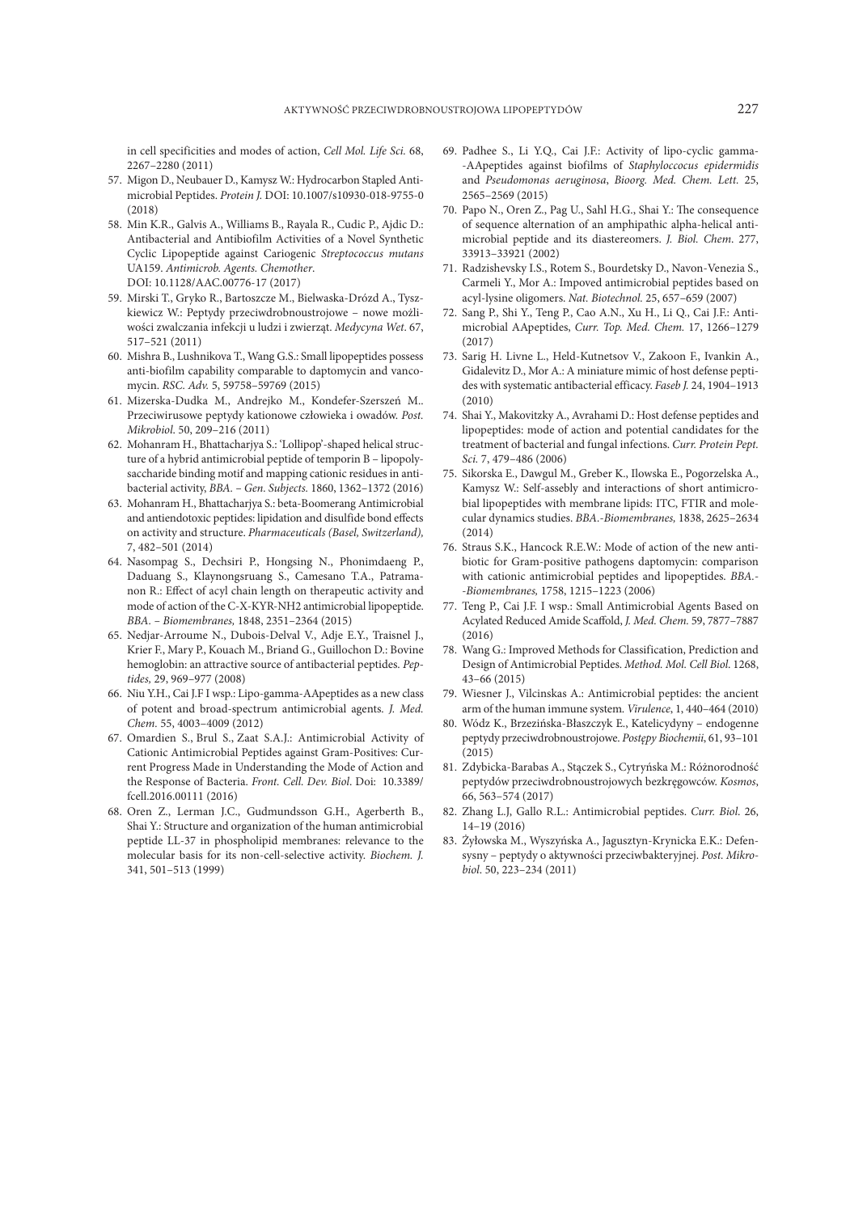in cell specificities and modes of action, *Cell Mol. Life Sci.* 68, 2267–2280 (2011)

57. Migon D., Neubauer D., Kamysz W.: Hydrocarbon Stapled Antimicrobial Peptides. *Protein J.* DOI: 10.1007/s10930-018-9755-0 (2018)
58. Min K.R., Galvis A., Williams B., Rayala R., Cudic P., Ajdic D.: Antibacterial and Antibiofilm Activities of a Novel Synthetic Cyclic Lipopeptide against Cariogenic *Streptococcus mutans* UA159. *Antimicrob. Agents. Chemother*. DOI: 10.1128/AAC.00776-17 (2017)
59. Mirski T., Gryko R., Bartoszcze M., Bielwaska-Drózd A., Tyszkiewicz W.: Peptydy przeciwdrobnoustrojowe – nowe możliwości zwalczania infekcji u ludzi i zwierząt. *Medycyna Wet*. 67, 517–521 (2011)
60. Mishra B., Lushnikova T., Wang G.S.: Small lipopeptides possess anti-biofilm capability comparable to daptomycin and vancomycin. *RSC. Adv.* 5, 59758–59769 (2015)
61. Mizerska-Dudka M., Andrejko M., Kondefer-Szerszeń M.. Przeciwirusowe peptydy kationowe człowieka i owadów. *Post. Mikrobiol.* 50, 209–216 (2011)
62. Mohanram H., Bhattacharjya S.: 'Lollipop'-shaped helical structure of a hybrid antimicrobial peptide of temporin B – lipopolysaccharide binding motif and mapping cationic residues in antibacterial activity, *BBA. – Gen. Subjects.* 1860, 1362–1372 (2016)
63. Mohanram H., Bhattacharjya S.: beta-Boomerang Antimicrobial and antiendotoxic peptides: lipidation and disulfide bond effects on activity and structure. *Pharmaceuticals (Basel, Switzerland),* 7, 482–501 (2014)
64. Nasompag S., Dechsiri P., Hongsing N., Phonimdaeng P., Daduang S., Klaynongsruang S., Camesano T.A., Patramanon R.: Effect of acyl chain length on therapeutic activity and mode of action of the C-X-KYR-NH2 antimicrobial lipopeptide. *BBA. – Biomembranes,* 1848, 2351–2364 (2015)
65. Nedjar-Arroume N., Dubois-Delval V., Adje E.Y., Traisnel J., Krier F., Mary P., Kouach M., Briand G., Guillochon D.: Bovine hemoglobin: an attractive source of antibacterial peptides. *Peptides,* 29, 969–977 (2008)
66. Niu Y.H., Cai J.F I wsp.: Lipo-gamma-AApeptides as a new class of potent and broad-spectrum antimicrobial agents. *J. Med. Chem.* 55, 4003–4009 (2012)
67. Omardien S., Brul S., Zaat S.A.J.: Antimicrobial Activity of Cationic Antimicrobial Peptides against Gram-Positives: Current Progress Made in Understanding the Mode of Action and the Response of Bacteria. *Front. Cell. Dev. Biol*. Doi: 10.3389/fcell.2016.00111 (2016)
68. Oren Z., Lerman J.C., Gudmundsson G.H., Agerberth B., Shai Y.: Structure and organization of the human antimicrobial peptide LL-37 in phospholipid membranes: relevance to the molecular basis for its non-cell-selective activity. *Biochem. J.* 341, 501–513 (1999)
69. Padhee S., Li Y.Q., Cai J.F.: Activity of lipo-cyclic gamma-AApeptides against biofilms of *Staphyloccocus epidermidis* and *Pseudomonas aeruginosa*, *Bioorg. Med. Chem. Lett.* 25, 2565–2569 (2015)
70. Papo N., Oren Z., Pag U., Sahl H.G., Shai Y.: The consequence of sequence alternation of an amphipathic alpha-helical antimicrobial peptide and its diastereomers. *J. Biol. Chem*. 277, 33913–33921 (2002)
71. Radzishevsky I.S., Rotem S., Bourdetsky D., Navon-Venezia S., Carmeli Y., Mor A.: Impoved antimicrobial peptides based on acyl-lysine oligomers. *Nat. Biotechnol.* 25, 657–659 (2007)
72. Sang P., Shi Y., Teng P., Cao A.N., Xu H., Li Q., Cai J.F.: Antimicrobial AApeptides, *Curr. Top. Med. Chem.* 17, 1266–1279 (2017)
73. Sarig H. Livne L., Held-Kutnetsov V., Zakoon F., Ivankin A., Gidalevitz D., Mor A.: A miniature mimic of host defense peptides with systematic antibacterial efficacy. *Faseb J.* 24, 1904–1913 (2010)
74. Shai Y., Makovitzky A., Avrahami D.: Host defense peptides and lipopeptides: mode of action and potential candidates for the treatment of bacterial and fungal infections. *Curr. Protein Pept. Sci.* 7, 479–486 (2006)
75. Sikorska E., Dawgul M., Greber K., Ilowska E., Pogorzelska A., Kamysz W.: Self-assebly and interactions of short antimicrobial lipopeptides with membrane lipids: ITC, FTIR and molecular dynamics studies. *BBA.-Biomembranes,* 1838, 2625–2634 (2014)
76. Straus S.K., Hancock R.E.W.: Mode of action of the new antibiotic for Gram-positive pathogens daptomycin: comparison with cationic antimicrobial peptides and lipopeptides. *BBA.-Biomembranes,* 1758, 1215–1223 (2006)
77. Teng P., Cai J.F. I wsp.: Small Antimicrobial Agents Based on Acylated Reduced Amide Scaffold, *J. Med. Chem.* 59, 7877–7887 (2016)
78. Wang G.: Improved Methods for Classification, Prediction and Design of Antimicrobial Peptides. *Method. Mol. Cell Biol.* 1268, 43–66 (2015)
79. Wiesner J., Vilcinskas A.: Antimicrobial peptides: the ancient arm of the human immune system. *Virulence*, 1, 440–464 (2010)
80. Wódz K., Brzezińska-Błaszczyk E., Katelicydyny – endogenne peptydy przeciwdrobnoustrojowe. *Postępy Biochemii*, 61, 93–101 (2015)
81. Zdybicka-Barabas A., Stączek S., Cytryńska M.: Różnorodność peptydów przeciwdrobnoustrojowych bezkręgowców. *Kosmos*, 66, 563–574 (2017)
82. Zhang L.J, Gallo R.L.: Antimicrobial peptides. *Curr. Biol.* 26, 14–19 (2016)
83. Żyłowska M., Wyszyńska A., Jagusztyn-Krynicka E.K.: Defensysny – peptydy o aktywności przeciwbakteryjnej. *Post. Mikrobiol.* 50, 223–234 (2011)